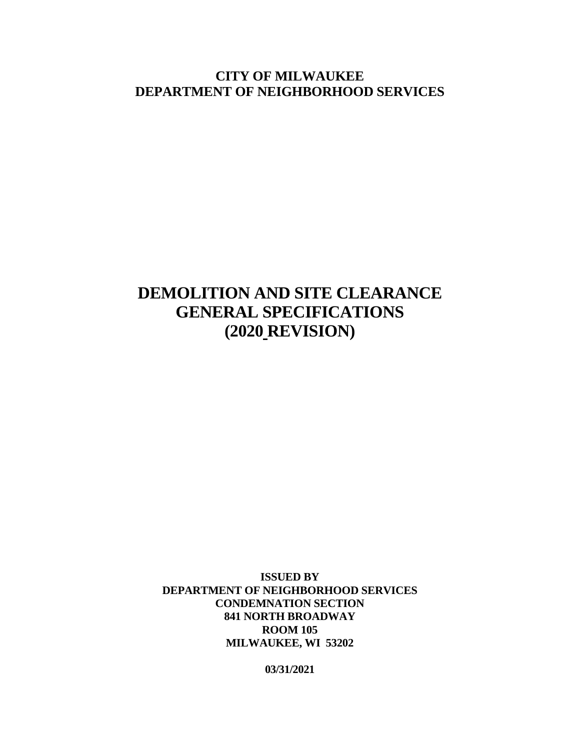**CITY OF MILWAUKEE**
**DEPARTMENT OF NEIGHBORHOOD SERVICES**

# DEMOLITION AND SITE CLEARANCE GENERAL SPECIFICATIONS (2020 REVISION)

**ISSUED BY**
**DEPARTMENT OF NEIGHBORHOOD SERVICES**
**CONDEMNATION SECTION**
**841 NORTH BROADWAY**
**ROOM 105**
**MILWAUKEE, WI 53202**

**03/31/2021**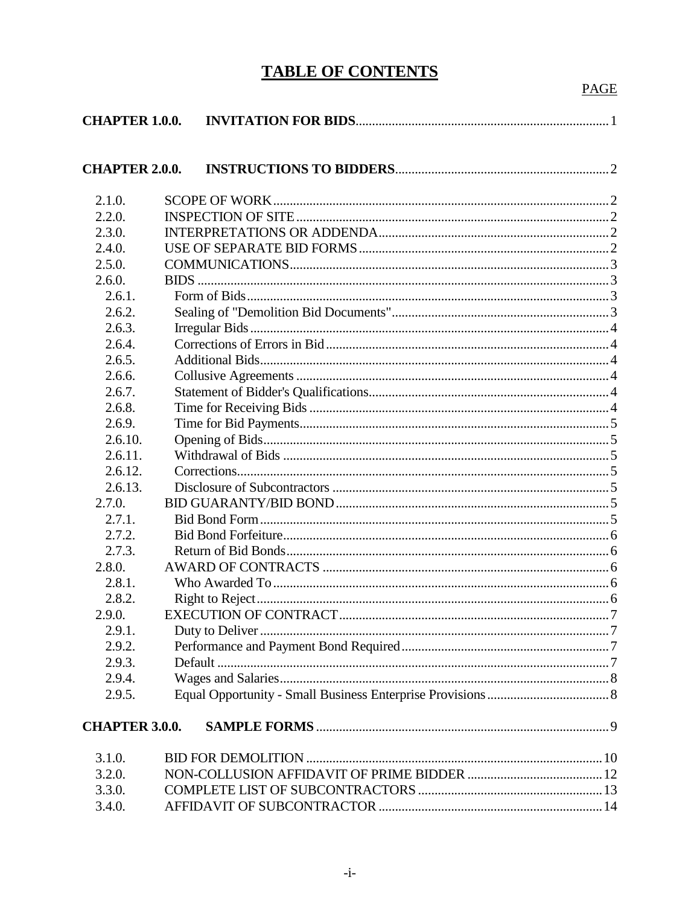# TABLE OF CONTENTS

| | | PAGE |
|---|---|---|
| **CHAPTER 1.0.0.** | **INVITATION FOR BIDS** | 1 |
| **CHAPTER 2.0.0.** | **INSTRUCTIONS TO BIDDERS** | 2 |
| 2.1.0. | SCOPE OF WORK | 2 |
| 2.2.0. | INSPECTION OF SITE | 2 |
| 2.3.0. | INTERPRETATIONS OR ADDENDA | 2 |
| 2.4.0. | USE OF SEPARATE BID FORMS | 2 |
| 2.5.0. | COMMUNICATIONS | 3 |
| 2.6.0. | BIDS | 3 |
| 2.6.1. | Form of Bids | 3 |
| 2.6.2. | Sealing of "Demolition Bid Documents" | 3 |
| 2.6.3. | Irregular Bids | 4 |
| 2.6.4. | Corrections of Errors in Bid | 4 |
| 2.6.5. | Additional Bids | 4 |
| 2.6.6. | Collusive Agreements | 4 |
| 2.6.7. | Statement of Bidder's Qualifications | 4 |
| 2.6.8. | Time for Receiving Bids | 4 |
| 2.6.9. | Time for Bid Payments | 5 |
| 2.6.10. | Opening of Bids | 5 |
| 2.6.11. | Withdrawal of Bids | 5 |
| 2.6.12. | Corrections | 5 |
| 2.6.13. | Disclosure of Subcontractors | 5 |
| 2.7.0. | BID GUARANTY/BID BOND | 5 |
| 2.7.1. | Bid Bond Form | 5 |
| 2.7.2. | Bid Bond Forfeiture | 6 |
| 2.7.3. | Return of Bid Bonds | 6 |
| 2.8.0. | AWARD OF CONTRACTS | 6 |
| 2.8.1. | Who Awarded To | 6 |
| 2.8.2. | Right to Reject | 6 |
| 2.9.0. | EXECUTION OF CONTRACT | 7 |
| 2.9.1. | Duty to Deliver | 7 |
| 2.9.2. | Performance and Payment Bond Required | 7 |
| 2.9.3. | Default | 7 |
| 2.9.4. | Wages and Salaries | 8 |
| 2.9.5. | Equal Opportunity - Small Business Enterprise Provisions | 8 |
| **CHAPTER 3.0.0.** | **SAMPLE FORMS** | 9 |
| 3.1.0. | BID FOR DEMOLITION | 10 |
| 3.2.0. | NON-COLLUSION AFFIDAVIT OF PRIME BIDDER | 12 |
| 3.3.0. | COMPLETE LIST OF SUBCONTRACTORS | 13 |
| 3.4.0. | AFFIDAVIT OF SUBCONTRACTOR | 14 |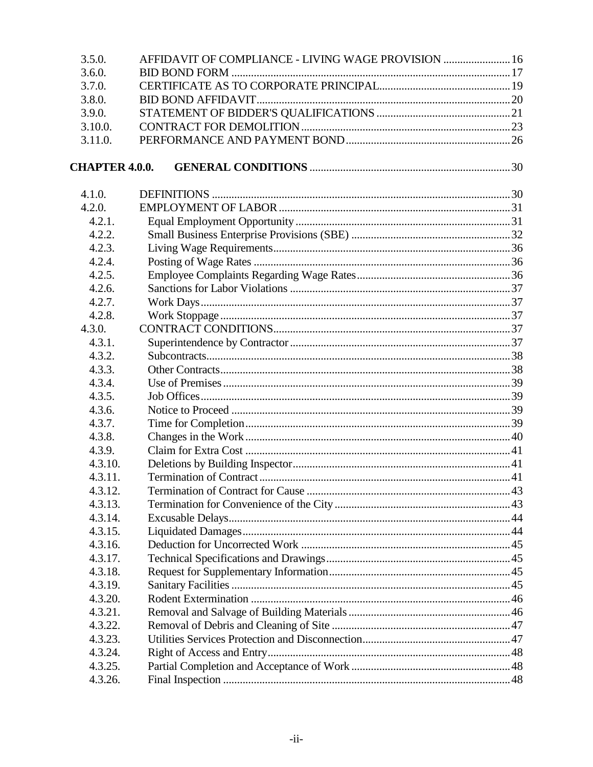| | | |
|---|---|---|
| 3.5.0. | AFFIDAVIT OF COMPLIANCE - LIVING WAGE PROVISION | 16 |
| 3.6.0. | BID BOND FORM | 17 |
| 3.7.0. | CERTIFICATE AS TO CORPORATE PRINCIPAL | 19 |
| 3.8.0. | BID BOND AFFIDAVIT | 20 |
| 3.9.0. | STATEMENT OF BIDDER'S QUALIFICATIONS | 21 |
| 3.10.0. | CONTRACT FOR DEMOLITION | 23 |
| 3.11.0. | PERFORMANCE AND PAYMENT BOND | 26 |

**CHAPTER 4.0.0. GENERAL CONDITIONS** ........ 30

| | | |
|---|---|---|
| 4.1.0. | DEFINITIONS | 30 |
| 4.2.0. | EMPLOYMENT OF LABOR | 31 |
| 4.2.1. | Equal Employment Opportunity | 31 |
| 4.2.2. | Small Business Enterprise Provisions (SBE) | 32 |
| 4.2.3. | Living Wage Requirements | 36 |
| 4.2.4. | Posting of Wage Rates | 36 |
| 4.2.5. | Employee Complaints Regarding Wage Rates | 36 |
| 4.2.6. | Sanctions for Labor Violations | 37 |
| 4.2.7. | Work Days | 37 |
| 4.2.8. | Work Stoppage | 37 |
| 4.3.0. | CONTRACT CONDITIONS | 37 |
| 4.3.1. | Superintendence by Contractor | 37 |
| 4.3.2. | Subcontracts | 38 |
| 4.3.3. | Other Contracts | 38 |
| 4.3.4. | Use of Premises | 39 |
| 4.3.5. | Job Offices | 39 |
| 4.3.6. | Notice to Proceed | 39 |
| 4.3.7. | Time for Completion | 39 |
| 4.3.8. | Changes in the Work | 40 |
| 4.3.9. | Claim for Extra Cost | 41 |
| 4.3.10. | Deletions by Building Inspector | 41 |
| 4.3.11. | Termination of Contract | 41 |
| 4.3.12. | Termination of Contract for Cause | 43 |
| 4.3.13. | Termination for Convenience of the City | 43 |
| 4.3.14. | Excusable Delays | 44 |
| 4.3.15. | Liquidated Damages | 44 |
| 4.3.16. | Deduction for Uncorrected Work | 45 |
| 4.3.17. | Technical Specifications and Drawings | 45 |
| 4.3.18. | Request for Supplementary Information | 45 |
| 4.3.19. | Sanitary Facilities | 45 |
| 4.3.20. | Rodent Extermination | 46 |
| 4.3.21. | Removal and Salvage of Building Materials | 46 |
| 4.3.22. | Removal of Debris and Cleaning of Site | 47 |
| 4.3.23. | Utilities Services Protection and Disconnection | 47 |
| 4.3.24. | Right of Access and Entry | 48 |
| 4.3.25. | Partial Completion and Acceptance of Work | 48 |
| 4.3.26. | Final Inspection | 48 |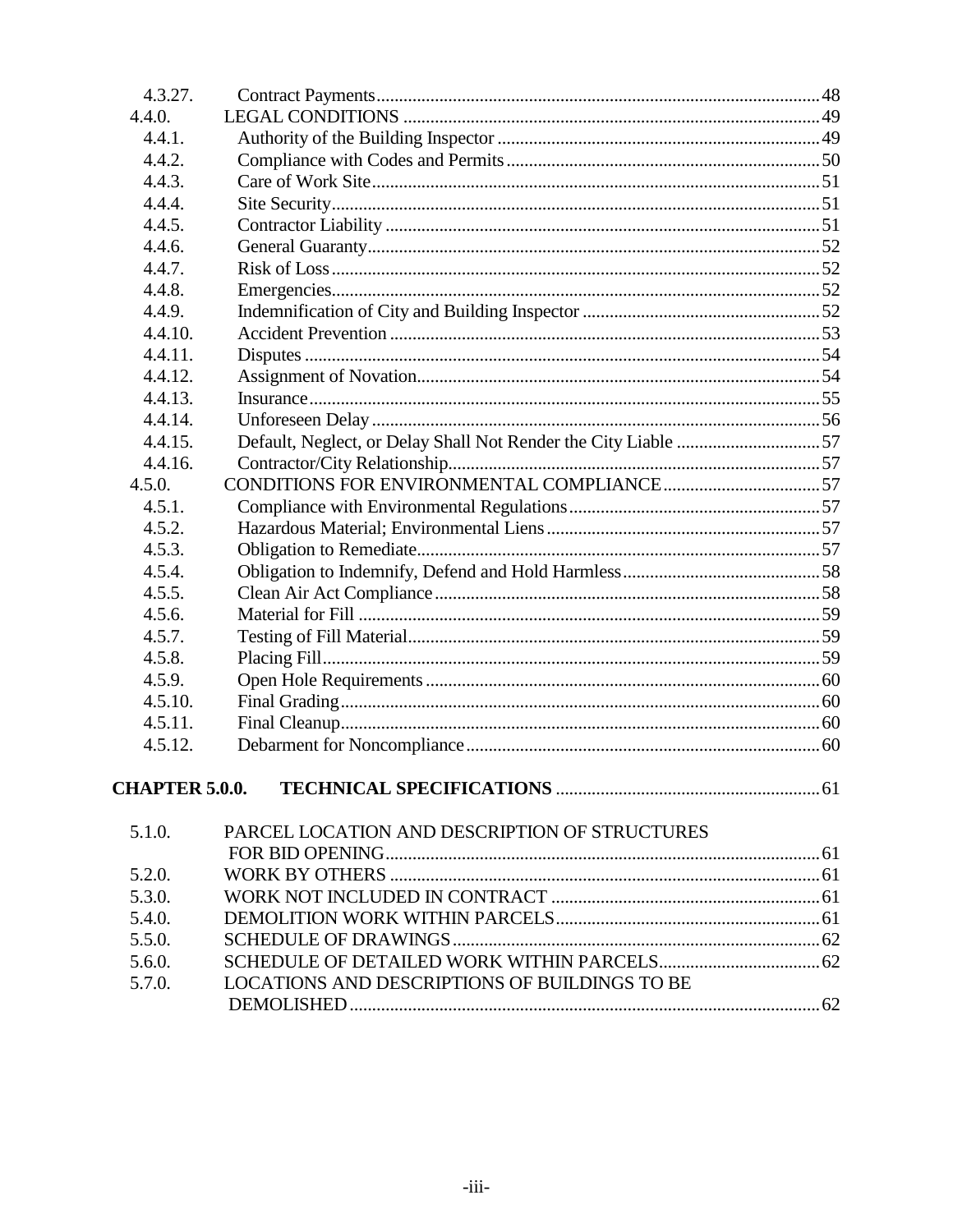| | | |
|---|---|---|
| 4.3.27. | Contract Payments | 48 |
| 4.4.0. | LEGAL CONDITIONS | 49 |
| 4.4.1. | Authority of the Building Inspector | 49 |
| 4.4.2. | Compliance with Codes and Permits | 50 |
| 4.4.3. | Care of Work Site | 51 |
| 4.4.4. | Site Security | 51 |
| 4.4.5. | Contractor Liability | 51 |
| 4.4.6. | General Guaranty | 52 |
| 4.4.7. | Risk of Loss | 52 |
| 4.4.8. | Emergencies | 52 |
| 4.4.9. | Indemnification of City and Building Inspector | 52 |
| 4.4.10. | Accident Prevention | 53 |
| 4.4.11. | Disputes | 54 |
| 4.4.12. | Assignment of Novation | 54 |
| 4.4.13. | Insurance | 55 |
| 4.4.14. | Unforeseen Delay | 56 |
| 4.4.15. | Default, Neglect, or Delay Shall Not Render the City Liable | 57 |
| 4.4.16. | Contractor/City Relationship | 57 |
| 4.5.0. | CONDITIONS FOR ENVIRONMENTAL COMPLIANCE | 57 |
| 4.5.1. | Compliance with Environmental Regulations | 57 |
| 4.5.2. | Hazardous Material; Environmental Liens | 57 |
| 4.5.3. | Obligation to Remediate | 57 |
| 4.5.4. | Obligation to Indemnify, Defend and Hold Harmless | 58 |
| 4.5.5. | Clean Air Act Compliance | 58 |
| 4.5.6. | Material for Fill | 59 |
| 4.5.7. | Testing of Fill Material | 59 |
| 4.5.8. | Placing Fill | 59 |
| 4.5.9. | Open Hole Requirements | 60 |
| 4.5.10. | Final Grading | 60 |
| 4.5.11. | Final Cleanup | 60 |
| 4.5.12. | Debarment for Noncompliance | 60 |

**CHAPTER 5.0.0. TECHNICAL SPECIFICATIONS** ........ 61

| | | |
|---|---|---|
| 5.1.0. | PARCEL LOCATION AND DESCRIPTION OF STRUCTURES FOR BID OPENING | 61 |
| 5.2.0. | WORK BY OTHERS | 61 |
| 5.3.0. | WORK NOT INCLUDED IN CONTRACT | 61 |
| 5.4.0. | DEMOLITION WORK WITHIN PARCELS | 61 |
| 5.5.0. | SCHEDULE OF DRAWINGS | 62 |
| 5.6.0. | SCHEDULE OF DETAILED WORK WITHIN PARCELS | 62 |
| 5.7.0. | LOCATIONS AND DESCRIPTIONS OF BUILDINGS TO BE DEMOLISHED | 62 |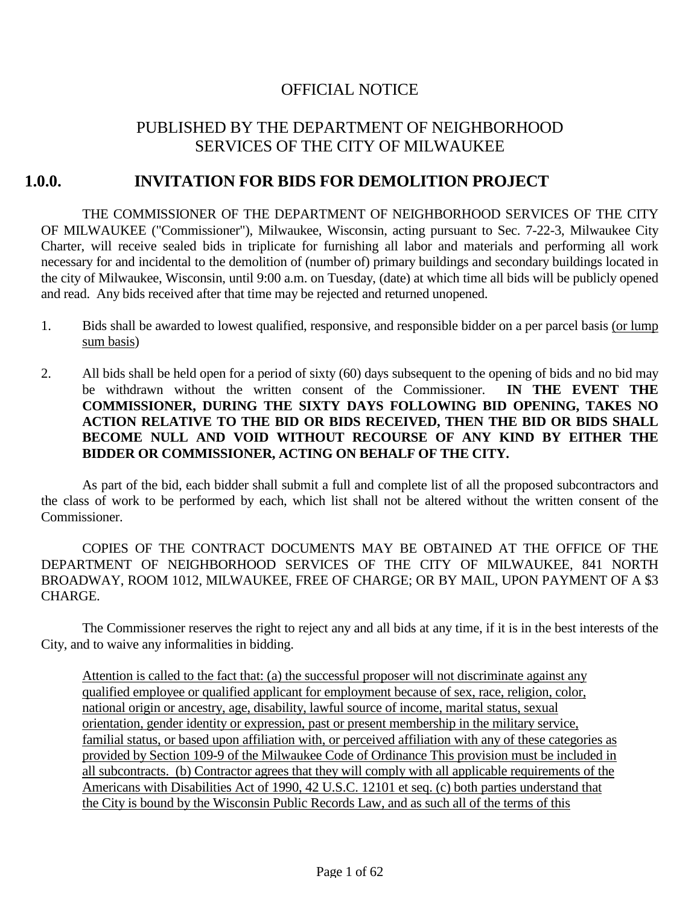# OFFICIAL NOTICE

## PUBLISHED BY THE DEPARTMENT OF NEIGHBORHOOD SERVICES OF THE CITY OF MILWAUKEE

## 1.0.0. INVITATION FOR BIDS FOR DEMOLITION PROJECT

THE COMMISSIONER OF THE DEPARTMENT OF NEIGHBORHOOD SERVICES OF THE CITY OF MILWAUKEE ("Commissioner"), Milwaukee, Wisconsin, acting pursuant to Sec. 7-22-3, Milwaukee City Charter, will receive sealed bids in triplicate for furnishing all labor and materials and performing all work necessary for and incidental to the demolition of (number of) primary buildings and secondary buildings located in the city of Milwaukee, Wisconsin, until 9:00 a.m. on Tuesday, (date) at which time all bids will be publicly opened and read. Any bids received after that time may be rejected and returned unopened.

1. Bids shall be awarded to lowest qualified, responsive, and responsible bidder on a per parcel basis <u>(or lump sum basis</u>)

2. All bids shall be held open for a period of sixty (60) days subsequent to the opening of bids and no bid may be withdrawn without the written consent of the Commissioner. **IN THE EVENT THE COMMISSIONER, DURING THE SIXTY DAYS FOLLOWING BID OPENING, TAKES NO ACTION RELATIVE TO THE BID OR BIDS RECEIVED, THEN THE BID OR BIDS SHALL BECOME NULL AND VOID WITHOUT RECOURSE OF ANY KIND BY EITHER THE BIDDER OR COMMISSIONER, ACTING ON BEHALF OF THE CITY.**

As part of the bid, each bidder shall submit a full and complete list of all the proposed subcontractors and the class of work to be performed by each, which list shall not be altered without the written consent of the Commissioner.

COPIES OF THE CONTRACT DOCUMENTS MAY BE OBTAINED AT THE OFFICE OF THE DEPARTMENT OF NEIGHBORHOOD SERVICES OF THE CITY OF MILWAUKEE, 841 NORTH BROADWAY, ROOM 1012, MILWAUKEE, FREE OF CHARGE; OR BY MAIL, UPON PAYMENT OF A $3 CHARGE.

The Commissioner reserves the right to reject any and all bids at any time, if it is in the best interests of the City, and to waive any informalities in bidding.

<u>Attention is called to the fact that: (a) the successful proposer will not discriminate against any qualified employee or qualified applicant for employment because of sex, race, religion, color, national origin or ancestry, age, disability, lawful source of income, marital status, sexual orientation, gender identity or expression, past or present membership in the military service, familial status, or based upon affiliation with, or perceived affiliation with any of these categories as provided by Section 109-9 of the Milwaukee Code of Ordinance This provision must be included in all subcontracts. (b) Contractor agrees that they will comply with all applicable requirements of the Americans with Disabilities Act of 1990, 42 U.S.C. 12101 et seq. (c) both parties understand that the City is bound by the Wisconsin Public Records Law, and as such all of the terms of this</u>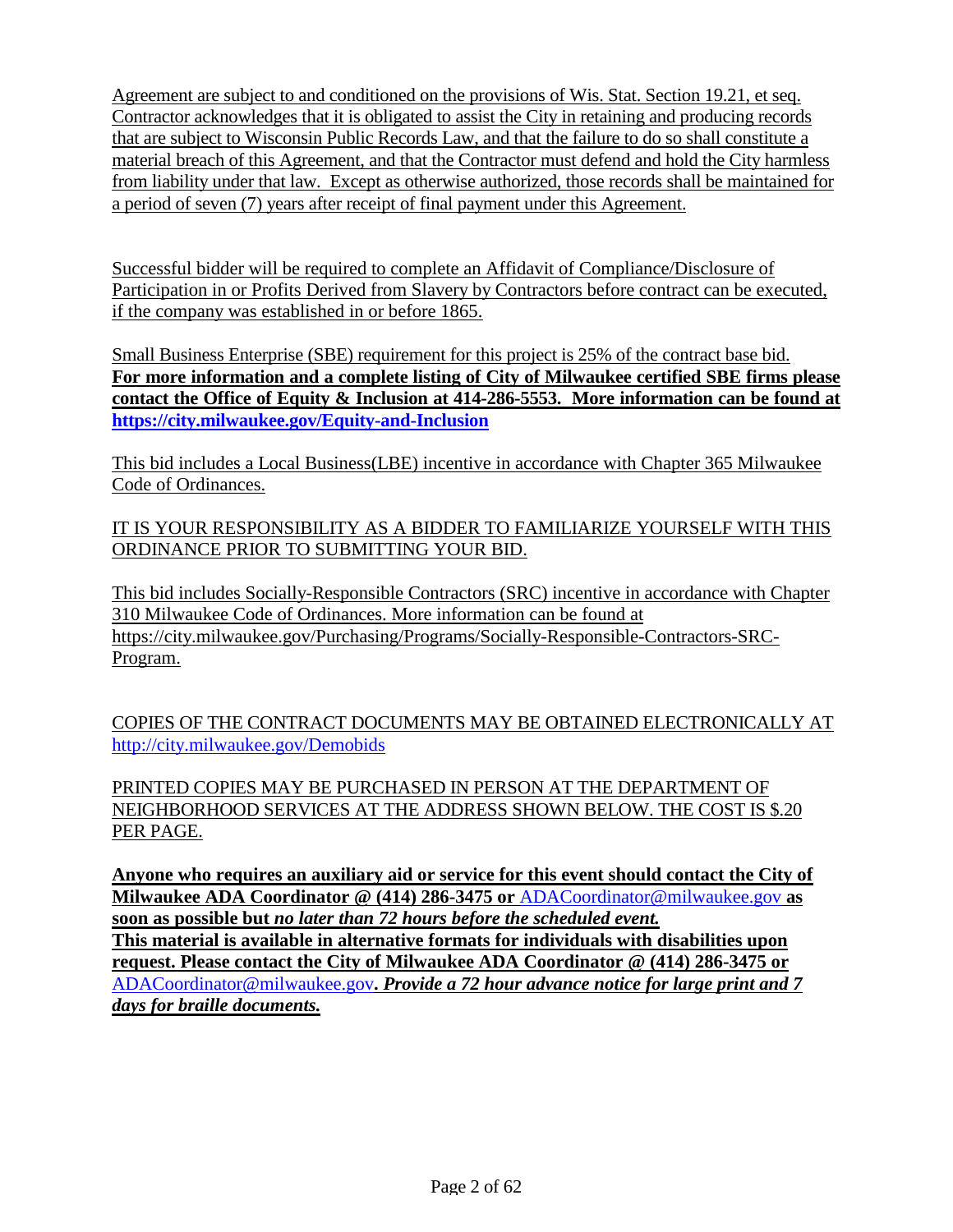Agreement are subject to and conditioned on the provisions of Wis. Stat. Section 19.21, et seq. Contractor acknowledges that it is obligated to assist the City in retaining and producing records that are subject to Wisconsin Public Records Law, and that the failure to do so shall constitute a material breach of this Agreement, and that the Contractor must defend and hold the City harmless from liability under that law. Except as otherwise authorized, those records shall be maintained for a period of seven (7) years after receipt of final payment under this Agreement.

Successful bidder will be required to complete an Affidavit of Compliance/Disclosure of Participation in or Profits Derived from Slavery by Contractors before contract can be executed, if the company was established in or before 1865.

Small Business Enterprise (SBE) requirement for this project is 25% of the contract base bid. **For more information and a complete listing of City of Milwaukee certified SBE firms please contact the Office of Equity & Inclusion at 414-286-5553. More information can be found at https://city.milwaukee.gov/Equity-and-Inclusion**

This bid includes a Local Business(LBE) incentive in accordance with Chapter 365 Milwaukee Code of Ordinances.

IT IS YOUR RESPONSIBILITY AS A BIDDER TO FAMILIARIZE YOURSELF WITH THIS ORDINANCE PRIOR TO SUBMITTING YOUR BID.

This bid includes Socially-Responsible Contractors (SRC) incentive in accordance with Chapter 310 Milwaukee Code of Ordinances. More information can be found at https://city.milwaukee.gov/Purchasing/Programs/Socially-Responsible-Contractors-SRC-Program.

COPIES OF THE CONTRACT DOCUMENTS MAY BE OBTAINED ELECTRONICALLY AT http://city.milwaukee.gov/Demobids

PRINTED COPIES MAY BE PURCHASED IN PERSON AT THE DEPARTMENT OF NEIGHBORHOOD SERVICES AT THE ADDRESS SHOWN BELOW. THE COST IS $.20 PER PAGE.

**Anyone who requires an auxiliary aid or service for this event should contact the City of Milwaukee ADA Coordinator @ (414) 286-3475 or** ADACoordinator@milwaukee.gov **as soon as possible but *no later than 72 hours before the scheduled event.***
**This material is available in alternative formats for individuals with disabilities upon request. Please contact the City of Milwaukee ADA Coordinator @ (414) 286-3475 or** ADACoordinator@milwaukee.gov**. *Provide a 72 hour advance notice for large print and 7 days for braille documents.***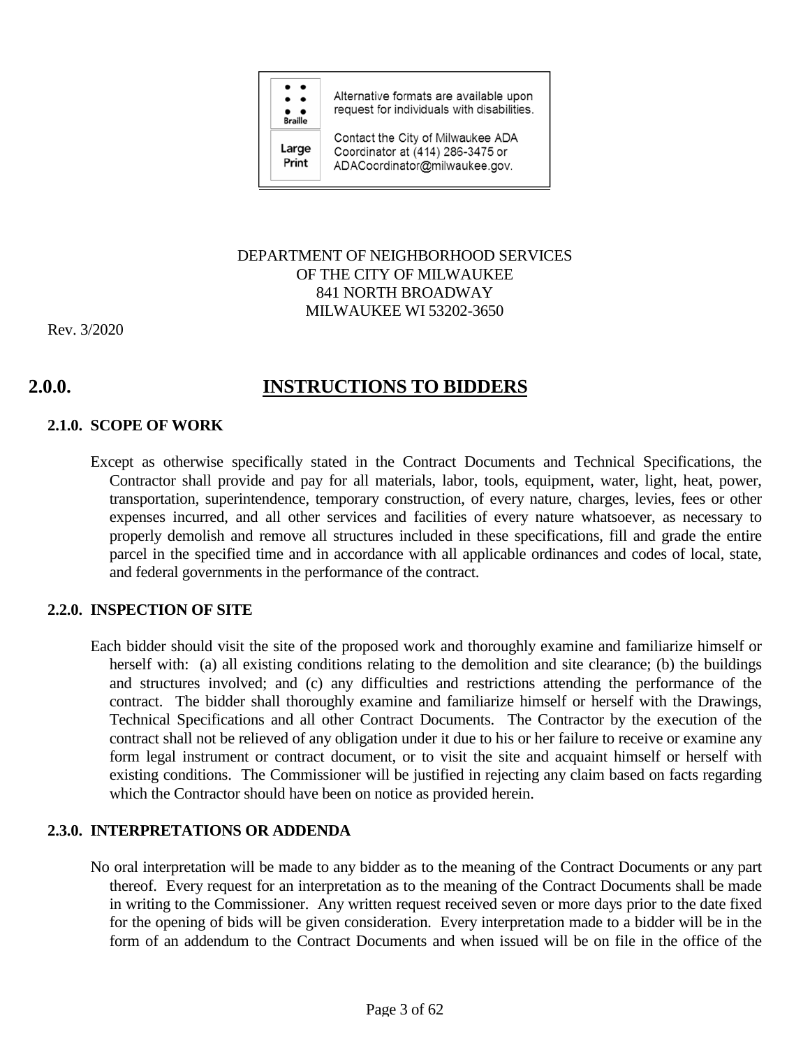Alternative formats are available upon request for individuals with disabilities.

Contact the City of Milwaukee ADA Coordinator at (414) 286-3475 or ADACoordinator@milwaukee.gov.

DEPARTMENT OF NEIGHBORHOOD SERVICES
OF THE CITY OF MILWAUKEE
841 NORTH BROADWAY
MILWAUKEE WI 53202-3650

Rev. 3/2020

# 2.0.0. INSTRUCTIONS TO BIDDERS

## 2.1.0. SCOPE OF WORK

Except as otherwise specifically stated in the Contract Documents and Technical Specifications, the Contractor shall provide and pay for all materials, labor, tools, equipment, water, light, heat, power, transportation, superintendence, temporary construction, of every nature, charges, levies, fees or other expenses incurred, and all other services and facilities of every nature whatsoever, as necessary to properly demolish and remove all structures included in these specifications, fill and grade the entire parcel in the specified time and in accordance with all applicable ordinances and codes of local, state, and federal governments in the performance of the contract.

## 2.2.0. INSPECTION OF SITE

Each bidder should visit the site of the proposed work and thoroughly examine and familiarize himself or herself with: (a) all existing conditions relating to the demolition and site clearance; (b) the buildings and structures involved; and (c) any difficulties and restrictions attending the performance of the contract. The bidder shall thoroughly examine and familiarize himself or herself with the Drawings, Technical Specifications and all other Contract Documents. The Contractor by the execution of the contract shall not be relieved of any obligation under it due to his or her failure to receive or examine any form legal instrument or contract document, or to visit the site and acquaint himself or herself with existing conditions. The Commissioner will be justified in rejecting any claim based on facts regarding which the Contractor should have been on notice as provided herein.

## 2.3.0. INTERPRETATIONS OR ADDENDA

No oral interpretation will be made to any bidder as to the meaning of the Contract Documents or any part thereof. Every request for an interpretation as to the meaning of the Contract Documents shall be made in writing to the Commissioner. Any written request received seven or more days prior to the date fixed for the opening of bids will be given consideration. Every interpretation made to a bidder will be in the form of an addendum to the Contract Documents and when issued will be on file in the office of the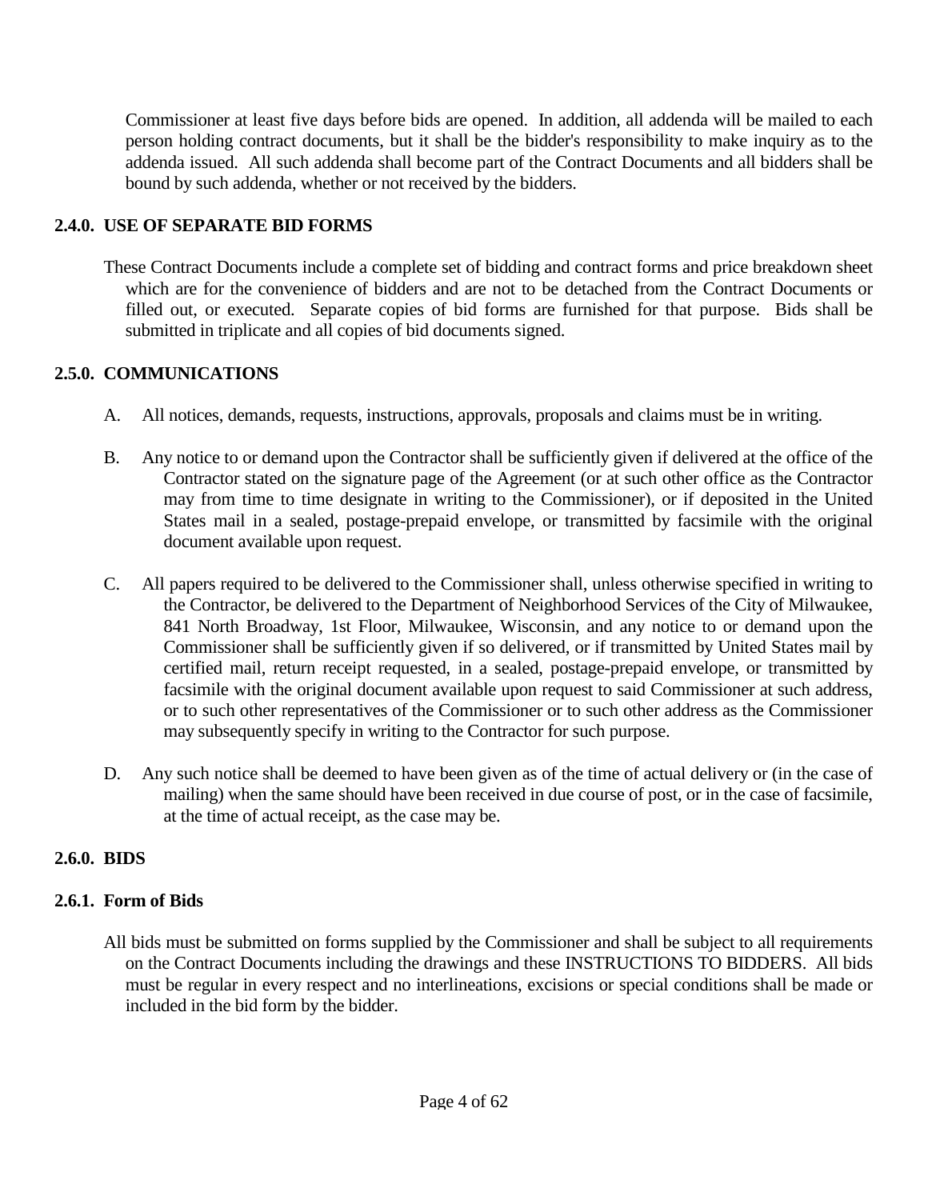Commissioner at least five days before bids are opened. In addition, all addenda will be mailed to each person holding contract documents, but it shall be the bidder's responsibility to make inquiry as to the addenda issued. All such addenda shall become part of the Contract Documents and all bidders shall be bound by such addenda, whether or not received by the bidders.

## 2.4.0. USE OF SEPARATE BID FORMS

These Contract Documents include a complete set of bidding and contract forms and price breakdown sheet which are for the convenience of bidders and are not to be detached from the Contract Documents or filled out, or executed. Separate copies of bid forms are furnished for that purpose. Bids shall be submitted in triplicate and all copies of bid documents signed.

## 2.5.0. COMMUNICATIONS

A. All notices, demands, requests, instructions, approvals, proposals and claims must be in writing.

B. Any notice to or demand upon the Contractor shall be sufficiently given if delivered at the office of the Contractor stated on the signature page of the Agreement (or at such other office as the Contractor may from time to time designate in writing to the Commissioner), or if deposited in the United States mail in a sealed, postage-prepaid envelope, or transmitted by facsimile with the original document available upon request.

C. All papers required to be delivered to the Commissioner shall, unless otherwise specified in writing to the Contractor, be delivered to the Department of Neighborhood Services of the City of Milwaukee, 841 North Broadway, 1st Floor, Milwaukee, Wisconsin, and any notice to or demand upon the Commissioner shall be sufficiently given if so delivered, or if transmitted by United States mail by certified mail, return receipt requested, in a sealed, postage-prepaid envelope, or transmitted by facsimile with the original document available upon request to said Commissioner at such address, or to such other representatives of the Commissioner or to such other address as the Commissioner may subsequently specify in writing to the Contractor for such purpose.

D. Any such notice shall be deemed to have been given as of the time of actual delivery or (in the case of mailing) when the same should have been received in due course of post, or in the case of facsimile, at the time of actual receipt, as the case may be.

## 2.6.0. BIDS

### 2.6.1. Form of Bids

All bids must be submitted on forms supplied by the Commissioner and shall be subject to all requirements on the Contract Documents including the drawings and these INSTRUCTIONS TO BIDDERS. All bids must be regular in every respect and no interlineations, excisions or special conditions shall be made or included in the bid form by the bidder.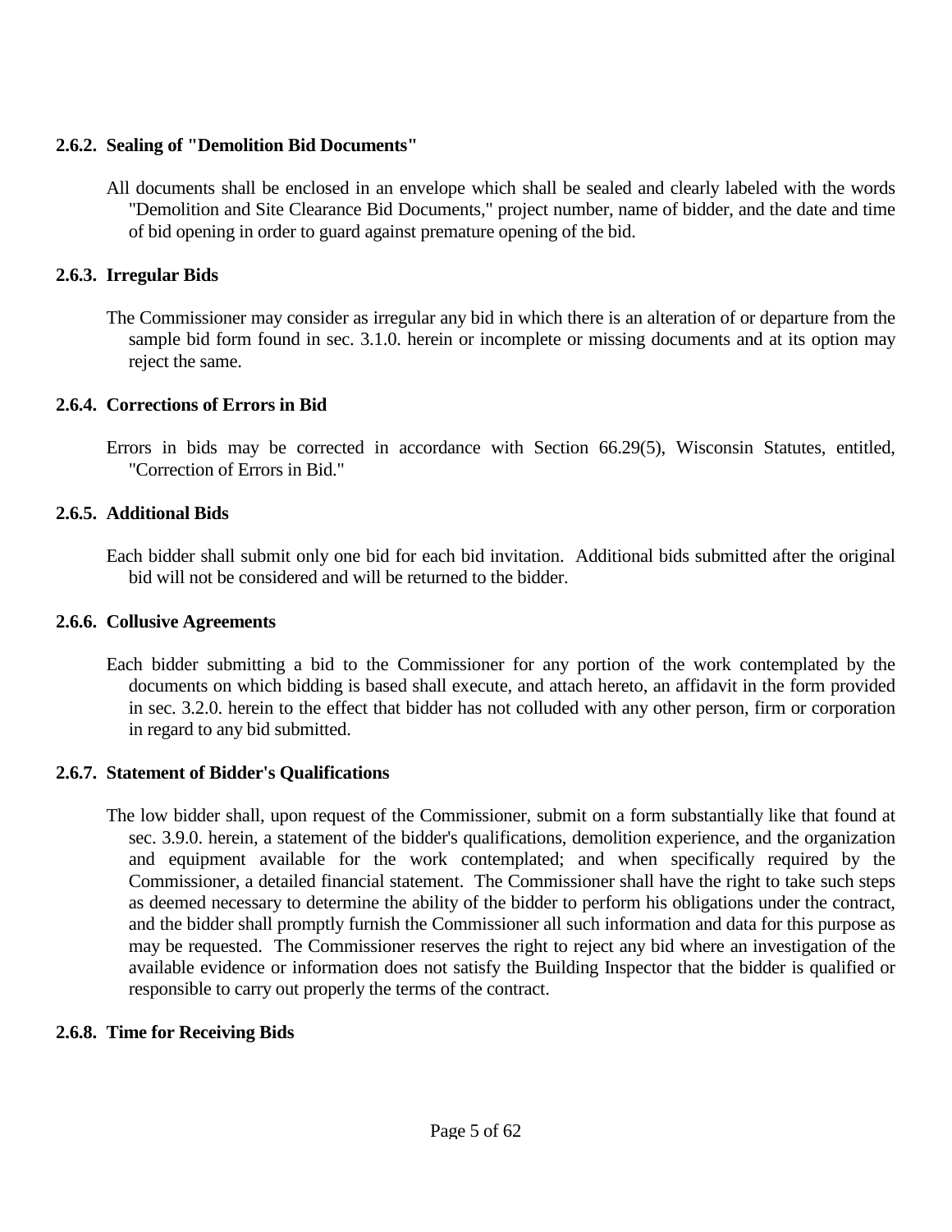### 2.6.2. Sealing of "Demolition Bid Documents"

All documents shall be enclosed in an envelope which shall be sealed and clearly labeled with the words "Demolition and Site Clearance Bid Documents," project number, name of bidder, and the date and time of bid opening in order to guard against premature opening of the bid.

### 2.6.3. Irregular Bids

The Commissioner may consider as irregular any bid in which there is an alteration of or departure from the sample bid form found in sec. 3.1.0. herein or incomplete or missing documents and at its option may reject the same.

### 2.6.4. Corrections of Errors in Bid

Errors in bids may be corrected in accordance with Section 66.29(5), Wisconsin Statutes, entitled, "Correction of Errors in Bid."

### 2.6.5. Additional Bids

Each bidder shall submit only one bid for each bid invitation. Additional bids submitted after the original bid will not be considered and will be returned to the bidder.

### 2.6.6. Collusive Agreements

Each bidder submitting a bid to the Commissioner for any portion of the work contemplated by the documents on which bidding is based shall execute, and attach hereto, an affidavit in the form provided in sec. 3.2.0. herein to the effect that bidder has not colluded with any other person, firm or corporation in regard to any bid submitted.

### 2.6.7. Statement of Bidder's Qualifications

The low bidder shall, upon request of the Commissioner, submit on a form substantially like that found at sec. 3.9.0. herein, a statement of the bidder's qualifications, demolition experience, and the organization and equipment available for the work contemplated; and when specifically required by the Commissioner, a detailed financial statement. The Commissioner shall have the right to take such steps as deemed necessary to determine the ability of the bidder to perform his obligations under the contract, and the bidder shall promptly furnish the Commissioner all such information and data for this purpose as may be requested. The Commissioner reserves the right to reject any bid where an investigation of the available evidence or information does not satisfy the Building Inspector that the bidder is qualified or responsible to carry out properly the terms of the contract.

### 2.6.8. Time for Receiving Bids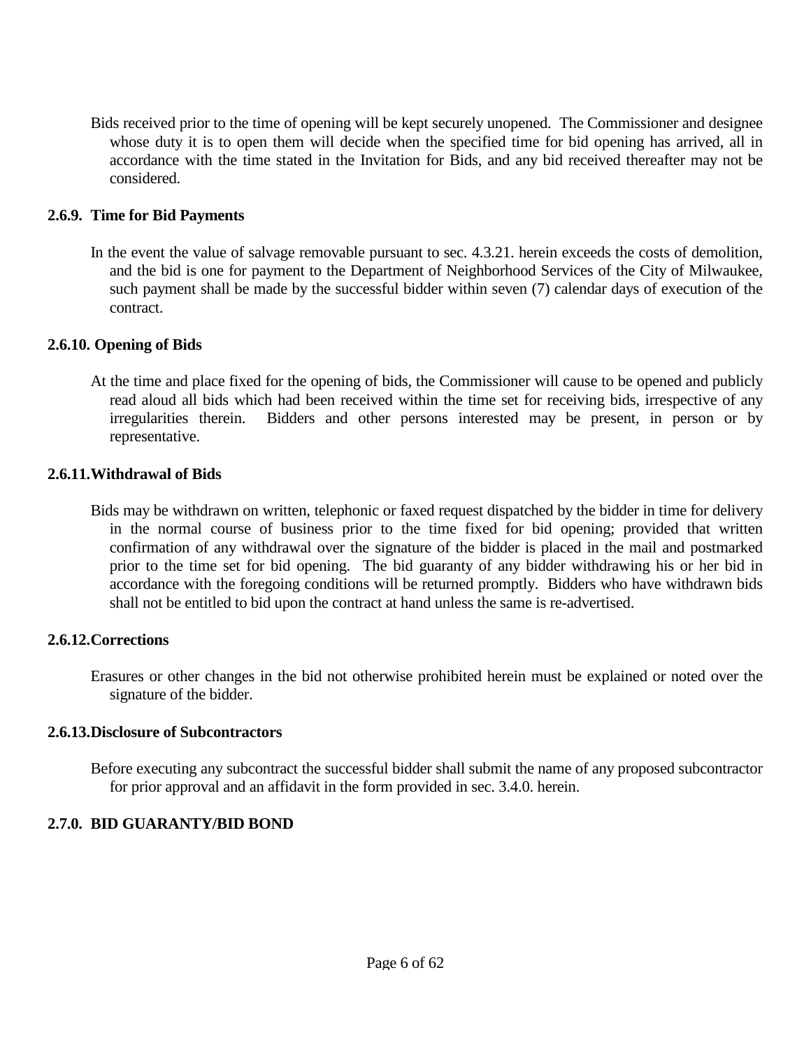Bids received prior to the time of opening will be kept securely unopened. The Commissioner and designee whose duty it is to open them will decide when the specified time for bid opening has arrived, all in accordance with the time stated in the Invitation for Bids, and any bid received thereafter may not be considered.

### 2.6.9. Time for Bid Payments

In the event the value of salvage removable pursuant to sec. 4.3.21. herein exceeds the costs of demolition, and the bid is one for payment to the Department of Neighborhood Services of the City of Milwaukee, such payment shall be made by the successful bidder within seven (7) calendar days of execution of the contract.

### 2.6.10. Opening of Bids

At the time and place fixed for the opening of bids, the Commissioner will cause to be opened and publicly read aloud all bids which had been received within the time set for receiving bids, irrespective of any irregularities therein. Bidders and other persons interested may be present, in person or by representative.

### 2.6.11. Withdrawal of Bids

Bids may be withdrawn on written, telephonic or faxed request dispatched by the bidder in time for delivery in the normal course of business prior to the time fixed for bid opening; provided that written confirmation of any withdrawal over the signature of the bidder is placed in the mail and postmarked prior to the time set for bid opening. The bid guaranty of any bidder withdrawing his or her bid in accordance with the foregoing conditions will be returned promptly. Bidders who have withdrawn bids shall not be entitled to bid upon the contract at hand unless the same is re-advertised.

### 2.6.12. Corrections

Erasures or other changes in the bid not otherwise prohibited herein must be explained or noted over the signature of the bidder.

### 2.6.13. Disclosure of Subcontractors

Before executing any subcontract the successful bidder shall submit the name of any proposed subcontractor for prior approval and an affidavit in the form provided in sec. 3.4.0. herein.

## 2.7.0. BID GUARANTY/BID BOND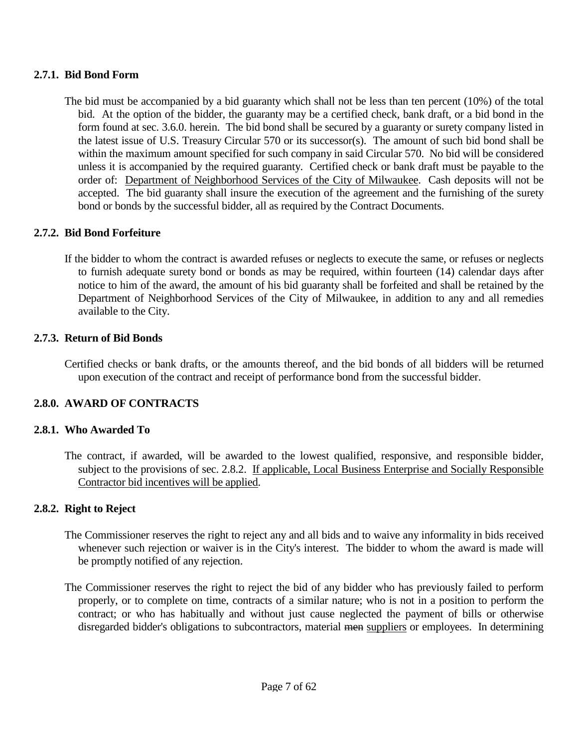### 2.7.1. Bid Bond Form

The bid must be accompanied by a bid guaranty which shall not be less than ten percent (10%) of the total bid. At the option of the bidder, the guaranty may be a certified check, bank draft, or a bid bond in the form found at sec. 3.6.0. herein. The bid bond shall be secured by a guaranty or surety company listed in the latest issue of U.S. Treasury Circular 570 or its successor(s). The amount of such bid bond shall be within the maximum amount specified for such company in said Circular 570. No bid will be considered unless it is accompanied by the required guaranty. Certified check or bank draft must be payable to the order of: <u>Department of Neighborhood Services of the City of Milwaukee</u>. Cash deposits will not be accepted. The bid guaranty shall insure the execution of the agreement and the furnishing of the surety bond or bonds by the successful bidder, all as required by the Contract Documents.

### 2.7.2. Bid Bond Forfeiture

If the bidder to whom the contract is awarded refuses or neglects to execute the same, or refuses or neglects to furnish adequate surety bond or bonds as may be required, within fourteen (14) calendar days after notice to him of the award, the amount of his bid guaranty shall be forfeited and shall be retained by the Department of Neighborhood Services of the City of Milwaukee, in addition to any and all remedies available to the City.

### 2.7.3. Return of Bid Bonds

Certified checks or bank drafts, or the amounts thereof, and the bid bonds of all bidders will be returned upon execution of the contract and receipt of performance bond from the successful bidder.

## 2.8.0. AWARD OF CONTRACTS

### 2.8.1. Who Awarded To

The contract, if awarded, will be awarded to the lowest qualified, responsive, and responsible bidder, subject to the provisions of sec. 2.8.2. <u>If applicable, Local Business Enterprise and Socially Responsible Contractor bid incentives will be applied</u>.

### 2.8.2. Right to Reject

The Commissioner reserves the right to reject any and all bids and to waive any informality in bids received whenever such rejection or waiver is in the City's interest. The bidder to whom the award is made will be promptly notified of any rejection.

The Commissioner reserves the right to reject the bid of any bidder who has previously failed to perform properly, or to complete on time, contracts of a similar nature; who is not in a position to perform the contract; or who has habitually and without just cause neglected the payment of bills or otherwise disregarded bidder's obligations to subcontractors, material ~~men~~ <u>suppliers</u> or employees. In determining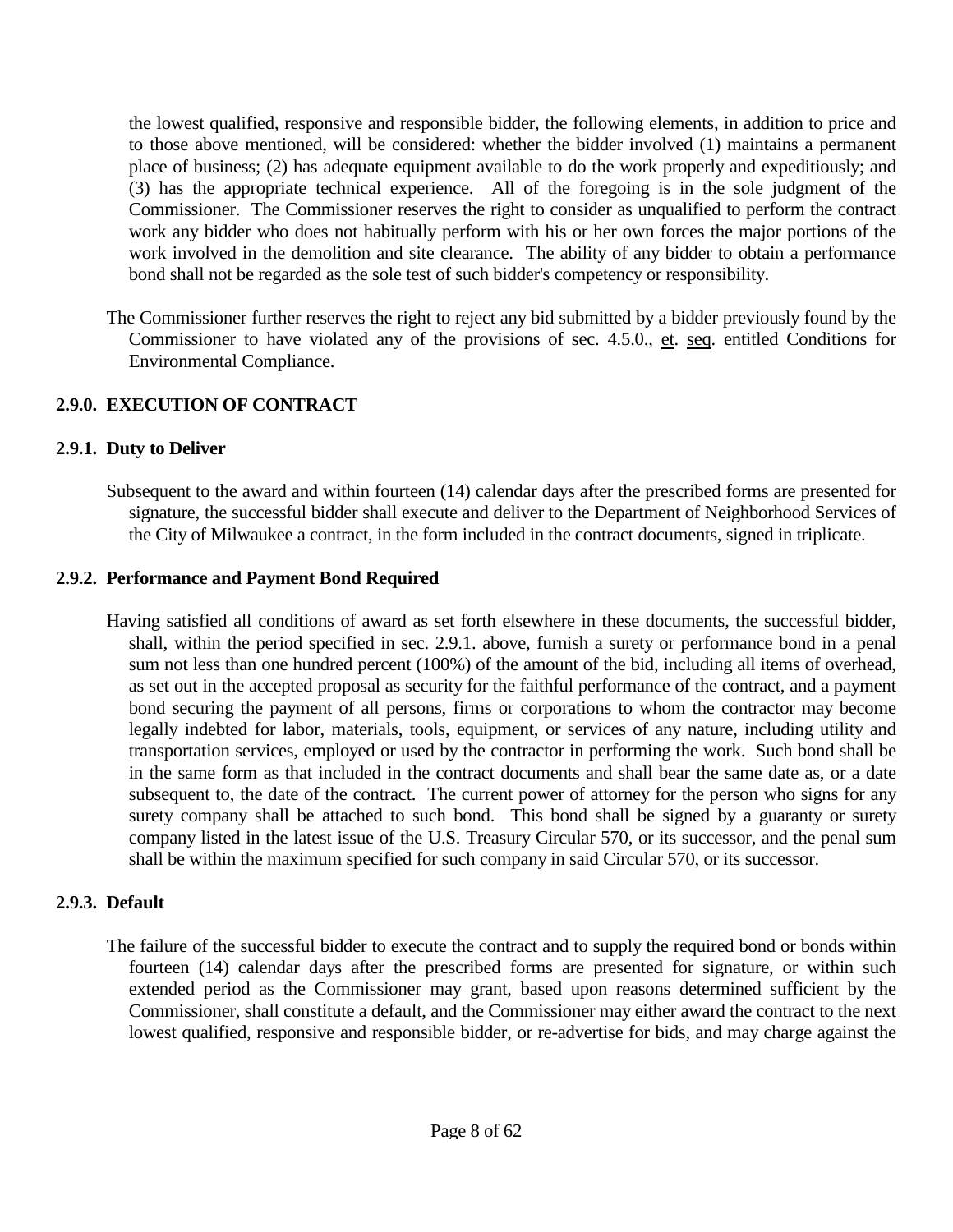the lowest qualified, responsive and responsible bidder, the following elements, in addition to price and to those above mentioned, will be considered: whether the bidder involved (1) maintains a permanent place of business; (2) has adequate equipment available to do the work properly and expeditiously; and (3) has the appropriate technical experience. All of the foregoing is in the sole judgment of the Commissioner. The Commissioner reserves the right to consider as unqualified to perform the contract work any bidder who does not habitually perform with his or her own forces the major portions of the work involved in the demolition and site clearance. The ability of any bidder to obtain a performance bond shall not be regarded as the sole test of such bidder's competency or responsibility.

The Commissioner further reserves the right to reject any bid submitted by a bidder previously found by the Commissioner to have violated any of the provisions of sec. 4.5.0., et. seq. entitled Conditions for Environmental Compliance.

## 2.9.0. EXECUTION OF CONTRACT

### 2.9.1. Duty to Deliver

Subsequent to the award and within fourteen (14) calendar days after the prescribed forms are presented for signature, the successful bidder shall execute and deliver to the Department of Neighborhood Services of the City of Milwaukee a contract, in the form included in the contract documents, signed in triplicate.

### 2.9.2. Performance and Payment Bond Required

Having satisfied all conditions of award as set forth elsewhere in these documents, the successful bidder, shall, within the period specified in sec. 2.9.1. above, furnish a surety or performance bond in a penal sum not less than one hundred percent (100%) of the amount of the bid, including all items of overhead, as set out in the accepted proposal as security for the faithful performance of the contract, and a payment bond securing the payment of all persons, firms or corporations to whom the contractor may become legally indebted for labor, materials, tools, equipment, or services of any nature, including utility and transportation services, employed or used by the contractor in performing the work. Such bond shall be in the same form as that included in the contract documents and shall bear the same date as, or a date subsequent to, the date of the contract. The current power of attorney for the person who signs for any surety company shall be attached to such bond. This bond shall be signed by a guaranty or surety company listed in the latest issue of the U.S. Treasury Circular 570, or its successor, and the penal sum shall be within the maximum specified for such company in said Circular 570, or its successor.

### 2.9.3. Default

The failure of the successful bidder to execute the contract and to supply the required bond or bonds within fourteen (14) calendar days after the prescribed forms are presented for signature, or within such extended period as the Commissioner may grant, based upon reasons determined sufficient by the Commissioner, shall constitute a default, and the Commissioner may either award the contract to the next lowest qualified, responsive and responsible bidder, or re-advertise for bids, and may charge against the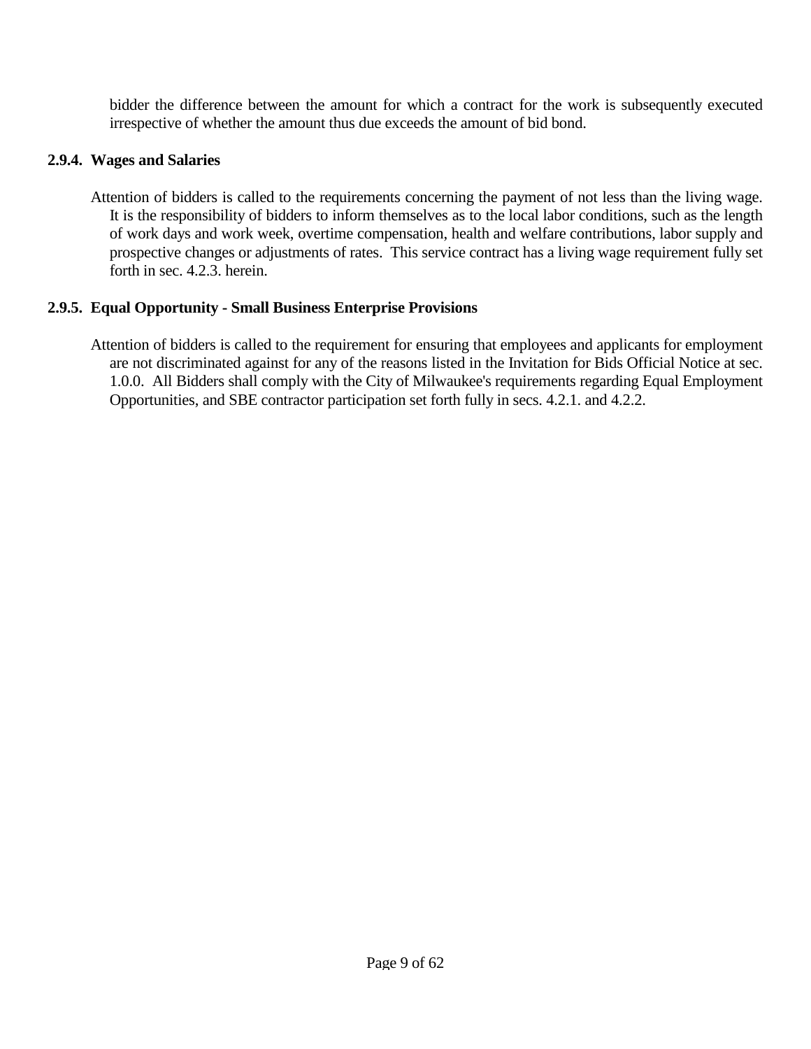bidder the difference between the amount for which a contract for the work is subsequently executed irrespective of whether the amount thus due exceeds the amount of bid bond.

### 2.9.4. Wages and Salaries

Attention of bidders is called to the requirements concerning the payment of not less than the living wage. It is the responsibility of bidders to inform themselves as to the local labor conditions, such as the length of work days and work week, overtime compensation, health and welfare contributions, labor supply and prospective changes or adjustments of rates. This service contract has a living wage requirement fully set forth in sec. 4.2.3. herein.

### 2.9.5. Equal Opportunity - Small Business Enterprise Provisions

Attention of bidders is called to the requirement for ensuring that employees and applicants for employment are not discriminated against for any of the reasons listed in the Invitation for Bids Official Notice at sec. 1.0.0. All Bidders shall comply with the City of Milwaukee's requirements regarding Equal Employment Opportunities, and SBE contractor participation set forth fully in secs. 4.2.1. and 4.2.2.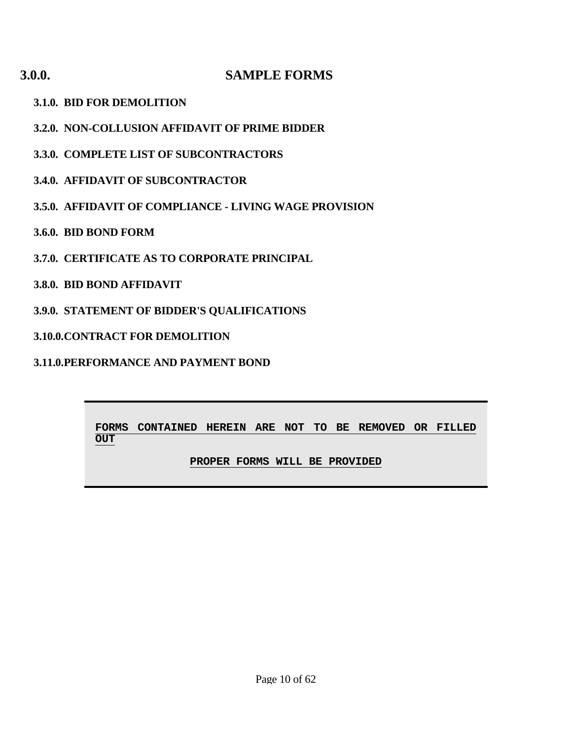# 3.0.0. SAMPLE FORMS

**3.1.0. BID FOR DEMOLITION**

**3.2.0. NON-COLLUSION AFFIDAVIT OF PRIME BIDDER**

**3.3.0. COMPLETE LIST OF SUBCONTRACTORS**

**3.4.0. AFFIDAVIT OF SUBCONTRACTOR**

**3.5.0. AFFIDAVIT OF COMPLIANCE - LIVING WAGE PROVISION**

**3.6.0. BID BOND FORM**

**3.7.0. CERTIFICATE AS TO CORPORATE PRINCIPAL**

**3.8.0. BID BOND AFFIDAVIT**

**3.9.0. STATEMENT OF BIDDER'S QUALIFICATIONS**

**3.10.0. CONTRACT FOR DEMOLITION**

**3.11.0. PERFORMANCE AND PAYMENT BOND**

**FORMS CONTAINED HEREIN ARE NOT TO BE REMOVED OR FILLED OUT**

**PROPER FORMS WILL BE PROVIDED**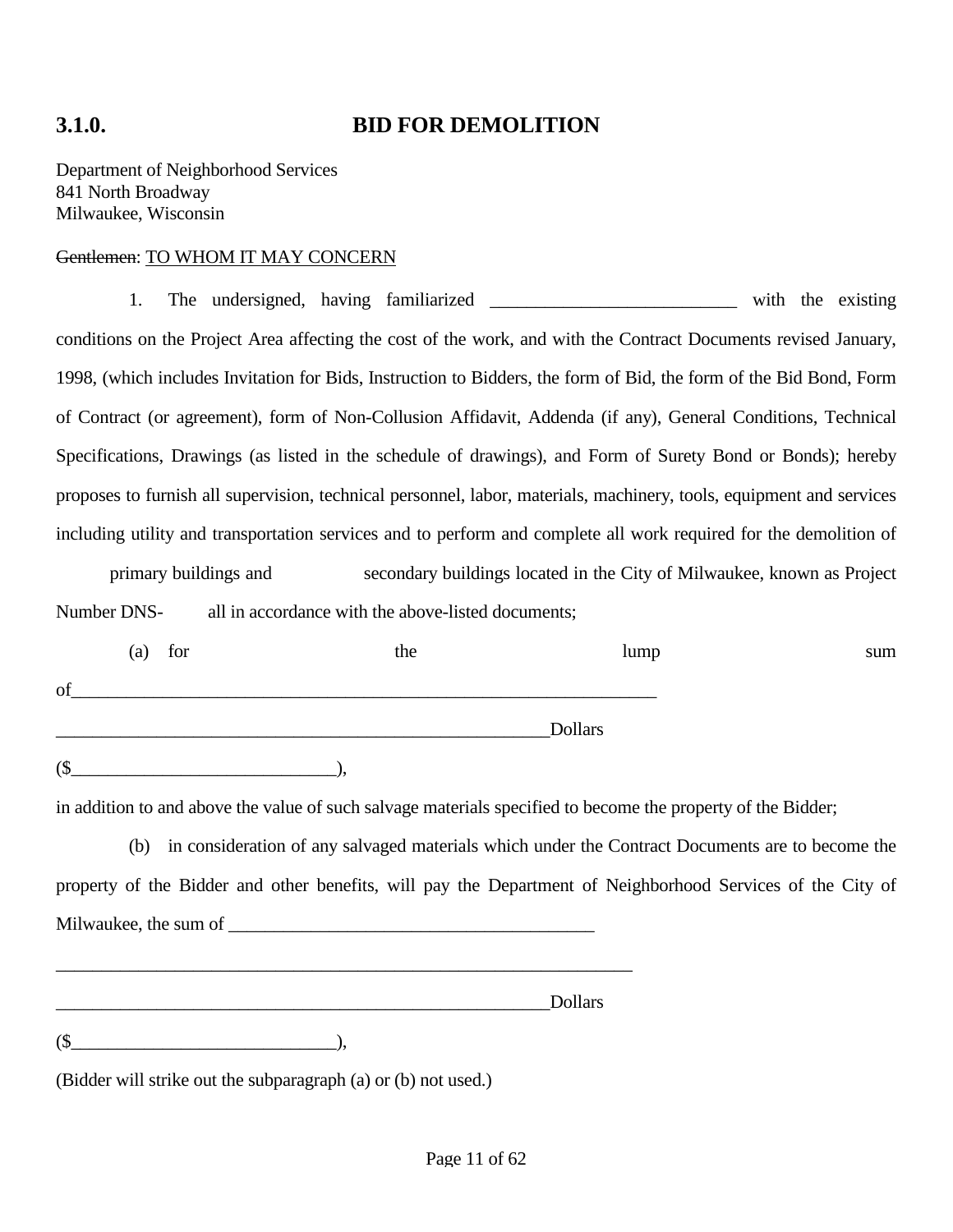# 3.1.0. BID FOR DEMOLITION

Department of Neighborhood Services
841 North Broadway
Milwaukee, Wisconsin

~~Gentlemen~~: <u>TO WHOM IT MAY CONCERN</u>

1. The undersigned, having familiarized ___________________________ with the existing conditions on the Project Area affecting the cost of the work, and with the Contract Documents revised January, 1998, (which includes Invitation for Bids, Instruction to Bidders, the form of Bid, the form of the Bid Bond, Form of Contract (or agreement), form of Non-Collusion Affidavit, Addenda (if any), General Conditions, Technical Specifications, Drawings (as listed in the schedule of drawings), and Form of Surety Bond or Bonds); hereby proposes to furnish all supervision, technical personnel, labor, materials, machinery, tools, equipment and services including utility and transportation services and to perform and complete all work required for the demolition of primary buildings and secondary buildings located in the City of Milwaukee, known as Project Number DNS- all in accordance with the above-listed documents;

(a) for the lump sum of_________________________________________________________________

_______________________________________________________Dollars

($___________________________),

in addition to and above the value of such salvage materials specified to become the property of the Bidder;

(b) in consideration of any salvaged materials which under the Contract Documents are to become the property of the Bidder and other benefits, will pay the Department of Neighborhood Services of the City of Milwaukee, the sum of ________________________________________

________________________________________________________________

_______________________________________________________Dollars

($___________________________),

(Bidder will strike out the subparagraph (a) or (b) not used.)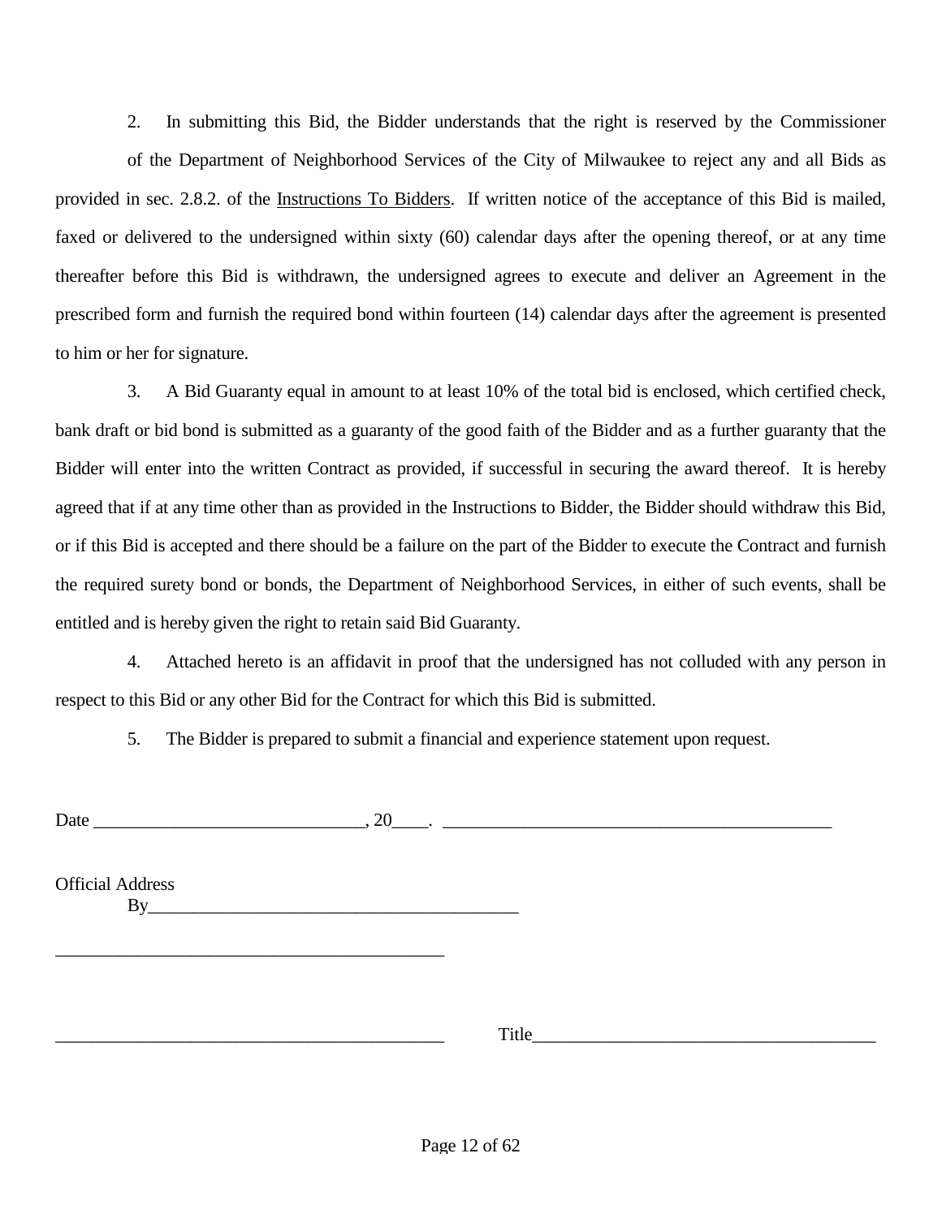2. In submitting this Bid, the Bidder understands that the right is reserved by the Commissioner of the Department of Neighborhood Services of the City of Milwaukee to reject any and all Bids as provided in sec. 2.8.2. of the Instructions To Bidders. If written notice of the acceptance of this Bid is mailed, faxed or delivered to the undersigned within sixty (60) calendar days after the opening thereof, or at any time thereafter before this Bid is withdrawn, the undersigned agrees to execute and deliver an Agreement in the prescribed form and furnish the required bond within fourteen (14) calendar days after the agreement is presented to him or her for signature.

3. A Bid Guaranty equal in amount to at least 10% of the total bid is enclosed, which certified check, bank draft or bid bond is submitted as a guaranty of the good faith of the Bidder and as a further guaranty that the Bidder will enter into the written Contract as provided, if successful in securing the award thereof. It is hereby agreed that if at any time other than as provided in the Instructions to Bidder, the Bidder should withdraw this Bid, or if this Bid is accepted and there should be a failure on the part of the Bidder to execute the Contract and furnish the required surety bond or bonds, the Department of Neighborhood Services, in either of such events, shall be entitled and is hereby given the right to retain said Bid Guaranty.

4. Attached hereto is an affidavit in proof that the undersigned has not colluded with any person in respect to this Bid or any other Bid for the Contract for which this Bid is submitted.

5. The Bidder is prepared to submit a financial and experience statement upon request.

Date ______________________________, 20____. ____________________________________________

Official Address

By_________________________________________

____________________________________________

____________________________________________ Title______________________________________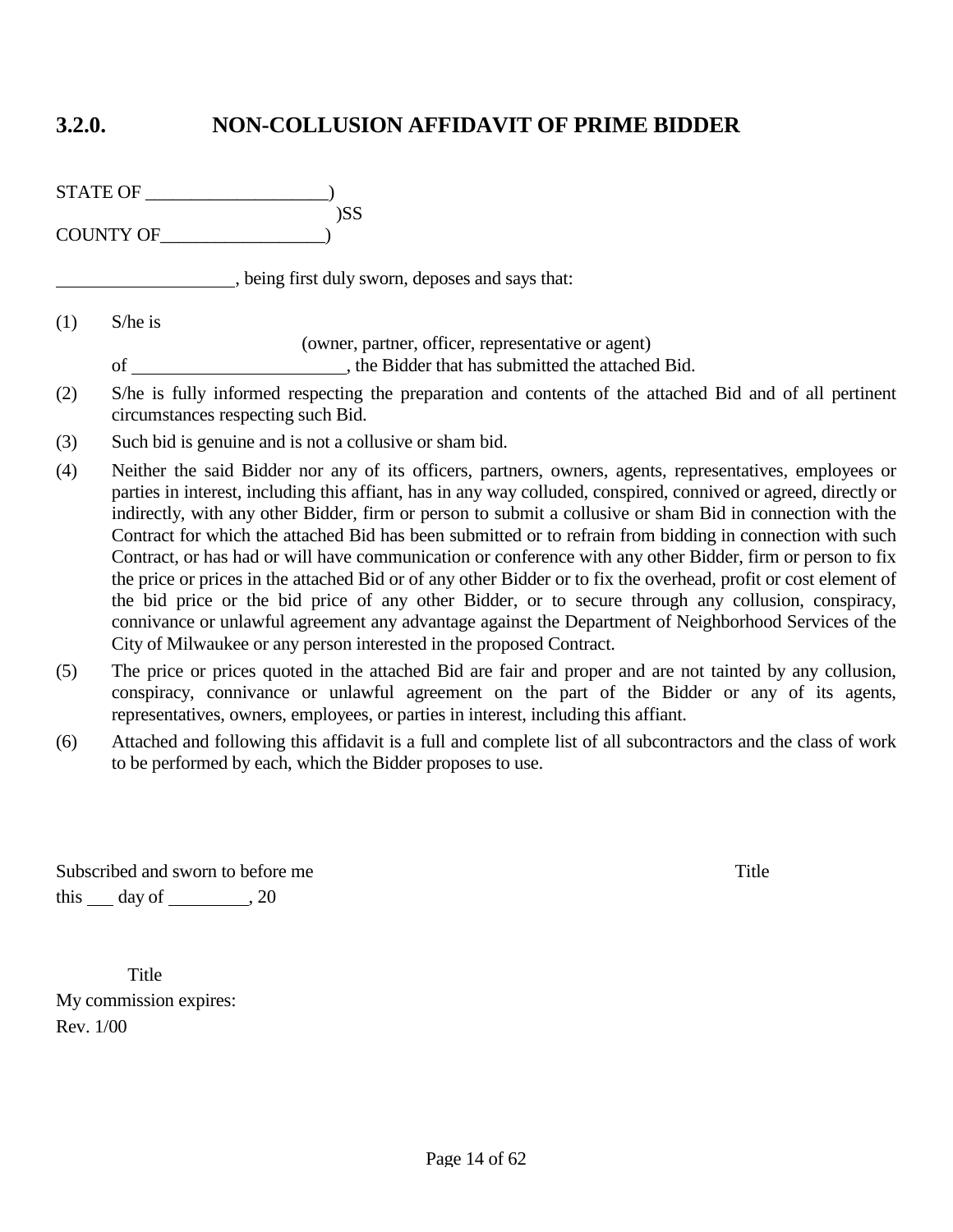## 3.2.0. NON-COLLUSION AFFIDAVIT OF PRIME BIDDER

STATE OF ____________________)
)SS
COUNTY OF__________________)

____________________, being first duly sworn, deposes and says that:

(1) S/he is
(owner, partner, officer, representative or agent)
of ________________________, the Bidder that has submitted the attached Bid.

(2) S/he is fully informed respecting the preparation and contents of the attached Bid and of all pertinent circumstances respecting such Bid.

(3) Such bid is genuine and is not a collusive or sham bid.

(4) Neither the said Bidder nor any of its officers, partners, owners, agents, representatives, employees or parties in interest, including this affiant, has in any way colluded, conspired, connived or agreed, directly or indirectly, with any other Bidder, firm or person to submit a collusive or sham Bid in connection with the Contract for which the attached Bid has been submitted or to refrain from bidding in connection with such Contract, or has had or will have communication or conference with any other Bidder, firm or person to fix the price or prices in the attached Bid or of any other Bidder or to fix the overhead, profit or cost element of the bid price or the bid price of any other Bidder, or to secure through any collusion, conspiracy, connivance or unlawful agreement any advantage against the Department of Neighborhood Services of the City of Milwaukee or any person interested in the proposed Contract.

(5) The price or prices quoted in the attached Bid are fair and proper and are not tainted by any collusion, conspiracy, connivance or unlawful agreement on the part of the Bidder or any of its agents, representatives, owners, employees, or parties in interest, including this affiant.

(6) Attached and following this affidavit is a full and complete list of all subcontractors and the class of work to be performed by each, which the Bidder proposes to use.

Subscribed and sworn to before me
this ___ day of _________, 20

Title

Title
My commission expires:
Rev. 1/00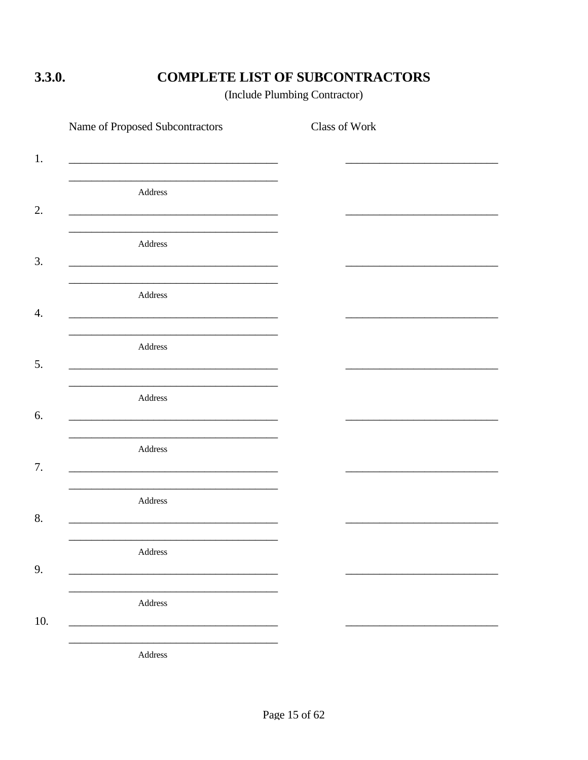## 3.3.0. COMPLETE LIST OF SUBCONTRACTORS

(Include Plumbing Contractor)

| | Name of Proposed Subcontractors | Class of Work |
|---|---|---|
| 1. | ______________________________ | ______________________________ |
| | ______________________________ | |
| | Address | |
| 2. | ______________________________ | ______________________________ |
| | ______________________________ | |
| | Address | |
| 3. | ______________________________ | ______________________________ |
| | ______________________________ | |
| | Address | |
| 4. | ______________________________ | ______________________________ |
| | ______________________________ | |
| | Address | |
| 5. | ______________________________ | ______________________________ |
| | ______________________________ | |
| | Address | |
| 6. | ______________________________ | ______________________________ |
| | ______________________________ | |
| | Address | |
| 7. | ______________________________ | ______________________________ |
| | ______________________________ | |
| | Address | |
| 8. | ______________________________ | ______________________________ |
| | ______________________________ | |
| | Address | |
| 9. | ______________________________ | ______________________________ |
| | ______________________________ | |
| | Address | |
| 10. | ______________________________ | ______________________________ |
| | ______________________________ | |
| | Address | |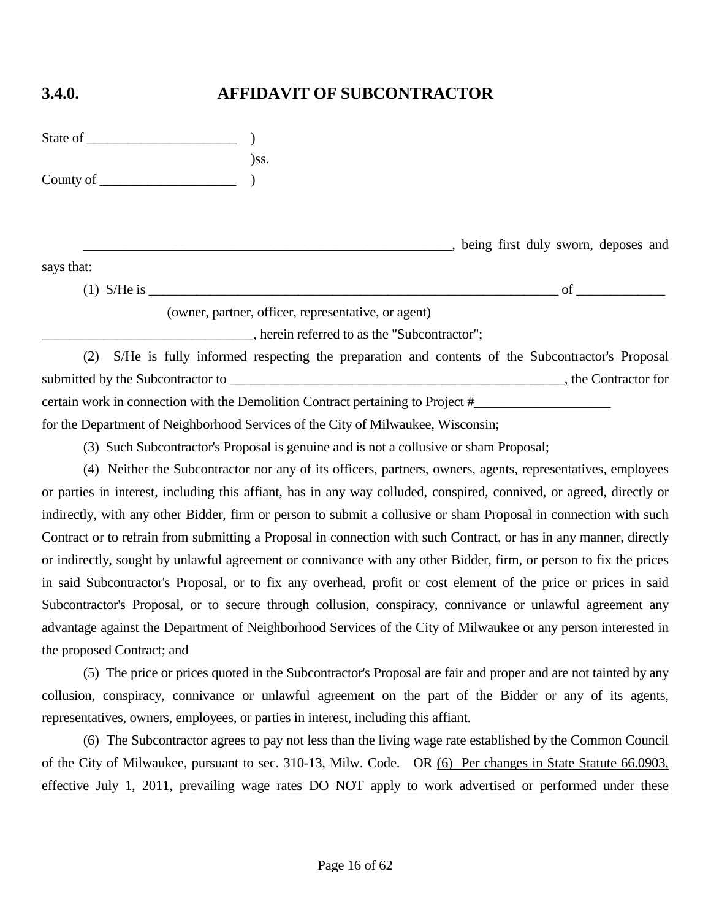## 3.4.0. AFFIDAVIT OF SUBCONTRACTOR

State of ______________________ )

)ss.

County of ____________________ )

_________________________________________________________, being first duly sworn, deposes and says that:

(1) S/He is _________________________________________________________________ of _____________

(owner, partner, officer, representative, or agent)

________________________________, herein referred to as the "Subcontractor";

(2) S/He is fully informed respecting the preparation and contents of the Subcontractor's Proposal submitted by the Subcontractor to ____________________________________________________, the Contractor for certain work in connection with the Demolition Contract pertaining to Project #____________________ for the Department of Neighborhood Services of the City of Milwaukee, Wisconsin;

(3) Such Subcontractor's Proposal is genuine and is not a collusive or sham Proposal;

(4) Neither the Subcontractor nor any of its officers, partners, owners, agents, representatives, employees or parties in interest, including this affiant, has in any way colluded, conspired, connived, or agreed, directly or indirectly, with any other Bidder, firm or person to submit a collusive or sham Proposal in connection with such Contract or to refrain from submitting a Proposal in connection with such Contract, or has in any manner, directly or indirectly, sought by unlawful agreement or connivance with any other Bidder, firm, or person to fix the prices in said Subcontractor's Proposal, or to fix any overhead, profit or cost element of the price or prices in said Subcontractor's Proposal, or to secure through collusion, conspiracy, connivance or unlawful agreement any advantage against the Department of Neighborhood Services of the City of Milwaukee or any person interested in the proposed Contract; and

(5) The price or prices quoted in the Subcontractor's Proposal are fair and proper and are not tainted by any collusion, conspiracy, connivance or unlawful agreement on the part of the Bidder or any of its agents, representatives, owners, employees, or parties in interest, including this affiant.

(6) The Subcontractor agrees to pay not less than the living wage rate established by the Common Council of the City of Milwaukee, pursuant to sec. 310-13, Milw. Code. OR <u>(6) Per changes in State Statute 66.0903, effective July 1, 2011, prevailing wage rates DO NOT apply to work advertised or performed under these</u>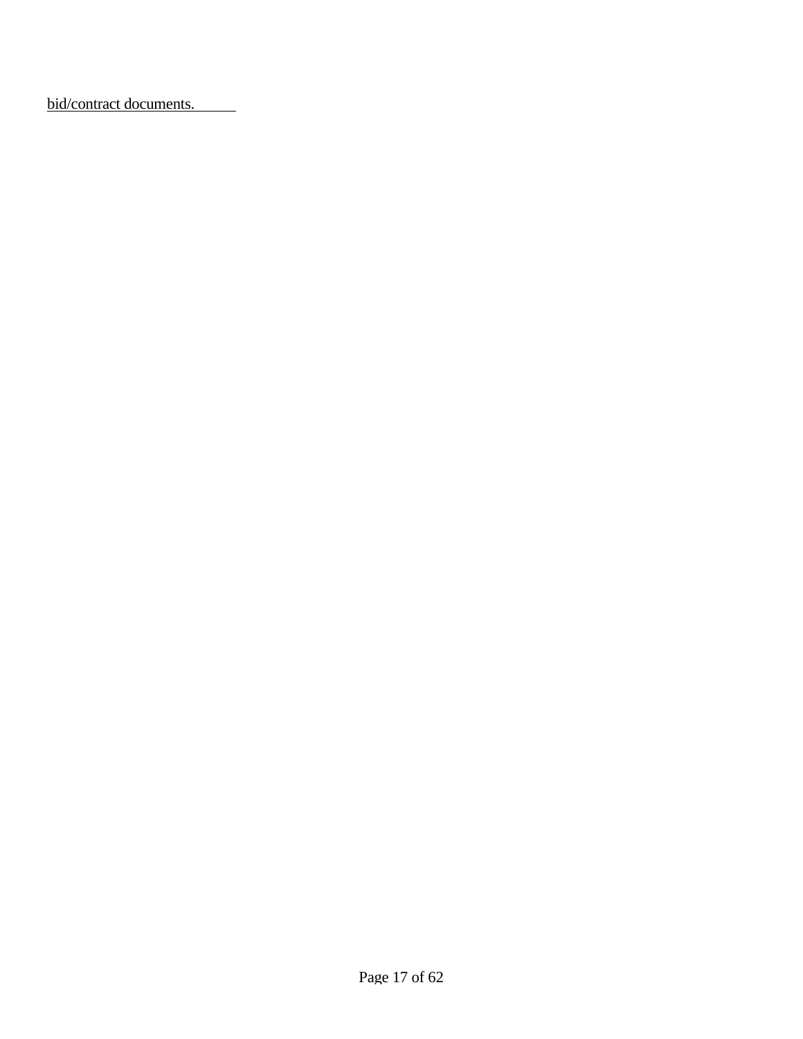<u>bid/contract documents.</u>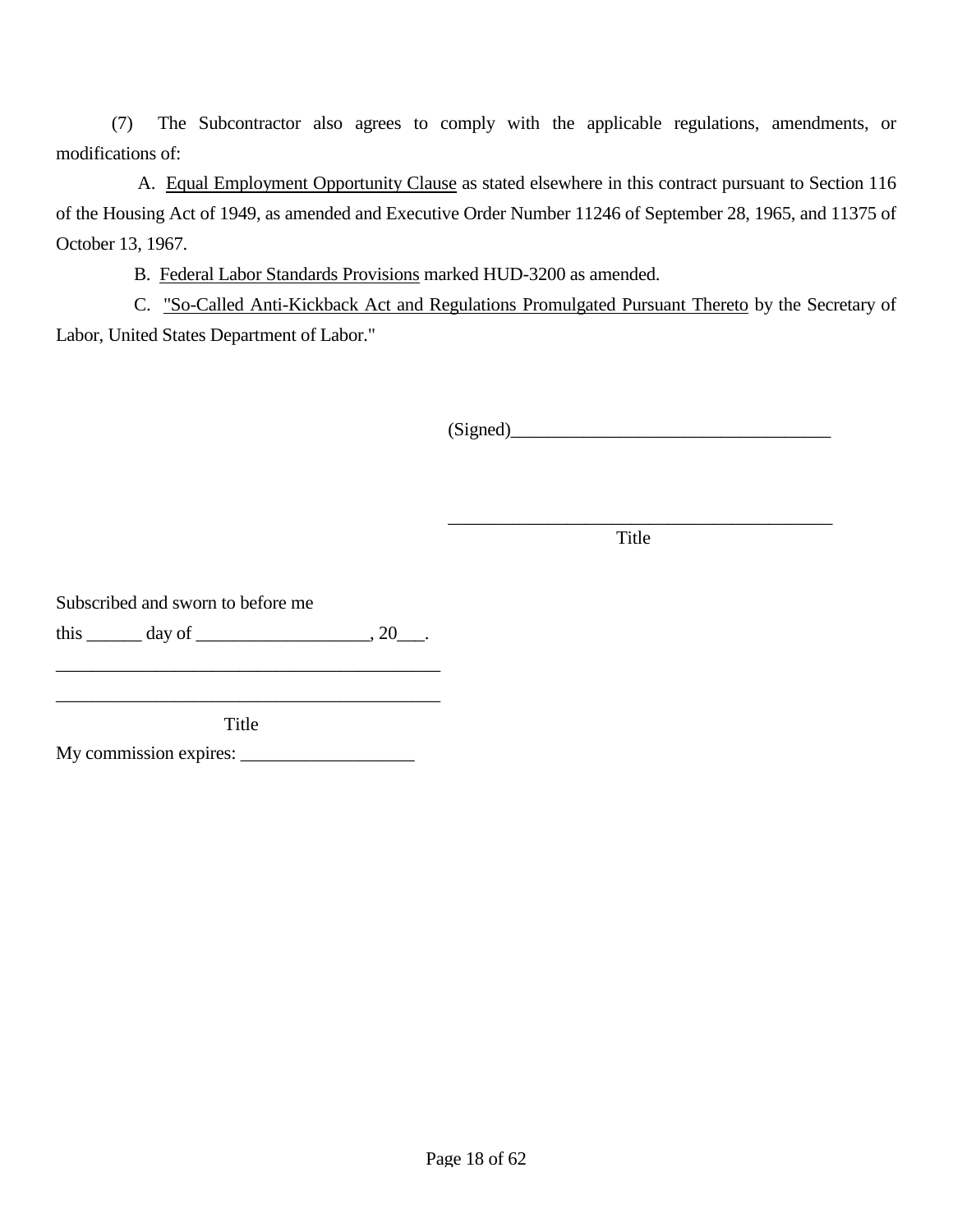(7) The Subcontractor also agrees to comply with the applicable regulations, amendments, or modifications of:

A. Equal Employment Opportunity Clause as stated elsewhere in this contract pursuant to Section 116 of the Housing Act of 1949, as amended and Executive Order Number 11246 of September 28, 1965, and 11375 of October 13, 1967.

B. Federal Labor Standards Provisions marked HUD-3200 as amended.

C. "So-Called Anti-Kickback Act and Regulations Promulgated Pursuant Thereto by the Secretary of Labor, United States Department of Labor."

(Signed)___________________________________

___________________________________________
Title

Subscribed and sworn to before me

this ______ day of ___________________, 20___.

__________________________________________

__________________________________________
Title

My commission expires: ___________________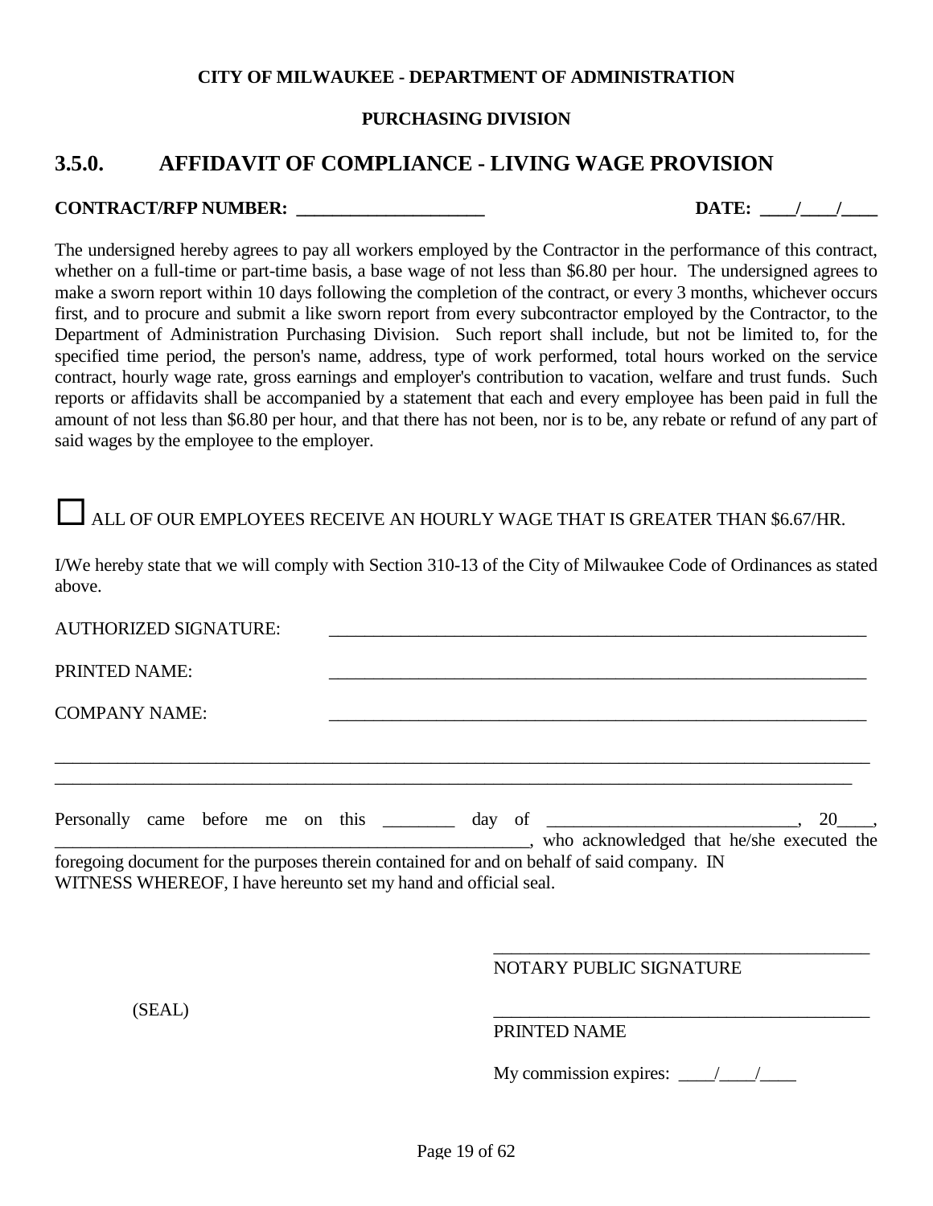**CITY OF MILWAUKEE - DEPARTMENT OF ADMINISTRATION**

**PURCHASING DIVISION**

## 3.5.0. AFFIDAVIT OF COMPLIANCE - LIVING WAGE PROVISION

**CONTRACT/RFP NUMBER: ____________________** **DATE: ____/____/____**

The undersigned hereby agrees to pay all workers employed by the Contractor in the performance of this contract, whether on a full-time or part-time basis, a base wage of not less than $6.80 per hour. The undersigned agrees to make a sworn report within 10 days following the completion of the contract, or every 3 months, whichever occurs first, and to procure and submit a like sworn report from every subcontractor employed by the Contractor, to the Department of Administration Purchasing Division. Such report shall include, but not be limited to, for the specified time period, the person's name, address, type of work performed, total hours worked on the service contract, hourly wage rate, gross earnings and employer's contribution to vacation, welfare and trust funds. Such reports or affidavits shall be accompanied by a statement that each and every employee has been paid in full the amount of not less than $6.80 per hour, and that there has not been, nor is to be, any rebate or refund of any part of said wages by the employee to the employer.

☐ ALL OF OUR EMPLOYEES RECEIVE AN HOURLY WAGE THAT IS GREATER THAN $6.67/HR.

I/We hereby state that we will comply with Section 310-13 of the City of Milwaukee Code of Ordinances as stated above.

AUTHORIZED SIGNATURE: ________________________________________________

PRINTED NAME: ________________________________________________

COMPANY NAME: ________________________________________________

________________________________________________________________________

________________________________________________________________________

Personally came before me on this ________ day of ____________________________, 20____, ______________________________________________________, who acknowledged that he/she executed the foregoing document for the purposes therein contained for and on behalf of said company. IN WITNESS WHEREOF, I have hereunto set my hand and official seal.

__________________________________________
NOTARY PUBLIC SIGNATURE

(SEAL)

__________________________________________
PRINTED NAME

My commission expires: ____/____/____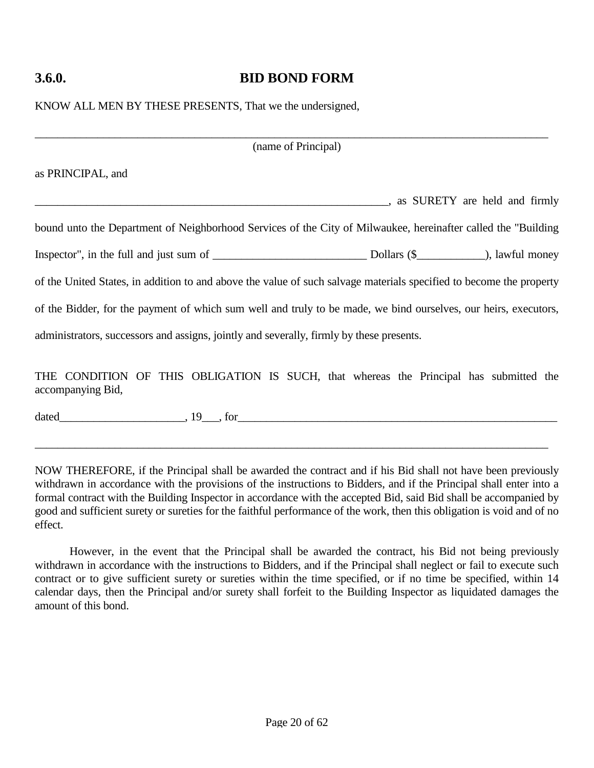## 3.6.0. BID BOND FORM

KNOW ALL MEN BY THESE PRESENTS, That we the undersigned,

_____________________________________________________________________________________

(name of Principal)

as PRINCIPAL, and

_________________________________________________________________, as SURETY are held and firmly bound unto the Department of Neighborhood Services of the City of Milwaukee, hereinafter called the "Building Inspector", in the full and just sum of ____________________________ Dollars ($____________), lawful money of the United States, in addition to and above the value of such salvage materials specified to become the property of the Bidder, for the payment of which sum well and truly to be made, we bind ourselves, our heirs, executors, administrators, successors and assigns, jointly and severally, firmly by these presents.

THE CONDITION OF THIS OBLIGATION IS SUCH, that whereas the Principal has submitted the accompanying Bid,

dated______________________, 19___, for__________________________________________________________

_____________________________________________________________________________________

NOW THEREFORE, if the Principal shall be awarded the contract and if his Bid shall not have been previously withdrawn in accordance with the provisions of the instructions to Bidders, and if the Principal shall enter into a formal contract with the Building Inspector in accordance with the accepted Bid, said Bid shall be accompanied by good and sufficient surety or sureties for the faithful performance of the work, then this obligation is void and of no effect.

However, in the event that the Principal shall be awarded the contract, his Bid not being previously withdrawn in accordance with the instructions to Bidders, and if the Principal shall neglect or fail to execute such contract or to give sufficient surety or sureties within the time specified, or if no time be specified, within 14 calendar days, then the Principal and/or surety shall forfeit to the Building Inspector as liquidated damages the amount of this bond.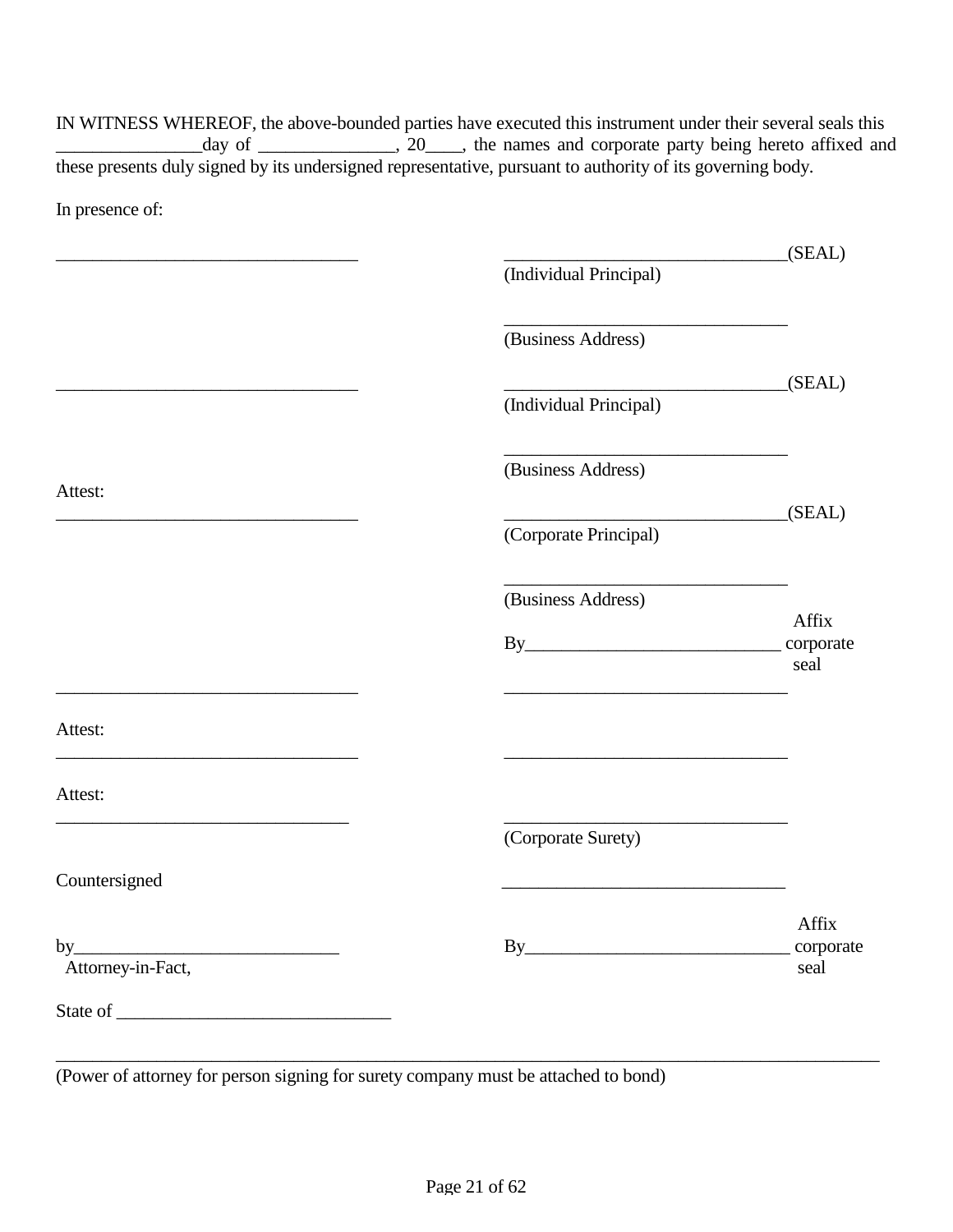IN WITNESS WHEREOF, the above-bounded parties have executed this instrument under their several seals this ________________day of _______________, 20____, the names and corporate party being hereto affixed and these presents duly signed by its undersigned representative, pursuant to authority of its governing body.

In presence of:

| | |
|---|---|
| __________________________________ | _______________________________(SEAL) |
| | (Individual Principal) |
| | _______________________________ |
| | (Business Address) |
| __________________________________ | _______________________________(SEAL) |
| | (Individual Principal) |
| | _______________________________ |
| | (Business Address) |
| Attest: | |
| __________________________________ | _______________________________(SEAL) |
| | (Corporate Principal) |
| | _______________________________ |
| | (Business Address) |
| | By___________________________ Affix corporate seal |
| __________________________________ | _______________________________ |
| Attest: | |
| __________________________________ | _______________________________ |
| Attest: | |
| __________________________________ | _______________________________ |
| | (Corporate Surety) |
| Countersigned | _______________________________ |
| by_____________________________ | By_____________________________ Affix corporate seal |
| Attorney-in-Fact, | |

State of ______________________________

_______________________________________________________________________________________________

(Power of attorney for person signing for surety company must be attached to bond)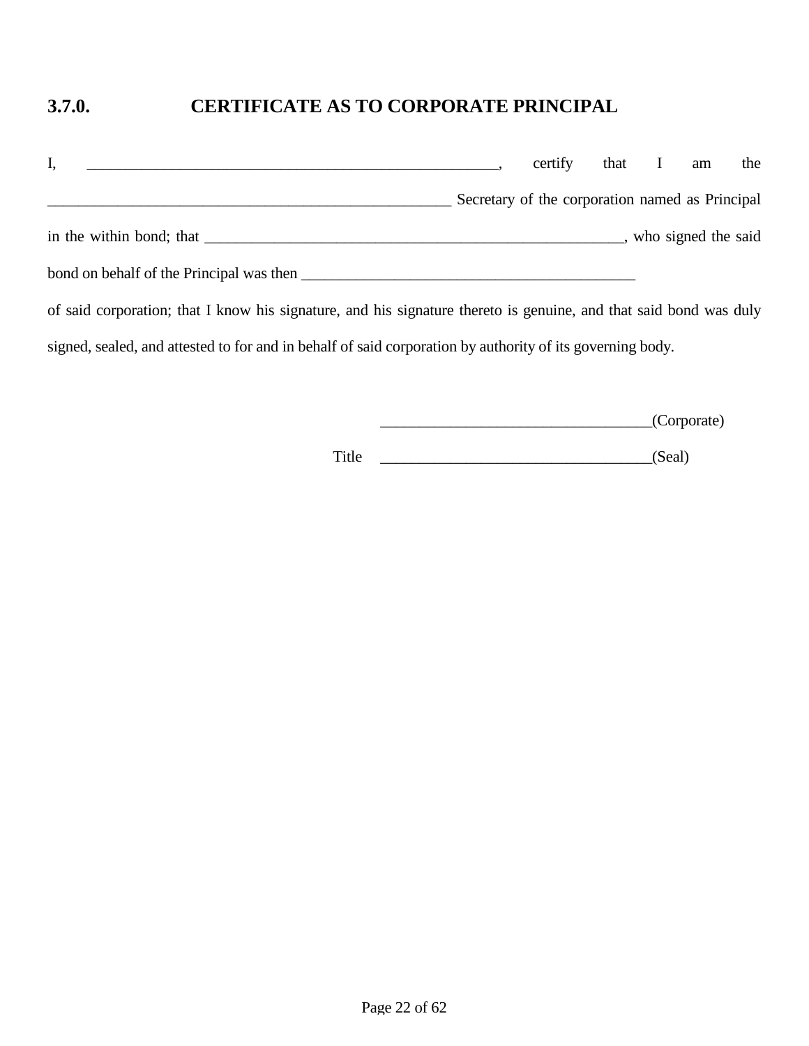## 3.7.0. CERTIFICATE AS TO CORPORATE PRINCIPAL

I, _______________________________________________________, certify that I am the _______________________________________________________ Secretary of the corporation named as Principal in the within bond; that _______________________________________________________, who signed the said bond on behalf of the Principal was then _____________________________________________

of said corporation; that I know his signature, and his signature thereto is genuine, and that said bond was duly signed, sealed, and attested to for and in behalf of said corporation by authority of its governing body.

_____________________________________(Corporate)

Title _____________________________________(Seal)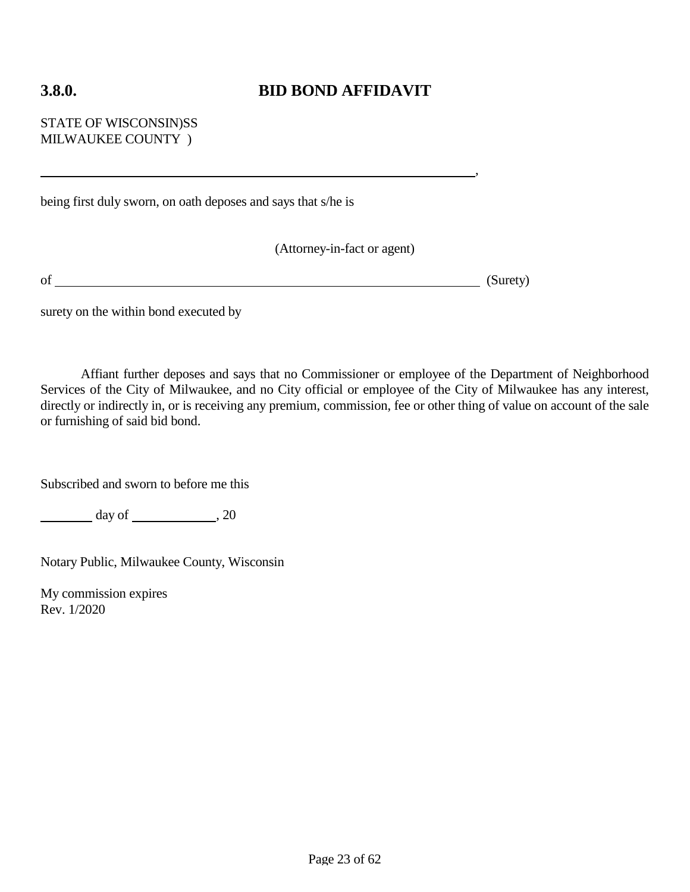## 3.8.0. BID BOND AFFIDAVIT

STATE OF WISCONSIN)SS
MILWAUKEE COUNTY )

______________________________________________________________,

being first duly sworn, on oath deposes and says that s/he is

(Attorney-in-fact or agent)

of ______________________________________________________________ (Surety)

surety on the within bond executed by

Affiant further deposes and says that no Commissioner or employee of the Department of Neighborhood Services of the City of Milwaukee, and no City official or employee of the City of Milwaukee has any interest, directly or indirectly in, or is receiving any premium, commission, fee or other thing of value on account of the sale or furnishing of said bid bond.

Subscribed and sworn to before me this

________ day of ____________, 20

Notary Public, Milwaukee County, Wisconsin

My commission expires
Rev. 1/2020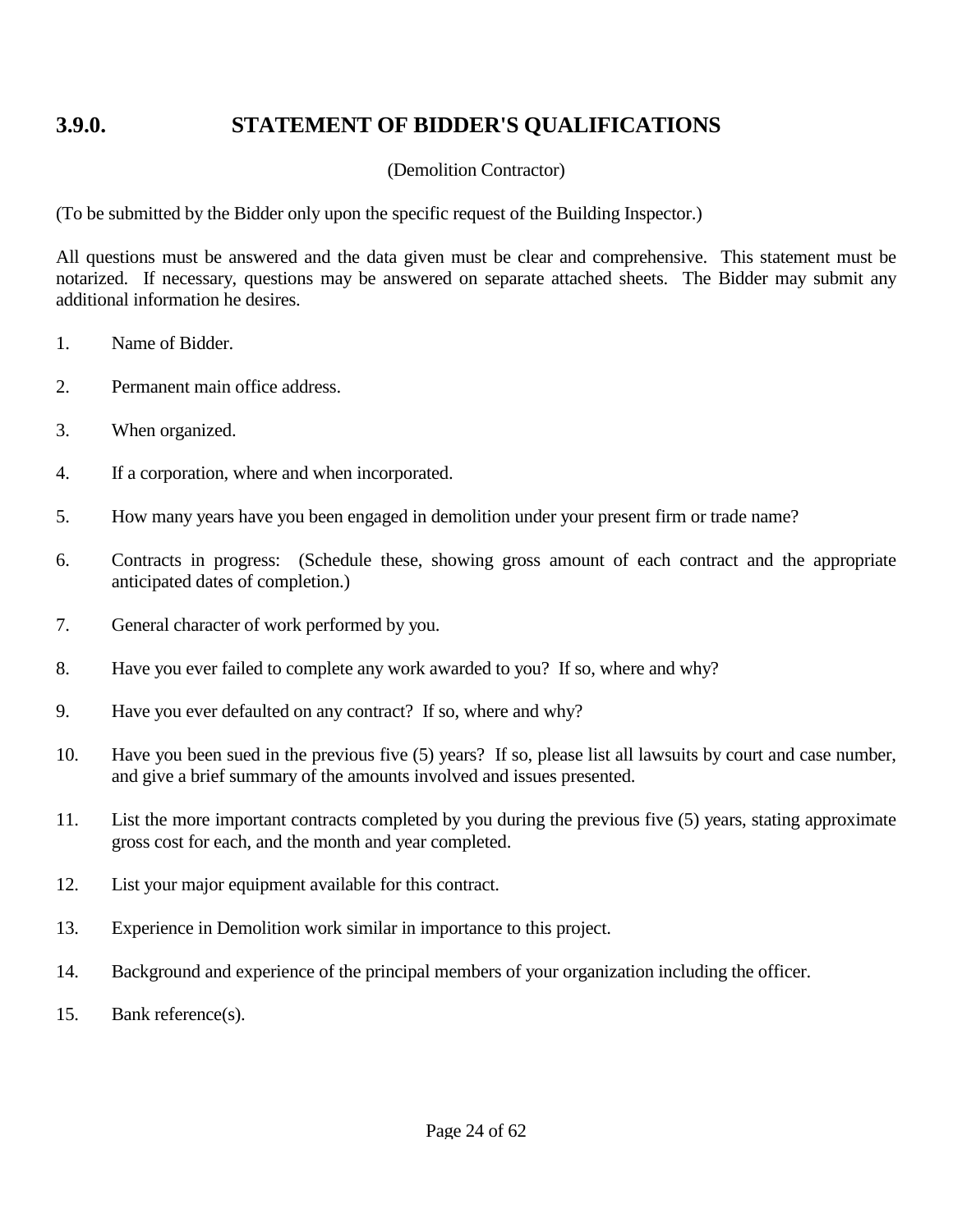## 3.9.0. STATEMENT OF BIDDER'S QUALIFICATIONS

(Demolition Contractor)

(To be submitted by the Bidder only upon the specific request of the Building Inspector.)

All questions must be answered and the data given must be clear and comprehensive. This statement must be notarized. If necessary, questions may be answered on separate attached sheets. The Bidder may submit any additional information he desires.

1. Name of Bidder.
2. Permanent main office address.
3. When organized.
4. If a corporation, where and when incorporated.
5. How many years have you been engaged in demolition under your present firm or trade name?
6. Contracts in progress: (Schedule these, showing gross amount of each contract and the appropriate anticipated dates of completion.)
7. General character of work performed by you.
8. Have you ever failed to complete any work awarded to you? If so, where and why?
9. Have you ever defaulted on any contract? If so, where and why?
10. Have you been sued in the previous five (5) years? If so, please list all lawsuits by court and case number, and give a brief summary of the amounts involved and issues presented.
11. List the more important contracts completed by you during the previous five (5) years, stating approximate gross cost for each, and the month and year completed.
12. List your major equipment available for this contract.
13. Experience in Demolition work similar in importance to this project.
14. Background and experience of the principal members of your organization including the officer.
15. Bank reference(s).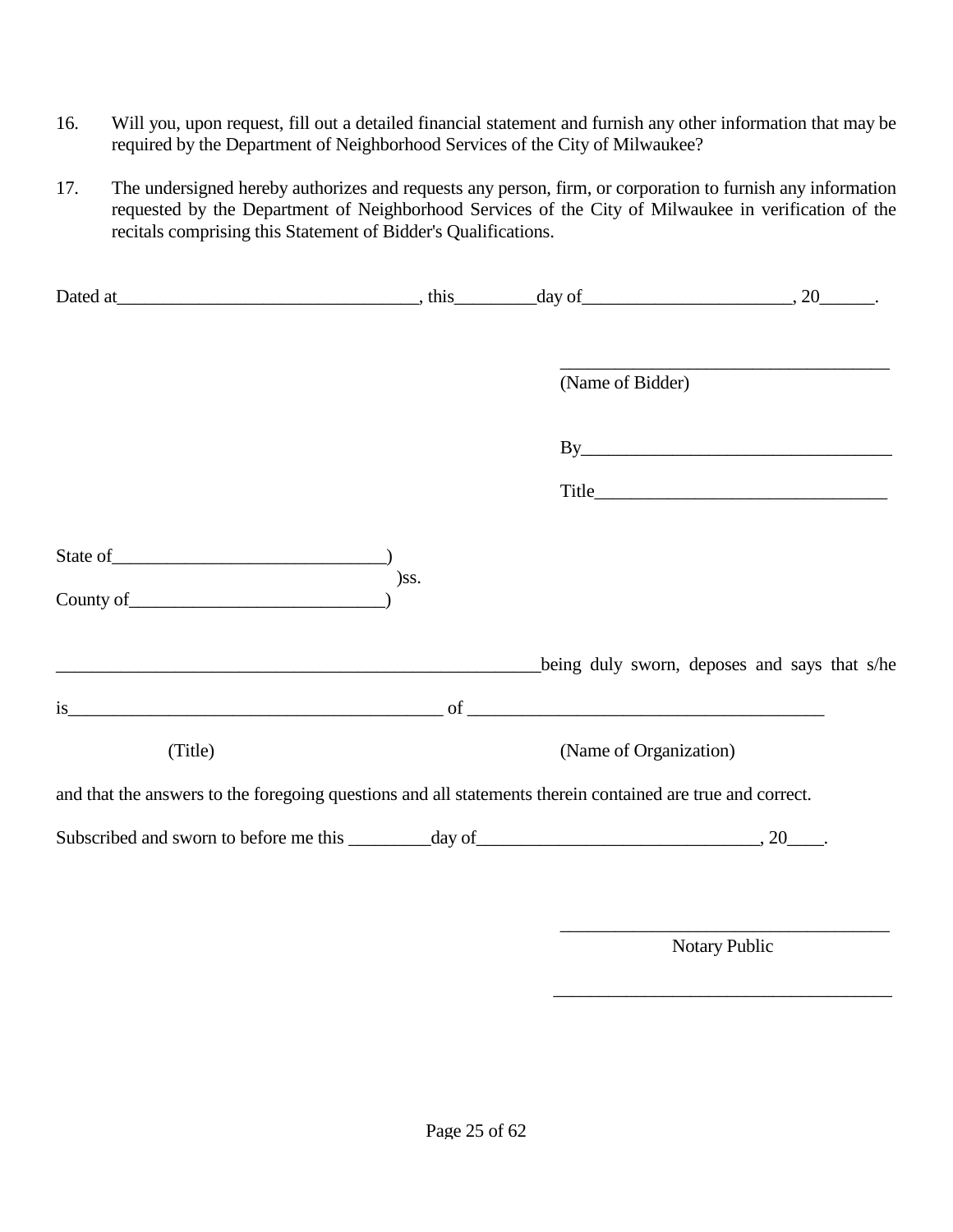16. Will you, upon request, fill out a detailed financial statement and furnish any other information that may be required by the Department of Neighborhood Services of the City of Milwaukee?

17. The undersigned hereby authorizes and requests any person, firm, or corporation to furnish any information requested by the Department of Neighborhood Services of the City of Milwaukee in verification of the recitals comprising this Statement of Bidder's Qualifications.

Dated at_________________________________, this_________day of_______________________, 20______.

_____________________________________
(Name of Bidder)

By__________________________________

Title________________________________

State of______________________________)
)ss.
County of____________________________)

________________________________________________________being duly sworn, deposes and says that s/he

is__________________________________________ of ________________________________________

(Title) (Name of Organization)

and that the answers to the foregoing questions and all statements therein contained are true and correct.

Subscribed and sworn to before me this _________day of_______________________________, 20____.

_____________________________________
Notary Public

_____________________________________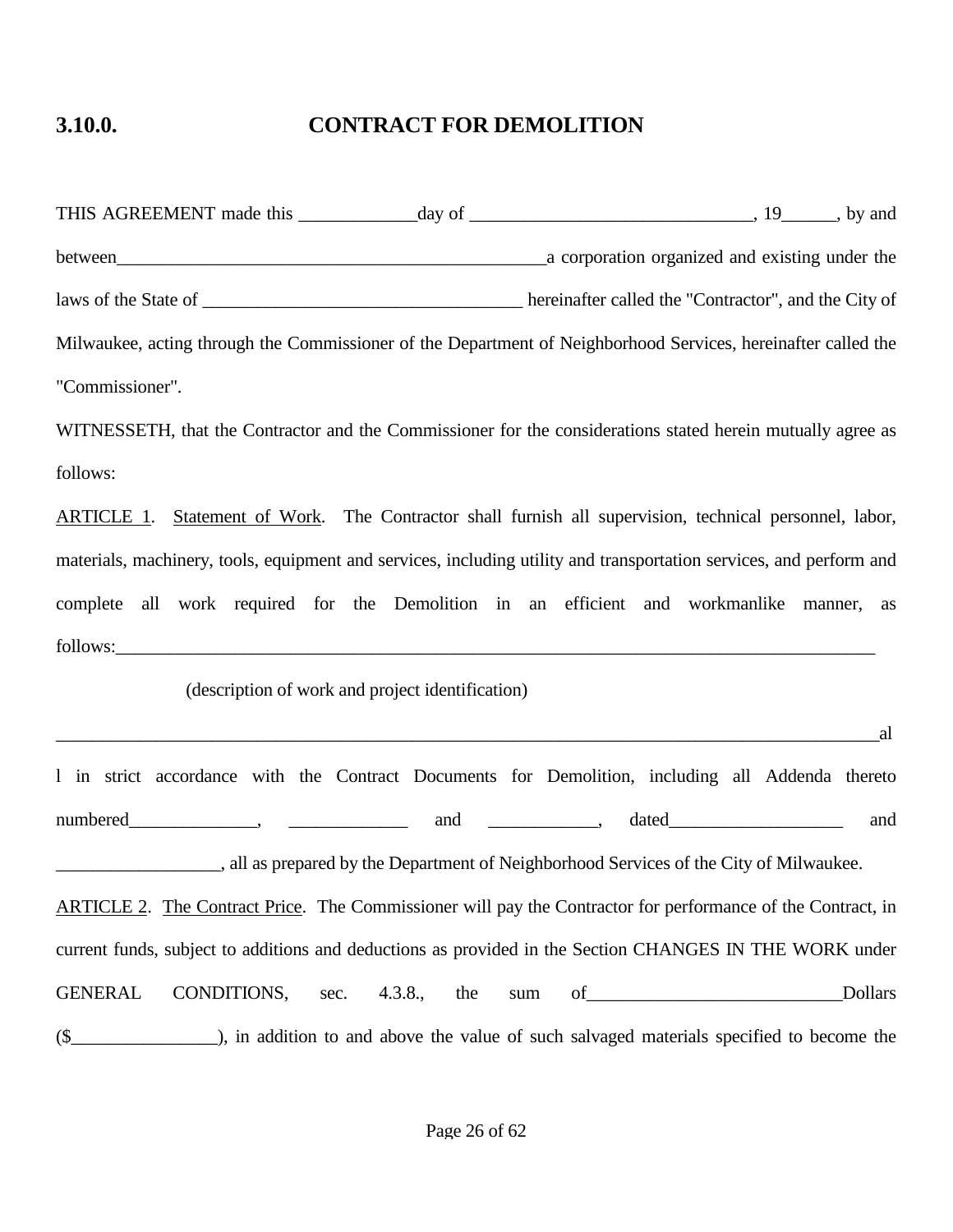## 3.10.0. CONTRACT FOR DEMOLITION

THIS AGREEMENT made this _____________day of _______________________________, 19______, by and between_________________________________________________a corporation organized and existing under the laws of the State of ___________________________________ hereinafter called the "Contractor", and the City of Milwaukee, acting through the Commissioner of the Department of Neighborhood Services, hereinafter called the "Commissioner".

WITNESSETH, that the Contractor and the Commissioner for the considerations stated herein mutually agree as follows:

<u>ARTICLE 1</u>. <u>Statement of Work</u>. The Contractor shall furnish all supervision, technical personnel, labor, materials, machinery, tools, equipment and services, including utility and transportation services, and perform and complete all work required for the Demolition in an efficient and workmanlike manner, as follows:_____________________________________________________________________________________

(description of work and project identification)

_____________________________________________________________________________________________al l in strict accordance with the Contract Documents for Demolition, including all Addenda thereto numbered______________, _____________ and ____________, dated___________________ and __________________, all as prepared by the Department of Neighborhood Services of the City of Milwaukee.

<u>ARTICLE 2</u>. <u>The Contract Price</u>. The Commissioner will pay the Contractor for performance of the Contract, in current funds, subject to additions and deductions as provided in the Section CHANGES IN THE WORK under GENERAL CONDITIONS, sec. 4.3.8., the sum of___________________________Dollars ($________________), in addition to and above the value of such salvaged materials specified to become the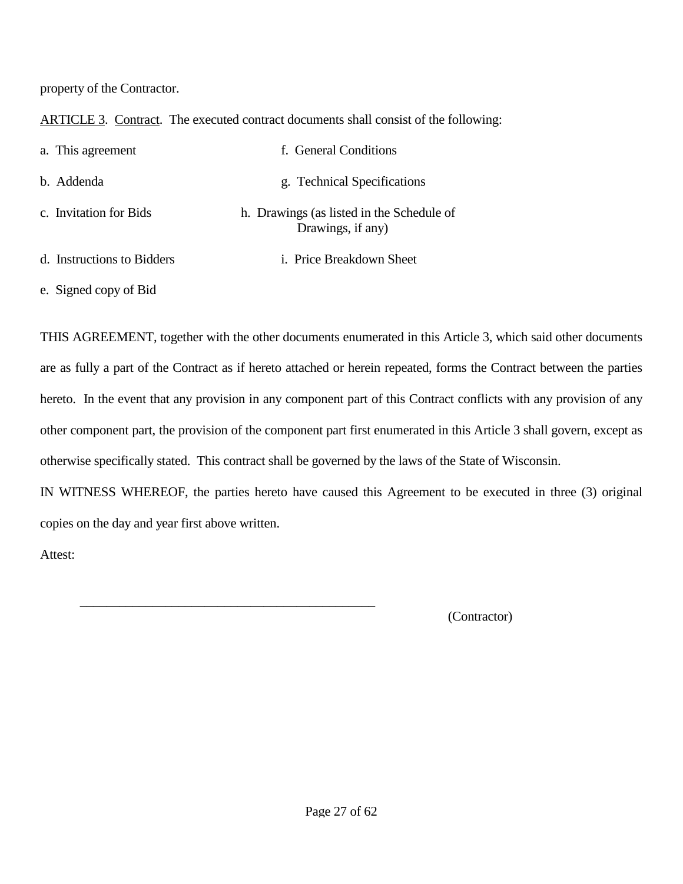property of the Contractor.

ARTICLE 3. Contract. The executed contract documents shall consist of the following:

a. This agreement

b. Addenda

c. Invitation for Bids

d. Instructions to Bidders

e. Signed copy of Bid

f. General Conditions

g. Technical Specifications

h. Drawings (as listed in the Schedule of Drawings, if any)

i. Price Breakdown Sheet

THIS AGREEMENT, together with the other documents enumerated in this Article 3, which said other documents are as fully a part of the Contract as if hereto attached or herein repeated, forms the Contract between the parties hereto. In the event that any provision in any component part of this Contract conflicts with any provision of any other component part, the provision of the component part first enumerated in this Article 3 shall govern, except as otherwise specifically stated. This contract shall be governed by the laws of the State of Wisconsin.

IN WITNESS WHEREOF, the parties hereto have caused this Agreement to be executed in three (3) original copies on the day and year first above written.

Attest:

_______________________________________________

(Contractor)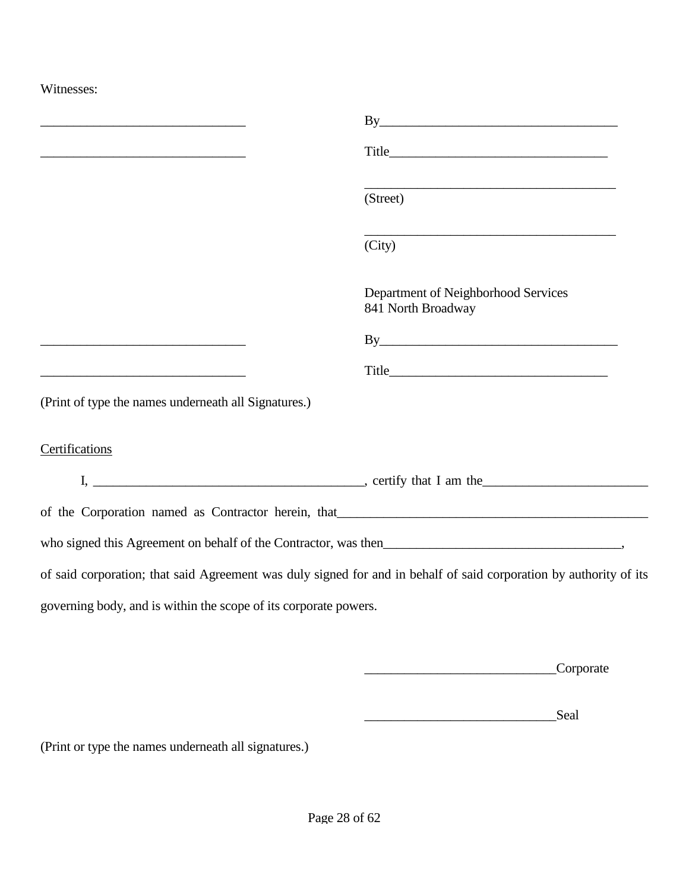Witnesses:

| | |
|---|---|
| _______________________________ | By____________________________________ |
| _______________________________ | Title_________________________________ |
| | ______________________________________ (Street) |
| | ______________________________________ (City) |
| | Department of Neighborhood Services<br>841 North Broadway |
| _______________________________ | By____________________________________ |
| _______________________________ | Title_________________________________ |

(Print of type the names underneath all Signatures.)

<u>Certifications</u>

I, _________________________________________, certify that I am the_________________________ of the Corporation named as Contractor herein, that_________________________________________________ who signed this Agreement on behalf of the Contractor, was then____________________________________, of said corporation; that said Agreement was duly signed for and in behalf of said corporation by authority of its governing body, and is within the scope of its corporate powers.

____________________________Corporate

____________________________Seal

(Print or type the names underneath all signatures.)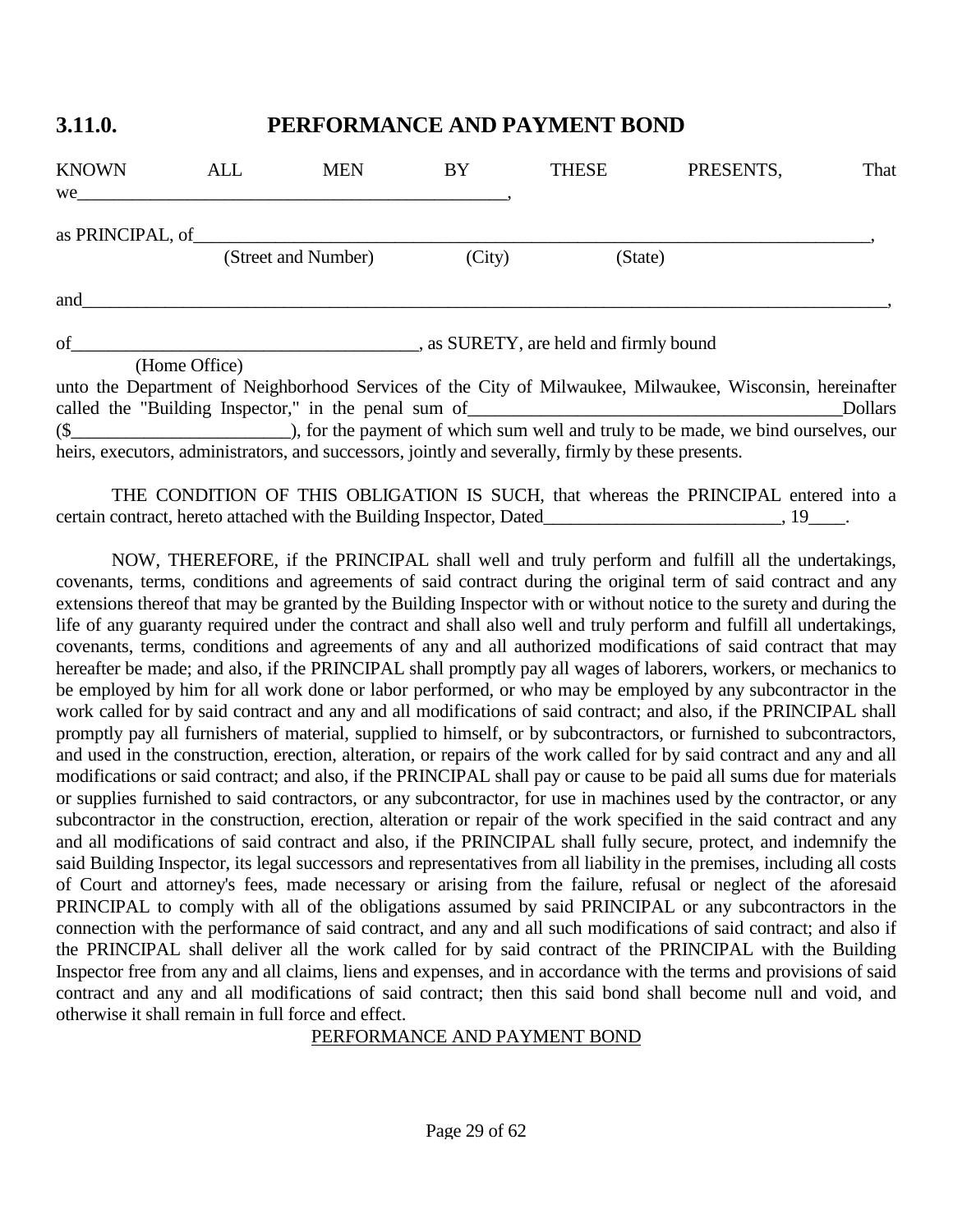## 3.11.0. PERFORMANCE AND PAYMENT BOND

KNOWN ALL MEN BY THESE PRESENTS, That we_______________________________________________,

as PRINCIPAL, of_____________________________________________________________________________,
(Street and Number) (City) (State)

and_____________________________________________________________________________________________,

of______________________________________, as SURETY, are held and firmly bound
(Home Office)

unto the Department of Neighborhood Services of the City of Milwaukee, Milwaukee, Wisconsin, hereinafter called the "Building Inspector," in the penal sum of_________________________________________Dollars ($________________________), for the payment of which sum well and truly to be made, we bind ourselves, our heirs, executors, administrators, and successors, jointly and severally, firmly by these presents.

THE CONDITION OF THIS OBLIGATION IS SUCH, that whereas the PRINCIPAL entered into a certain contract, hereto attached with the Building Inspector, Dated__________________________, 19____.

NOW, THEREFORE, if the PRINCIPAL shall well and truly perform and fulfill all the undertakings, covenants, terms, conditions and agreements of said contract during the original term of said contract and any extensions thereof that may be granted by the Building Inspector with or without notice to the surety and during the life of any guaranty required under the contract and shall also well and truly perform and fulfill all undertakings, covenants, terms, conditions and agreements of any and all authorized modifications of said contract that may hereafter be made; and also, if the PRINCIPAL shall promptly pay all wages of laborers, workers, or mechanics to be employed by him for all work done or labor performed, or who may be employed by any subcontractor in the work called for by said contract and any and all modifications of said contract; and also, if the PRINCIPAL shall promptly pay all furnishers of material, supplied to himself, or by subcontractors, or furnished to subcontractors, and used in the construction, erection, alteration, or repairs of the work called for by said contract and any and all modifications or said contract; and also, if the PRINCIPAL shall pay or cause to be paid all sums due for materials or supplies furnished to said contractors, or any subcontractor, for use in machines used by the contractor, or any subcontractor in the construction, erection, alteration or repair of the work specified in the said contract and any and all modifications of said contract and also, if the PRINCIPAL shall fully secure, protect, and indemnify the said Building Inspector, its legal successors and representatives from all liability in the premises, including all costs of Court and attorney's fees, made necessary or arising from the failure, refusal or neglect of the aforesaid PRINCIPAL to comply with all of the obligations assumed by said PRINCIPAL or any subcontractors in the connection with the performance of said contract, and any and all such modifications of said contract; and also if the PRINCIPAL shall deliver all the work called for by said contract of the PRINCIPAL with the Building Inspector free from any and all claims, liens and expenses, and in accordance with the terms and provisions of said contract and any and all modifications of said contract; then this said bond shall become null and void, and otherwise it shall remain in full force and effect.

PERFORMANCE AND PAYMENT BOND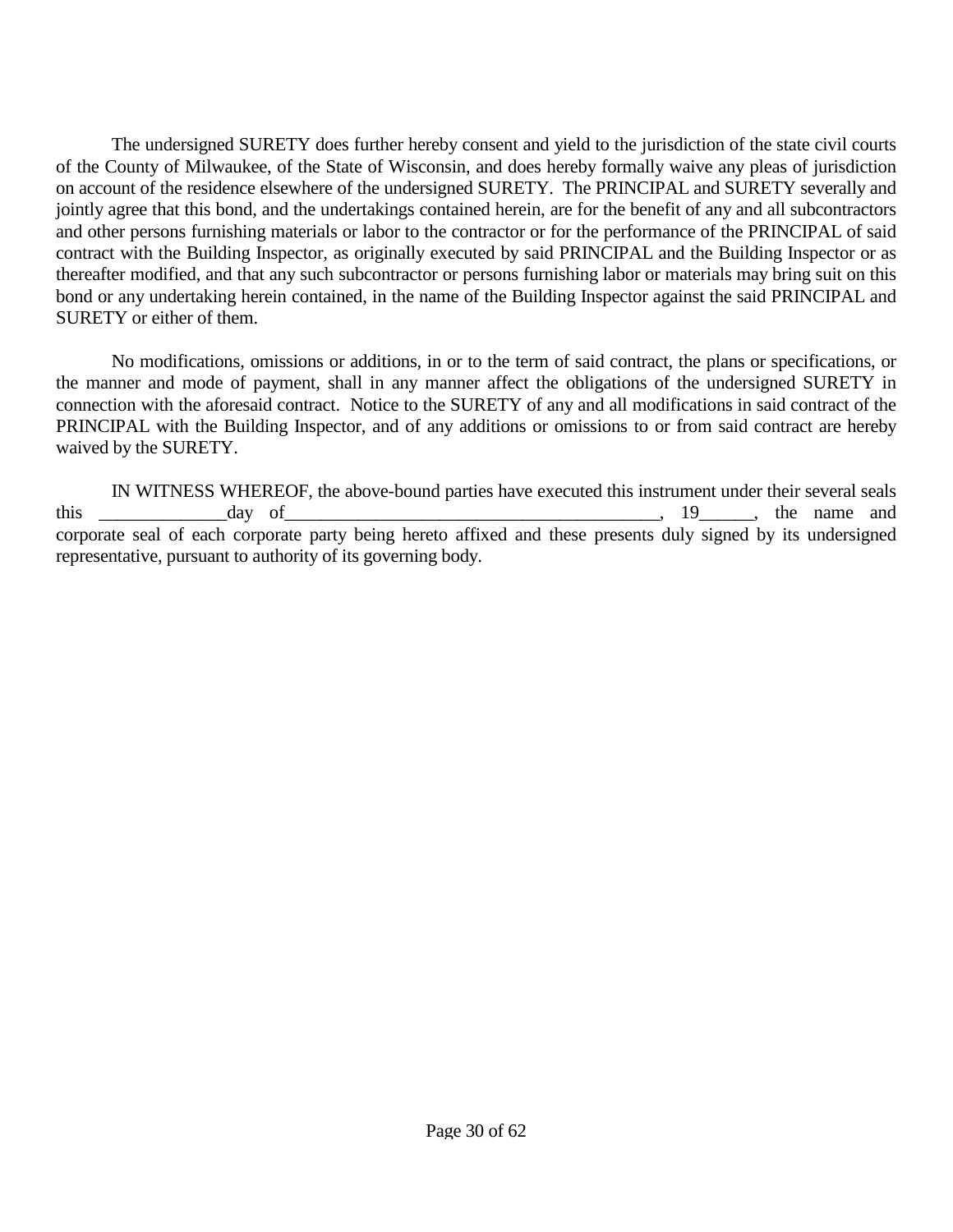The undersigned SURETY does further hereby consent and yield to the jurisdiction of the state civil courts of the County of Milwaukee, of the State of Wisconsin, and does hereby formally waive any pleas of jurisdiction on account of the residence elsewhere of the undersigned SURETY. The PRINCIPAL and SURETY severally and jointly agree that this bond, and the undertakings contained herein, are for the benefit of any and all subcontractors and other persons furnishing materials or labor to the contractor or for the performance of the PRINCIPAL of said contract with the Building Inspector, as originally executed by said PRINCIPAL and the Building Inspector or as thereafter modified, and that any such subcontractor or persons furnishing labor or materials may bring suit on this bond or any undertaking herein contained, in the name of the Building Inspector against the said PRINCIPAL and SURETY or either of them.

No modifications, omissions or additions, in or to the term of said contract, the plans or specifications, or the manner and mode of payment, shall in any manner affect the obligations of the undersigned SURETY in connection with the aforesaid contract. Notice to the SURETY of any and all modifications in said contract of the PRINCIPAL with the Building Inspector, and of any additions or omissions to or from said contract are hereby waived by the SURETY.

IN WITNESS WHEREOF, the above-bound parties have executed this instrument under their several seals this ______________day of__________________________________________, 19______, the name and corporate seal of each corporate party being hereto affixed and these presents duly signed by its undersigned representative, pursuant to authority of its governing body.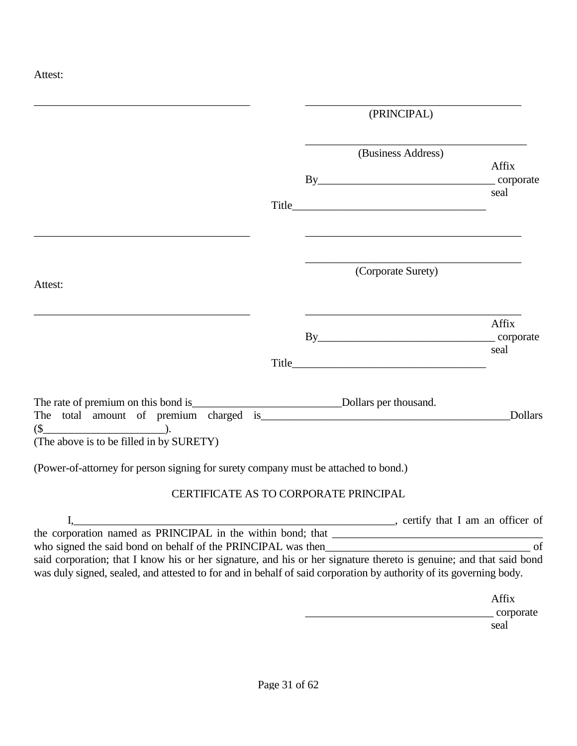Attest:

\_\_\_\_\_\_\_\_\_\_\_\_\_\_\_\_\_\_\_\_\_\_\_\_\_\_\_\_\_\_\_\_\_\_\_\_\_\_\_ \_\_\_\_\_\_\_\_\_\_\_\_\_\_\_\_\_\_\_\_\_\_\_\_\_\_\_\_\_\_\_\_\_\_\_\_\_\_\_
(PRINCIPAL)

\_\_\_\_\_\_\_\_\_\_\_\_\_\_\_\_\_\_\_\_\_\_\_\_\_\_\_\_\_\_\_\_\_\_\_\_\_\_\_
(Business Address)

By\_\_\_\_\_\_\_\_\_\_\_\_\_\_\_\_\_\_\_\_\_\_\_\_\_\_\_\_\_\_\_\_ Affix corporate seal

Title\_\_\_\_\_\_\_\_\_\_\_\_\_\_\_\_\_\_\_\_\_\_\_\_\_\_\_\_\_\_\_\_\_\_\_

\_\_\_\_\_\_\_\_\_\_\_\_\_\_\_\_\_\_\_\_\_\_\_\_\_\_\_\_\_\_\_\_\_\_\_\_\_\_\_ \_\_\_\_\_\_\_\_\_\_\_\_\_\_\_\_\_\_\_\_\_\_\_\_\_\_\_\_\_\_\_\_\_\_\_\_\_\_\_

\_\_\_\_\_\_\_\_\_\_\_\_\_\_\_\_\_\_\_\_\_\_\_\_\_\_\_\_\_\_\_\_\_\_\_\_\_\_\_
(Corporate Surety)

Attest:

\_\_\_\_\_\_\_\_\_\_\_\_\_\_\_\_\_\_\_\_\_\_\_\_\_\_\_\_\_\_\_\_\_\_\_\_\_\_\_ \_\_\_\_\_\_\_\_\_\_\_\_\_\_\_\_\_\_\_\_\_\_\_\_\_\_\_\_\_\_\_\_\_\_\_\_\_\_\_

By\_\_\_\_\_\_\_\_\_\_\_\_\_\_\_\_\_\_\_\_\_\_\_\_\_\_\_\_\_\_\_\_ Affix corporate seal

Title\_\_\_\_\_\_\_\_\_\_\_\_\_\_\_\_\_\_\_\_\_\_\_\_\_\_\_\_\_\_\_\_\_\_\_

The rate of premium on this bond is\_\_\_\_\_\_\_\_\_\_\_\_\_\_\_\_\_\_\_\_\_\_\_\_\_\_\_Dollars per thousand.
The total amount of premium charged is\_\_\_\_\_\_\_\_\_\_\_\_\_\_\_\_\_\_\_\_\_\_\_\_\_\_\_\_\_\_\_\_\_\_\_\_\_\_\_\_\_\_\_\_\_\_Dollars ($\_\_\_\_\_\_\_\_\_\_\_\_\_\_\_\_\_\_\_\_\_\_).
(The above is to be filled in by SURETY)

(Power-of-attorney for person signing for surety company must be attached to bond.)

## CERTIFICATE AS TO CORPORATE PRINCIPAL

I,\_\_\_\_\_\_\_\_\_\_\_\_\_\_\_\_\_\_\_\_\_\_\_\_\_\_\_\_\_\_\_\_\_\_\_\_\_\_\_\_\_\_\_\_\_\_\_\_\_\_\_\_\_\_\_\_\_\_\_\_\_\_, certify that I am an officer of the corporation named as PRINCIPAL in the within bond; that \_\_\_\_\_\_\_\_\_\_\_\_\_\_\_\_\_\_\_\_\_\_\_\_\_\_\_\_\_\_\_\_\_\_\_\_\_\_\_ who signed the said bond on behalf of the PRINCIPAL was then\_\_\_\_\_\_\_\_\_\_\_\_\_\_\_\_\_\_\_\_\_\_\_\_\_\_\_\_\_\_\_\_\_\_\_\_\_\_\_ of said corporation; that I know his or her signature, and his or her signature thereto is genuine; and that said bond was duly signed, sealed, and attested to for and in behalf of said corporation by authority of its governing body.

\_\_\_\_\_\_\_\_\_\_\_\_\_\_\_\_\_\_\_\_\_\_\_\_\_\_\_\_\_\_\_\_\_\_\_\_ Affix corporate seal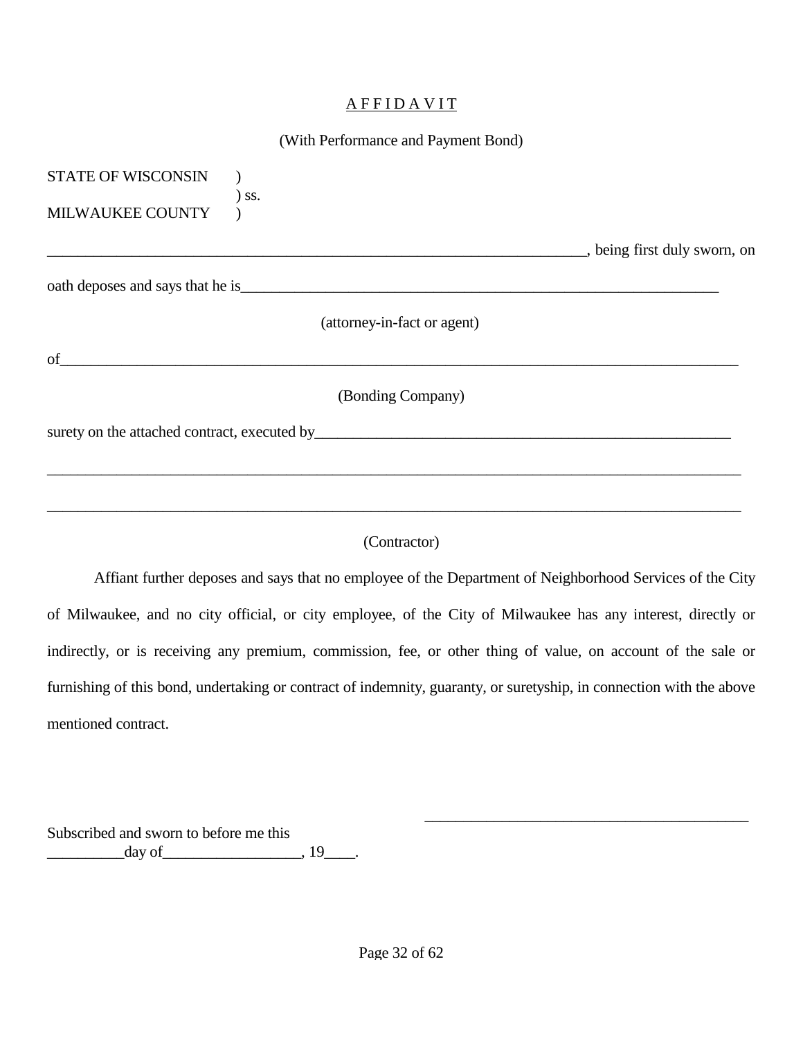# A F F I D A V I T

(With Performance and Payment Bond)

STATE OF WISCONSIN )
) ss.
MILWAUKEE COUNTY )

__________________________________________________________________________, being first duly sworn, on

oath deposes and says that he is_________________________________________________________________

(attorney-in-fact or agent)

of___________________________________________________________________________________________

(Bonding Company)

surety on the attached contract, executed by_______________________________________________________

_____________________________________________________________________________________________

_____________________________________________________________________________________________

(Contractor)

Affiant further deposes and says that no employee of the Department of Neighborhood Services of the City of Milwaukee, and no city official, or city employee, of the City of Milwaukee has any interest, directly or indirectly, or is receiving any premium, commission, fee, or other thing of value, on account of the sale or furnishing of this bond, undertaking or contract of indemnity, guaranty, or suretyship, in connection with the above mentioned contract.

_____________________________________________

Subscribed and sworn to before me this
__________day of__________________, 19____.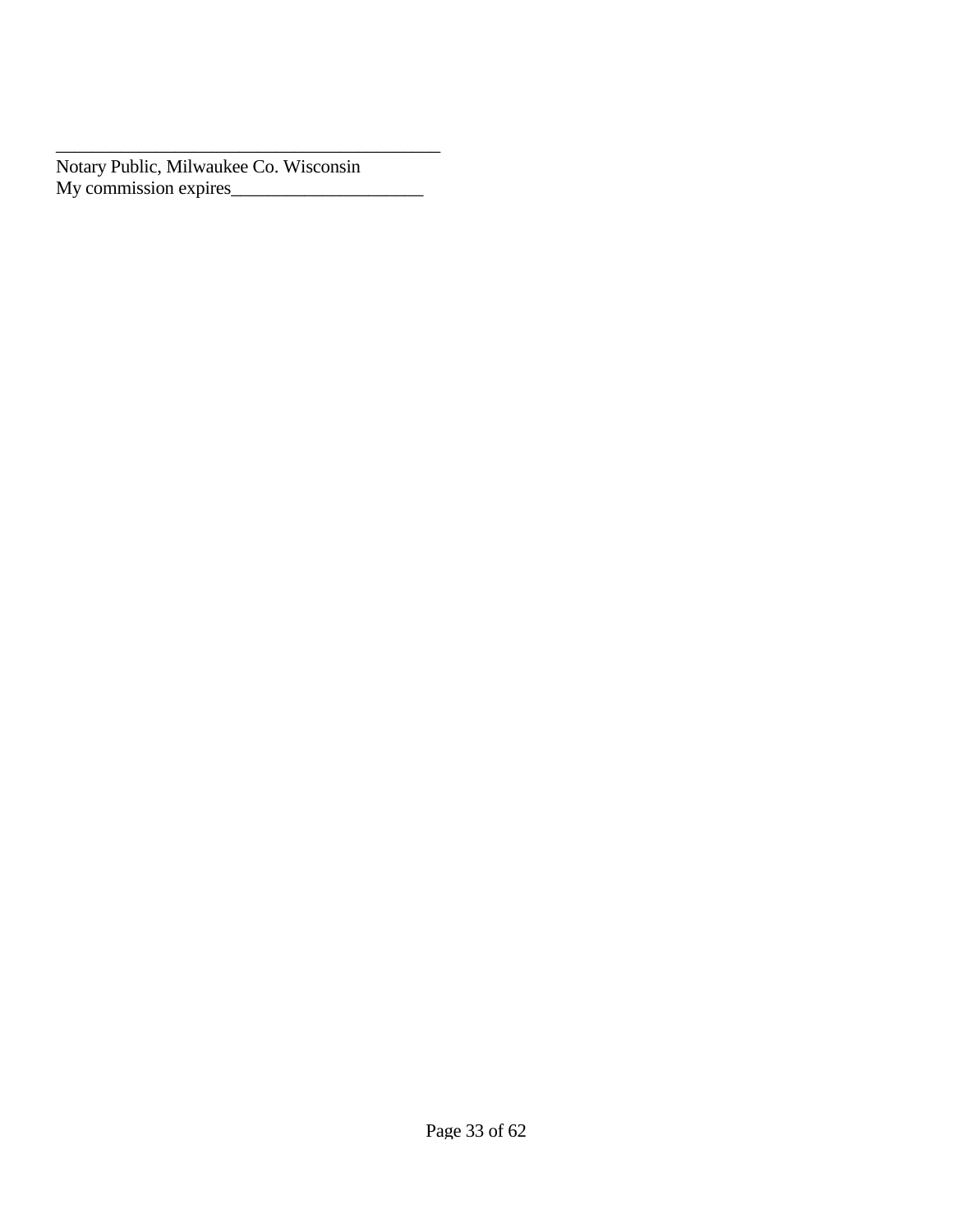_____________________________________________

Notary Public, Milwaukee Co. Wisconsin

My commission expires_____________________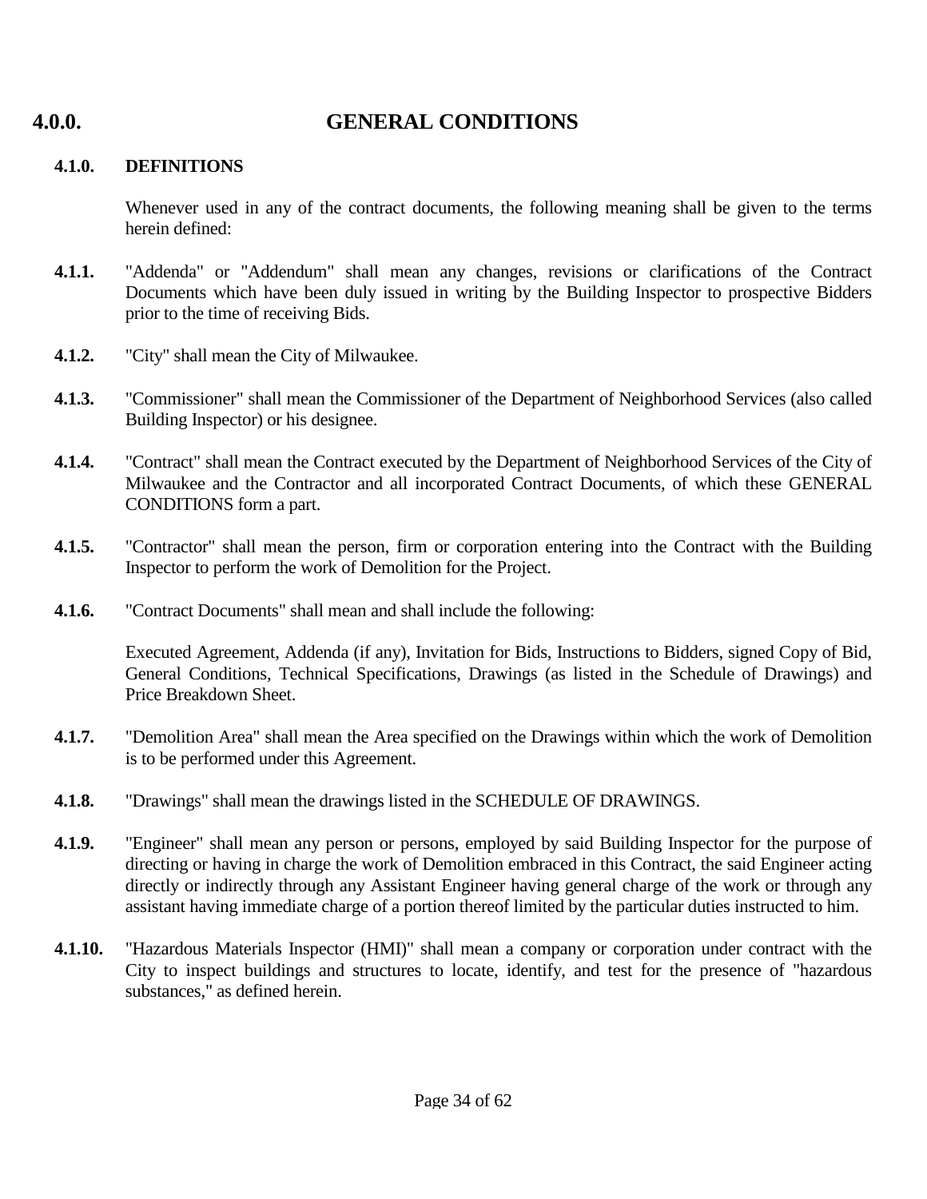# 4.0.0. GENERAL CONDITIONS

## 4.1.0. DEFINITIONS

Whenever used in any of the contract documents, the following meaning shall be given to the terms herein defined:

**4.1.1.** "Addenda" or "Addendum" shall mean any changes, revisions or clarifications of the Contract Documents which have been duly issued in writing by the Building Inspector to prospective Bidders prior to the time of receiving Bids.

**4.1.2.** "City" shall mean the City of Milwaukee.

**4.1.3.** "Commissioner" shall mean the Commissioner of the Department of Neighborhood Services (also called Building Inspector) or his designee.

**4.1.4.** "Contract" shall mean the Contract executed by the Department of Neighborhood Services of the City of Milwaukee and the Contractor and all incorporated Contract Documents, of which these GENERAL CONDITIONS form a part.

**4.1.5.** "Contractor" shall mean the person, firm or corporation entering into the Contract with the Building Inspector to perform the work of Demolition for the Project.

**4.1.6.** "Contract Documents" shall mean and shall include the following:

Executed Agreement, Addenda (if any), Invitation for Bids, Instructions to Bidders, signed Copy of Bid, General Conditions, Technical Specifications, Drawings (as listed in the Schedule of Drawings) and Price Breakdown Sheet.

**4.1.7.** "Demolition Area" shall mean the Area specified on the Drawings within which the work of Demolition is to be performed under this Agreement.

**4.1.8.** "Drawings" shall mean the drawings listed in the SCHEDULE OF DRAWINGS.

**4.1.9.** "Engineer" shall mean any person or persons, employed by said Building Inspector for the purpose of directing or having in charge the work of Demolition embraced in this Contract, the said Engineer acting directly or indirectly through any Assistant Engineer having general charge of the work or through any assistant having immediate charge of a portion thereof limited by the particular duties instructed to him.

**4.1.10.** "Hazardous Materials Inspector (HMI)" shall mean a company or corporation under contract with the City to inspect buildings and structures to locate, identify, and test for the presence of "hazardous substances," as defined herein.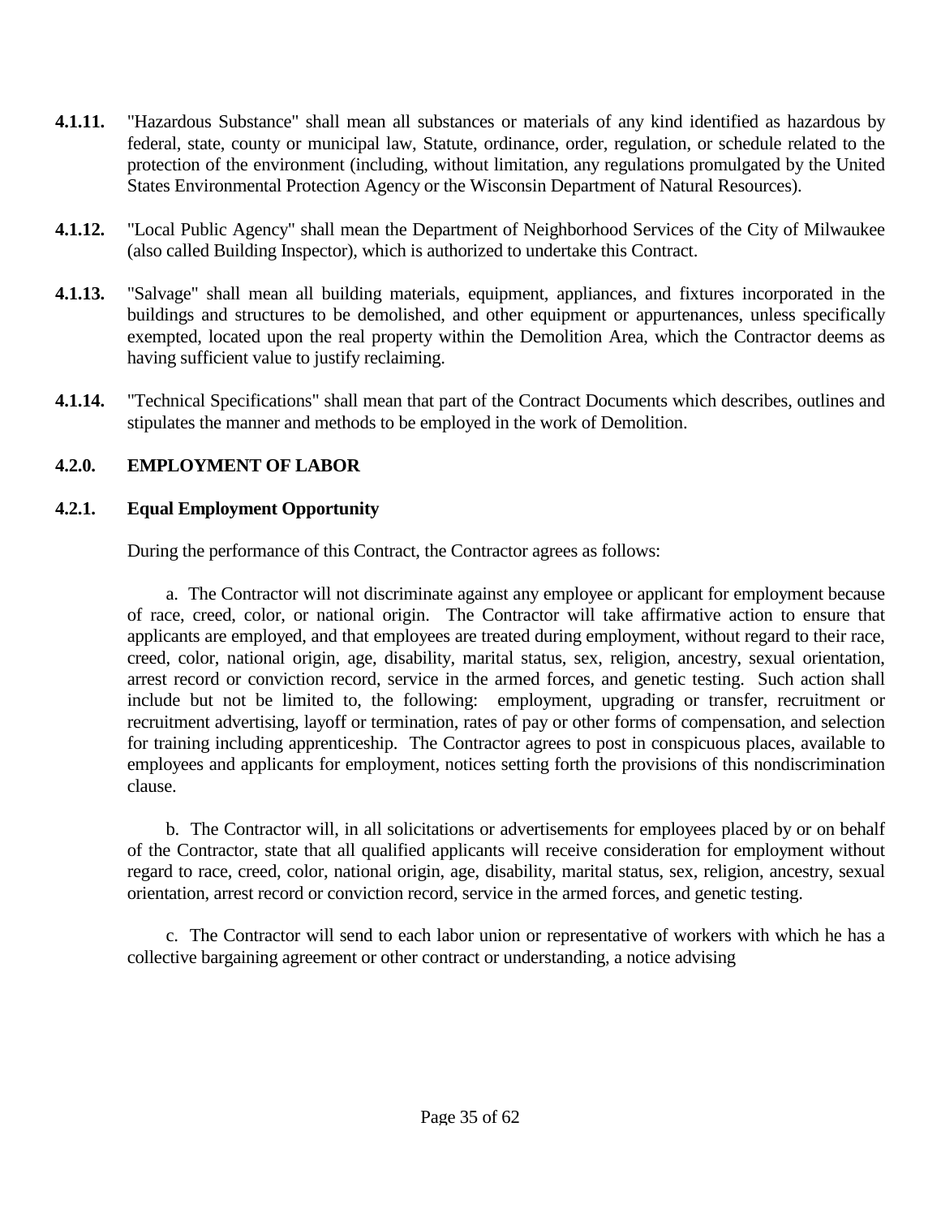**4.1.11.** "Hazardous Substance" shall mean all substances or materials of any kind identified as hazardous by federal, state, county or municipal law, Statute, ordinance, order, regulation, or schedule related to the protection of the environment (including, without limitation, any regulations promulgated by the United States Environmental Protection Agency or the Wisconsin Department of Natural Resources).

**4.1.12.** "Local Public Agency" shall mean the Department of Neighborhood Services of the City of Milwaukee (also called Building Inspector), which is authorized to undertake this Contract.

**4.1.13.** "Salvage" shall mean all building materials, equipment, appliances, and fixtures incorporated in the buildings and structures to be demolished, and other equipment or appurtenances, unless specifically exempted, located upon the real property within the Demolition Area, which the Contractor deems as having sufficient value to justify reclaiming.

**4.1.14.** "Technical Specifications" shall mean that part of the Contract Documents which describes, outlines and stipulates the manner and methods to be employed in the work of Demolition.

## 4.2.0. EMPLOYMENT OF LABOR

### 4.2.1. Equal Employment Opportunity

During the performance of this Contract, the Contractor agrees as follows:

a. The Contractor will not discriminate against any employee or applicant for employment because of race, creed, color, or national origin. The Contractor will take affirmative action to ensure that applicants are employed, and that employees are treated during employment, without regard to their race, creed, color, national origin, age, disability, marital status, sex, religion, ancestry, sexual orientation, arrest record or conviction record, service in the armed forces, and genetic testing. Such action shall include but not be limited to, the following: employment, upgrading or transfer, recruitment or recruitment advertising, layoff or termination, rates of pay or other forms of compensation, and selection for training including apprenticeship. The Contractor agrees to post in conspicuous places, available to employees and applicants for employment, notices setting forth the provisions of this nondiscrimination clause.

b. The Contractor will, in all solicitations or advertisements for employees placed by or on behalf of the Contractor, state that all qualified applicants will receive consideration for employment without regard to race, creed, color, national origin, age, disability, marital status, sex, religion, ancestry, sexual orientation, arrest record or conviction record, service in the armed forces, and genetic testing.

c. The Contractor will send to each labor union or representative of workers with which he has a collective bargaining agreement or other contract or understanding, a notice advising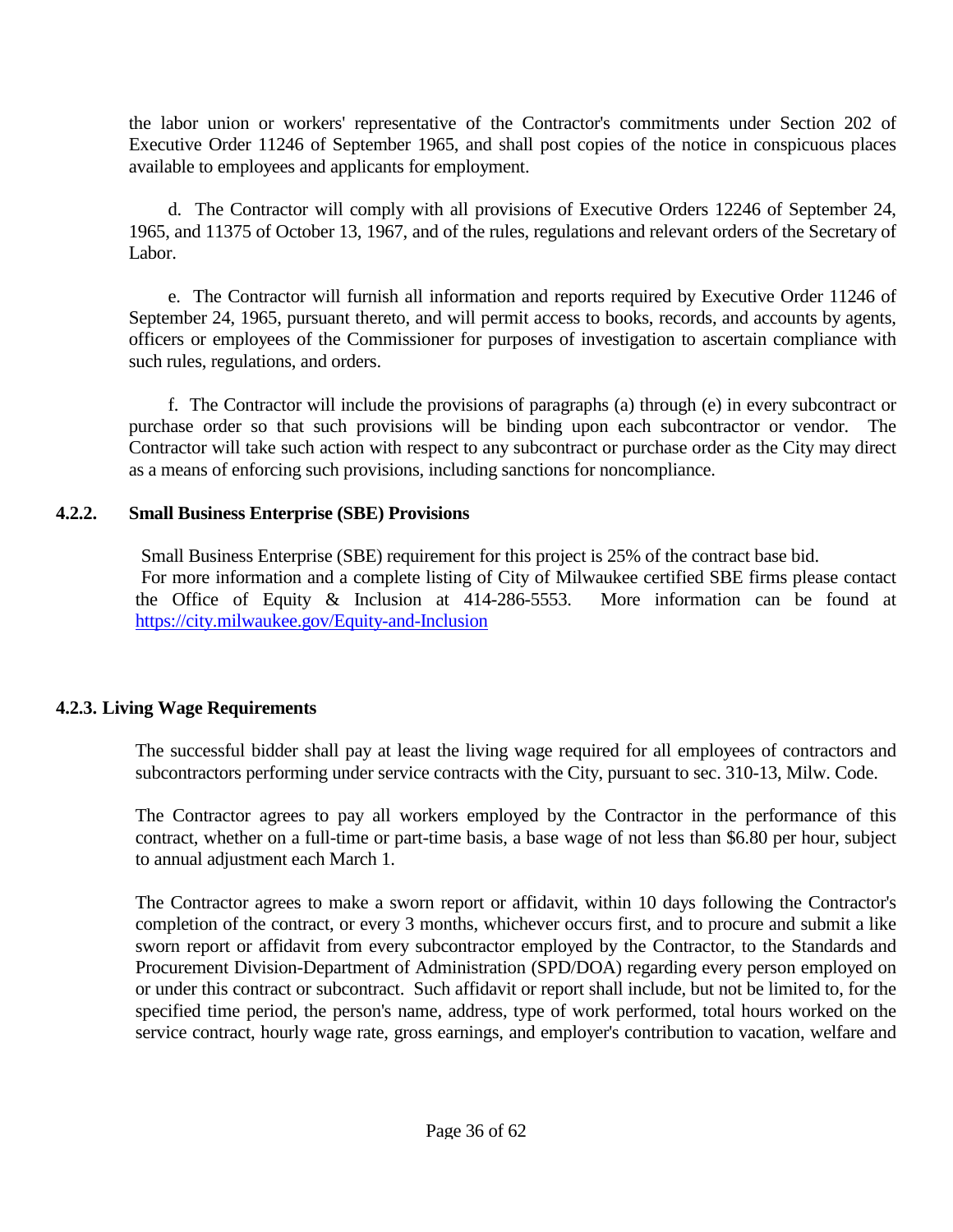the labor union or workers' representative of the Contractor's commitments under Section 202 of Executive Order 11246 of September 1965, and shall post copies of the notice in conspicuous places available to employees and applicants for employment.

d. The Contractor will comply with all provisions of Executive Orders 12246 of September 24, 1965, and 11375 of October 13, 1967, and of the rules, regulations and relevant orders of the Secretary of Labor.

e. The Contractor will furnish all information and reports required by Executive Order 11246 of September 24, 1965, pursuant thereto, and will permit access to books, records, and accounts by agents, officers or employees of the Commissioner for purposes of investigation to ascertain compliance with such rules, regulations, and orders.

f. The Contractor will include the provisions of paragraphs (a) through (e) in every subcontract or purchase order so that such provisions will be binding upon each subcontractor or vendor. The Contractor will take such action with respect to any subcontract or purchase order as the City may direct as a means of enforcing such provisions, including sanctions for noncompliance.

### 4.2.2. Small Business Enterprise (SBE) Provisions

Small Business Enterprise (SBE) requirement for this project is 25% of the contract base bid.
For more information and a complete listing of City of Milwaukee certified SBE firms please contact the Office of Equity & Inclusion at 414-286-5553. More information can be found at https://city.milwaukee.gov/Equity-and-Inclusion

### 4.2.3. Living Wage Requirements

The successful bidder shall pay at least the living wage required for all employees of contractors and subcontractors performing under service contracts with the City, pursuant to sec. 310-13, Milw. Code.

The Contractor agrees to pay all workers employed by the Contractor in the performance of this contract, whether on a full-time or part-time basis, a base wage of not less than $6.80 per hour, subject to annual adjustment each March 1.

The Contractor agrees to make a sworn report or affidavit, within 10 days following the Contractor's completion of the contract, or every 3 months, whichever occurs first, and to procure and submit a like sworn report or affidavit from every subcontractor employed by the Contractor, to the Standards and Procurement Division-Department of Administration (SPD/DOA) regarding every person employed on or under this contract or subcontract. Such affidavit or report shall include, but not be limited to, for the specified time period, the person's name, address, type of work performed, total hours worked on the service contract, hourly wage rate, gross earnings, and employer's contribution to vacation, welfare and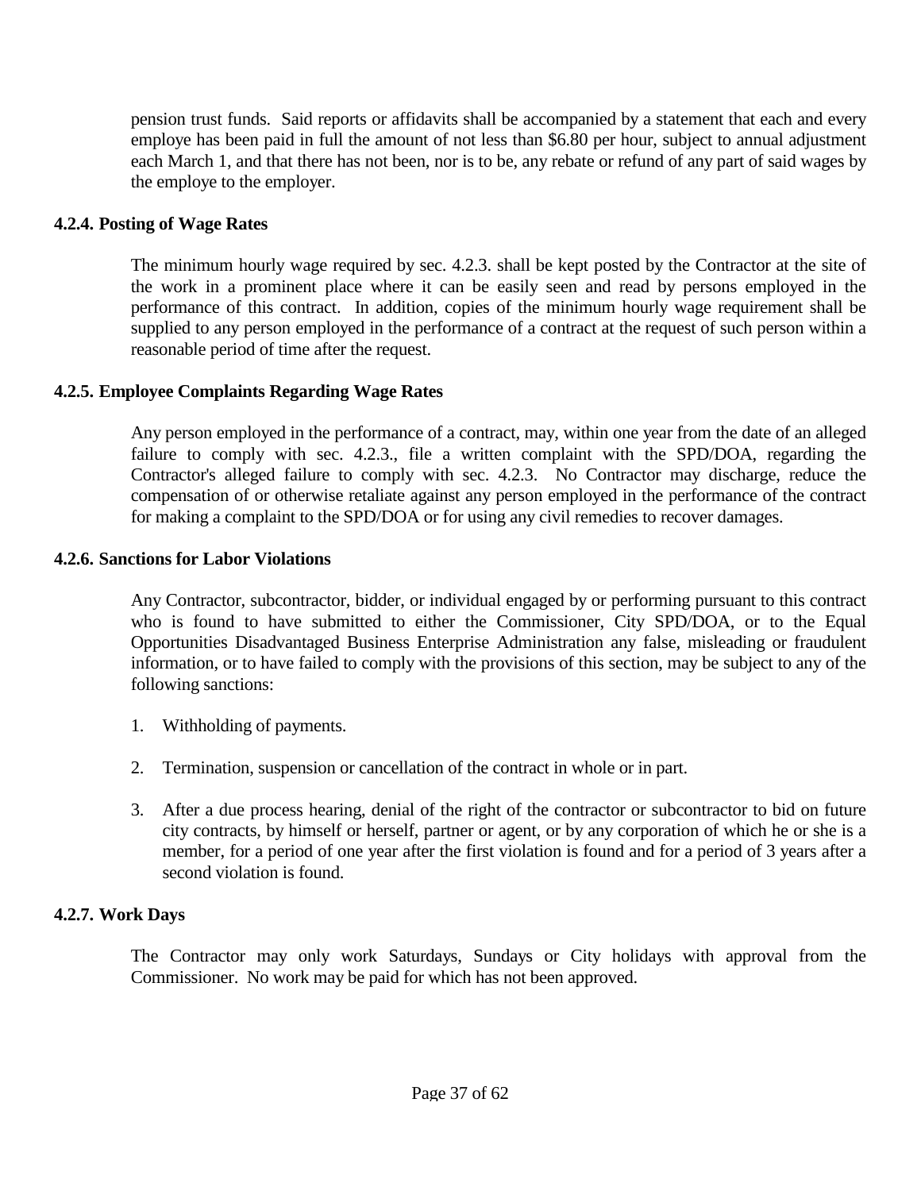pension trust funds. Said reports or affidavits shall be accompanied by a statement that each and every employe has been paid in full the amount of not less than $6.80 per hour, subject to annual adjustment each March 1, and that there has not been, nor is to be, any rebate or refund of any part of said wages by the employe to the employer.

### 4.2.4. Posting of Wage Rates

The minimum hourly wage required by sec. 4.2.3. shall be kept posted by the Contractor at the site of the work in a prominent place where it can be easily seen and read by persons employed in the performance of this contract. In addition, copies of the minimum hourly wage requirement shall be supplied to any person employed in the performance of a contract at the request of such person within a reasonable period of time after the request.

### 4.2.5. Employee Complaints Regarding Wage Rates

Any person employed in the performance of a contract, may, within one year from the date of an alleged failure to comply with sec. 4.2.3., file a written complaint with the SPD/DOA, regarding the Contractor's alleged failure to comply with sec. 4.2.3. No Contractor may discharge, reduce the compensation of or otherwise retaliate against any person employed in the performance of the contract for making a complaint to the SPD/DOA or for using any civil remedies to recover damages.

### 4.2.6. Sanctions for Labor Violations

Any Contractor, subcontractor, bidder, or individual engaged by or performing pursuant to this contract who is found to have submitted to either the Commissioner, City SPD/DOA, or to the Equal Opportunities Disadvantaged Business Enterprise Administration any false, misleading or fraudulent information, or to have failed to comply with the provisions of this section, may be subject to any of the following sanctions:

1. Withholding of payments.
2. Termination, suspension or cancellation of the contract in whole or in part.
3. After a due process hearing, denial of the right of the contractor or subcontractor to bid on future city contracts, by himself or herself, partner or agent, or by any corporation of which he or she is a member, for a period of one year after the first violation is found and for a period of 3 years after a second violation is found.

### 4.2.7. Work Days

The Contractor may only work Saturdays, Sundays or City holidays with approval from the Commissioner. No work may be paid for which has not been approved.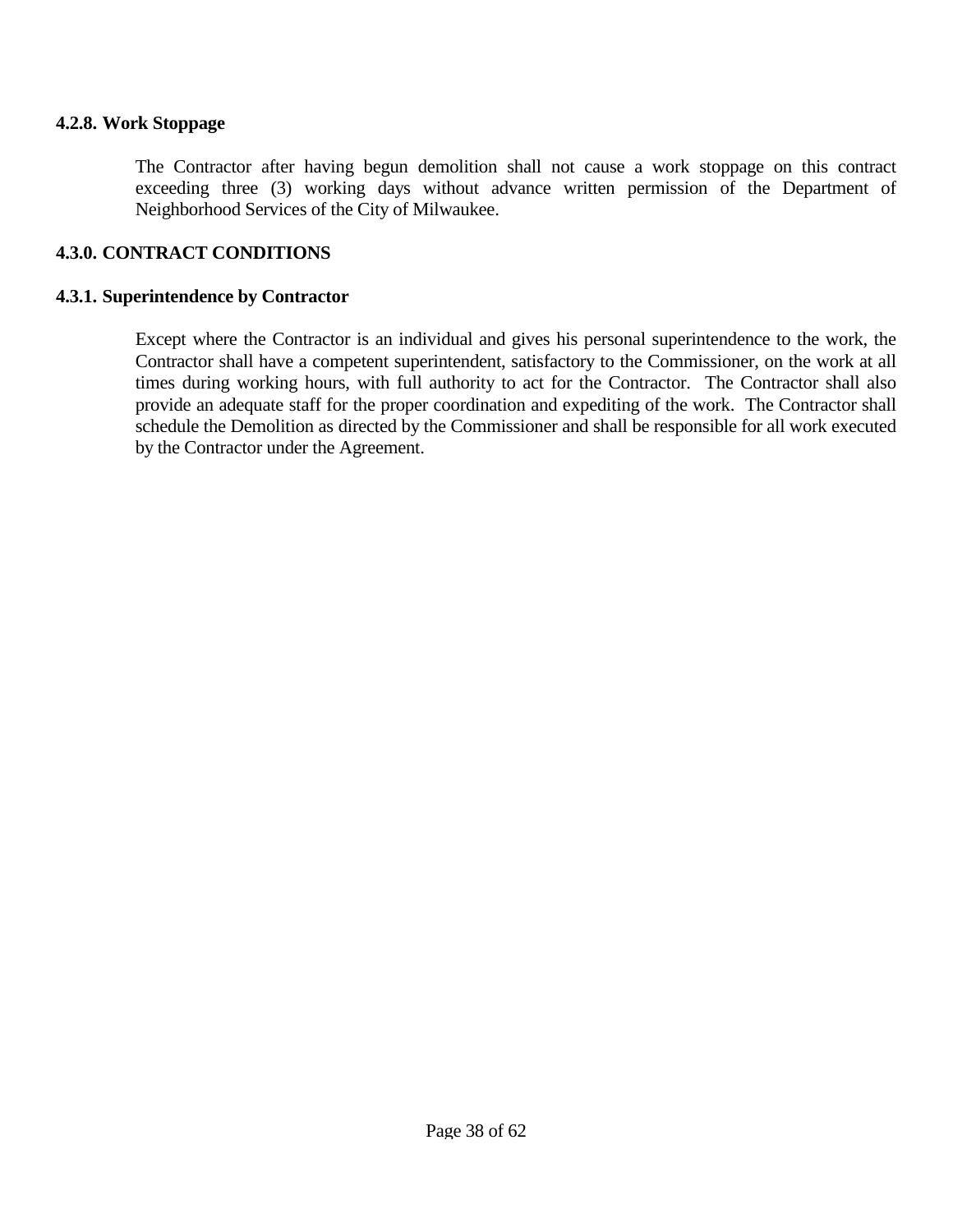**4.2.8. Work Stoppage**

The Contractor after having begun demolition shall not cause a work stoppage on this contract exceeding three (3) working days without advance written permission of the Department of Neighborhood Services of the City of Milwaukee.

**4.3.0. CONTRACT CONDITIONS**

**4.3.1. Superintendence by Contractor**

Except where the Contractor is an individual and gives his personal superintendence to the work, the Contractor shall have a competent superintendent, satisfactory to the Commissioner, on the work at all times during working hours, with full authority to act for the Contractor. The Contractor shall also provide an adequate staff for the proper coordination and expediting of the work. The Contractor shall schedule the Demolition as directed by the Commissioner and shall be responsible for all work executed by the Contractor under the Agreement.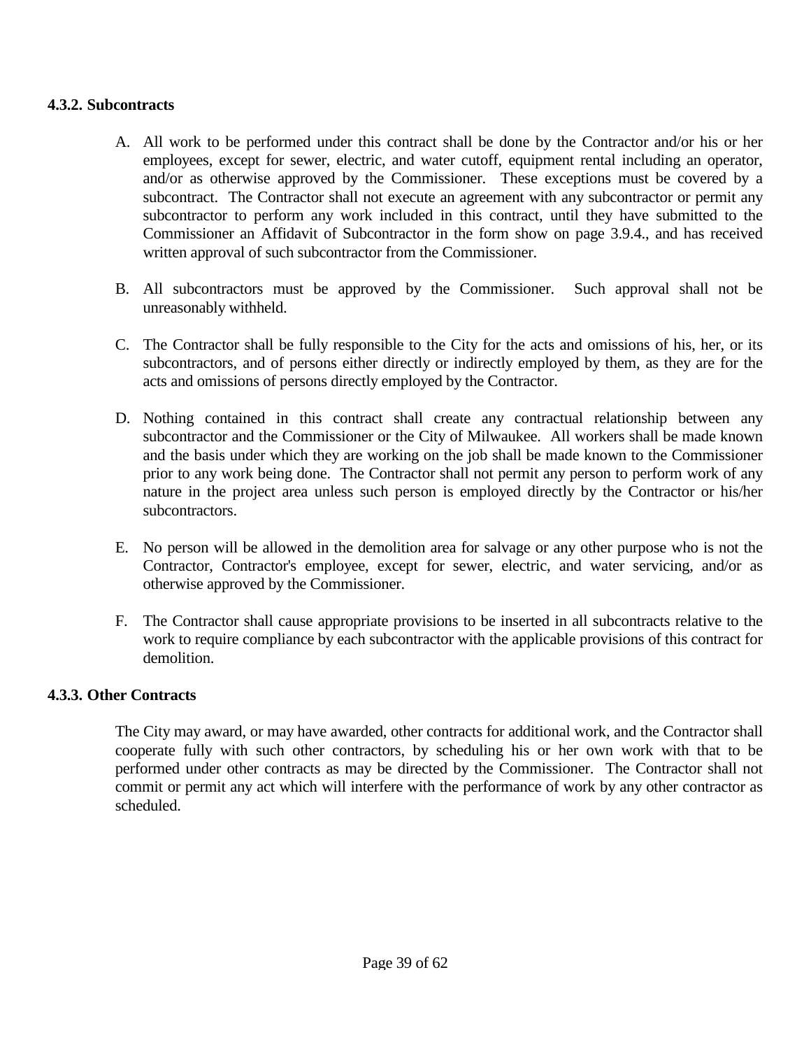### 4.3.2. Subcontracts

A. All work to be performed under this contract shall be done by the Contractor and/or his or her employees, except for sewer, electric, and water cutoff, equipment rental including an operator, and/or as otherwise approved by the Commissioner. These exceptions must be covered by a subcontract. The Contractor shall not execute an agreement with any subcontractor or permit any subcontractor to perform any work included in this contract, until they have submitted to the Commissioner an Affidavit of Subcontractor in the form show on page 3.9.4., and has received written approval of such subcontractor from the Commissioner.

B. All subcontractors must be approved by the Commissioner. Such approval shall not be unreasonably withheld.

C. The Contractor shall be fully responsible to the City for the acts and omissions of his, her, or its subcontractors, and of persons either directly or indirectly employed by them, as they are for the acts and omissions of persons directly employed by the Contractor.

D. Nothing contained in this contract shall create any contractual relationship between any subcontractor and the Commissioner or the City of Milwaukee. All workers shall be made known and the basis under which they are working on the job shall be made known to the Commissioner prior to any work being done. The Contractor shall not permit any person to perform work of any nature in the project area unless such person is employed directly by the Contractor or his/her subcontractors.

E. No person will be allowed in the demolition area for salvage or any other purpose who is not the Contractor, Contractor's employee, except for sewer, electric, and water servicing, and/or as otherwise approved by the Commissioner.

F. The Contractor shall cause appropriate provisions to be inserted in all subcontracts relative to the work to require compliance by each subcontractor with the applicable provisions of this contract for demolition.

### 4.3.3. Other Contracts

The City may award, or may have awarded, other contracts for additional work, and the Contractor shall cooperate fully with such other contractors, by scheduling his or her own work with that to be performed under other contracts as may be directed by the Commissioner. The Contractor shall not commit or permit any act which will interfere with the performance of work by any other contractor as scheduled.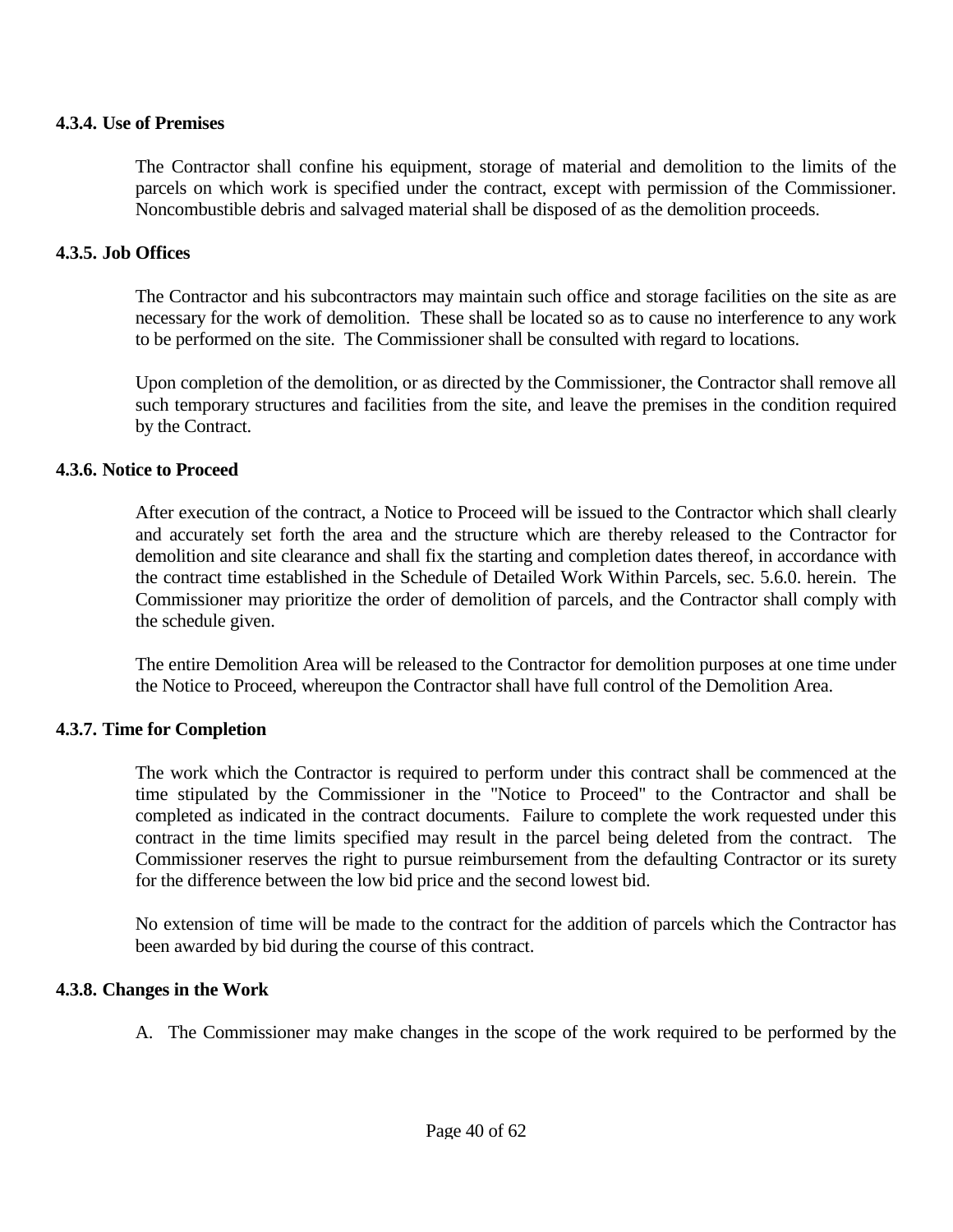#### 4.3.4. Use of Premises

The Contractor shall confine his equipment, storage of material and demolition to the limits of the parcels on which work is specified under the contract, except with permission of the Commissioner. Noncombustible debris and salvaged material shall be disposed of as the demolition proceeds.

#### 4.3.5. Job Offices

The Contractor and his subcontractors may maintain such office and storage facilities on the site as are necessary for the work of demolition. These shall be located so as to cause no interference to any work to be performed on the site. The Commissioner shall be consulted with regard to locations.

Upon completion of the demolition, or as directed by the Commissioner, the Contractor shall remove all such temporary structures and facilities from the site, and leave the premises in the condition required by the Contract.

#### 4.3.6. Notice to Proceed

After execution of the contract, a Notice to Proceed will be issued to the Contractor which shall clearly and accurately set forth the area and the structure which are thereby released to the Contractor for demolition and site clearance and shall fix the starting and completion dates thereof, in accordance with the contract time established in the Schedule of Detailed Work Within Parcels, sec. 5.6.0. herein. The Commissioner may prioritize the order of demolition of parcels, and the Contractor shall comply with the schedule given.

The entire Demolition Area will be released to the Contractor for demolition purposes at one time under the Notice to Proceed, whereupon the Contractor shall have full control of the Demolition Area.

#### 4.3.7. Time for Completion

The work which the Contractor is required to perform under this contract shall be commenced at the time stipulated by the Commissioner in the "Notice to Proceed" to the Contractor and shall be completed as indicated in the contract documents. Failure to complete the work requested under this contract in the time limits specified may result in the parcel being deleted from the contract. The Commissioner reserves the right to pursue reimbursement from the defaulting Contractor or its surety for the difference between the low bid price and the second lowest bid.

No extension of time will be made to the contract for the addition of parcels which the Contractor has been awarded by bid during the course of this contract.

#### 4.3.8. Changes in the Work

A. The Commissioner may make changes in the scope of the work required to be performed by the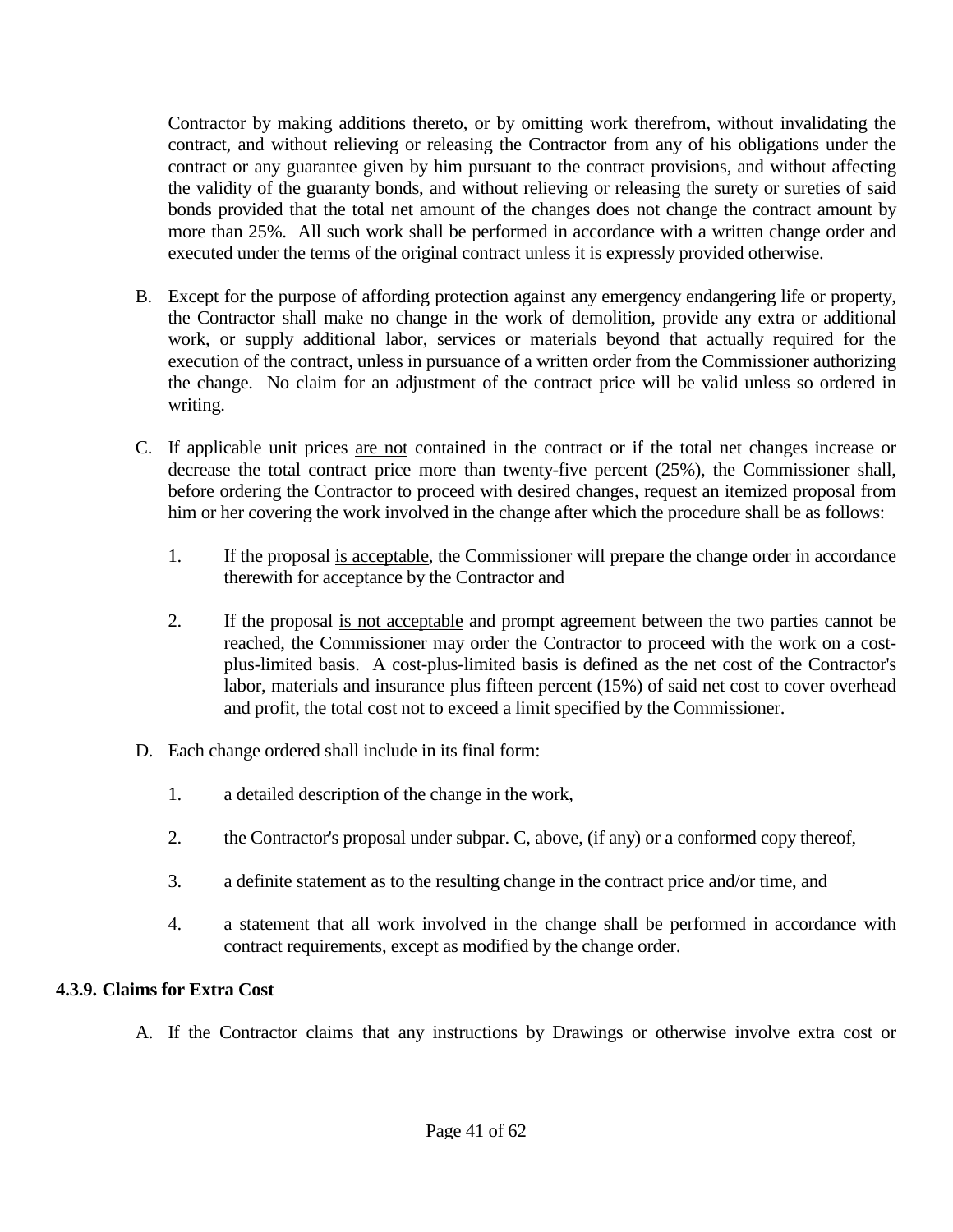Contractor by making additions thereto, or by omitting work therefrom, without invalidating the contract, and without relieving or releasing the Contractor from any of his obligations under the contract or any guarantee given by him pursuant to the contract provisions, and without affecting the validity of the guaranty bonds, and without relieving or releasing the surety or sureties of said bonds provided that the total net amount of the changes does not change the contract amount by more than 25%. All such work shall be performed in accordance with a written change order and executed under the terms of the original contract unless it is expressly provided otherwise.

B. Except for the purpose of affording protection against any emergency endangering life or property, the Contractor shall make no change in the work of demolition, provide any extra or additional work, or supply additional labor, services or materials beyond that actually required for the execution of the contract, unless in pursuance of a written order from the Commissioner authorizing the change. No claim for an adjustment of the contract price will be valid unless so ordered in writing.

C. If applicable unit prices <u>are not</u> contained in the contract or if the total net changes increase or decrease the total contract price more than twenty-five percent (25%), the Commissioner shall, before ordering the Contractor to proceed with desired changes, request an itemized proposal from him or her covering the work involved in the change after which the procedure shall be as follows:

   1. If the proposal <u>is acceptable</u>, the Commissioner will prepare the change order in accordance therewith for acceptance by the Contractor and

   2. If the proposal <u>is not acceptable</u> and prompt agreement between the two parties cannot be reached, the Commissioner may order the Contractor to proceed with the work on a cost-plus-limited basis. A cost-plus-limited basis is defined as the net cost of the Contractor's labor, materials and insurance plus fifteen percent (15%) of said net cost to cover overhead and profit, the total cost not to exceed a limit specified by the Commissioner.

D. Each change ordered shall include in its final form:

   1. a detailed description of the change in the work,

   2. the Contractor's proposal under subpar. C, above, (if any) or a conformed copy thereof,

   3. a definite statement as to the resulting change in the contract price and/or time, and

   4. a statement that all work involved in the change shall be performed in accordance with contract requirements, except as modified by the change order.

**4.3.9. Claims for Extra Cost**

A. If the Contractor claims that any instructions by Drawings or otherwise involve extra cost or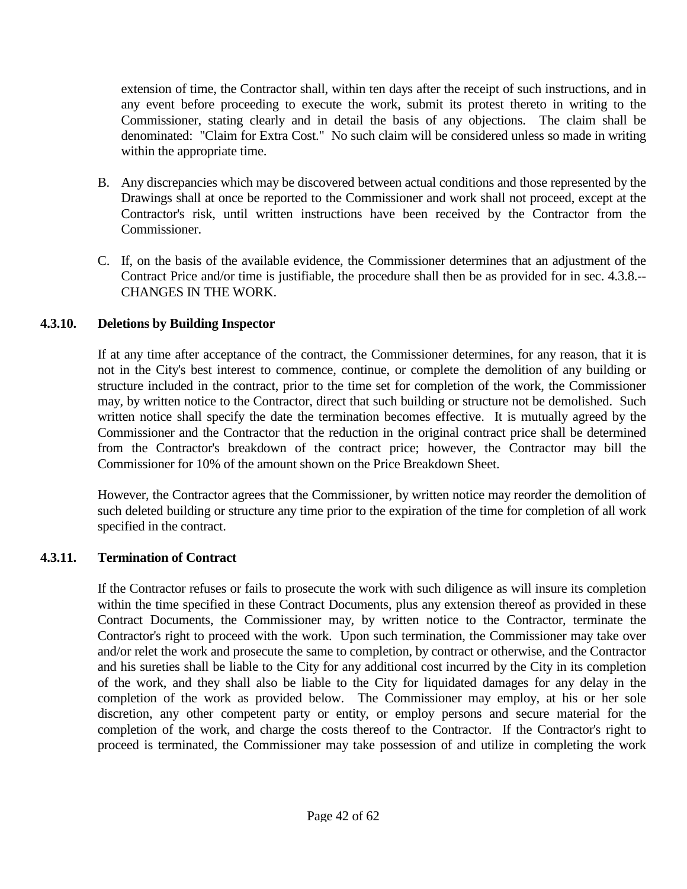extension of time, the Contractor shall, within ten days after the receipt of such instructions, and in any event before proceeding to execute the work, submit its protest thereto in writing to the Commissioner, stating clearly and in detail the basis of any objections. The claim shall be denominated: "Claim for Extra Cost." No such claim will be considered unless so made in writing within the appropriate time.

B. Any discrepancies which may be discovered between actual conditions and those represented by the Drawings shall at once be reported to the Commissioner and work shall not proceed, except at the Contractor's risk, until written instructions have been received by the Contractor from the Commissioner.

C. If, on the basis of the available evidence, the Commissioner determines that an adjustment of the Contract Price and/or time is justifiable, the procedure shall then be as provided for in sec. 4.3.8.--CHANGES IN THE WORK.

### 4.3.10. Deletions by Building Inspector

If at any time after acceptance of the contract, the Commissioner determines, for any reason, that it is not in the City's best interest to commence, continue, or complete the demolition of any building or structure included in the contract, prior to the time set for completion of the work, the Commissioner may, by written notice to the Contractor, direct that such building or structure not be demolished. Such written notice shall specify the date the termination becomes effective. It is mutually agreed by the Commissioner and the Contractor that the reduction in the original contract price shall be determined from the Contractor's breakdown of the contract price; however, the Contractor may bill the Commissioner for 10% of the amount shown on the Price Breakdown Sheet.

However, the Contractor agrees that the Commissioner, by written notice may reorder the demolition of such deleted building or structure any time prior to the expiration of the time for completion of all work specified in the contract.

### 4.3.11. Termination of Contract

If the Contractor refuses or fails to prosecute the work with such diligence as will insure its completion within the time specified in these Contract Documents, plus any extension thereof as provided in these Contract Documents, the Commissioner may, by written notice to the Contractor, terminate the Contractor's right to proceed with the work. Upon such termination, the Commissioner may take over and/or relet the work and prosecute the same to completion, by contract or otherwise, and the Contractor and his sureties shall be liable to the City for any additional cost incurred by the City in its completion of the work, and they shall also be liable to the City for liquidated damages for any delay in the completion of the work as provided below. The Commissioner may employ, at his or her sole discretion, any other competent party or entity, or employ persons and secure material for the completion of the work, and charge the costs thereof to the Contractor. If the Contractor's right to proceed is terminated, the Commissioner may take possession of and utilize in completing the work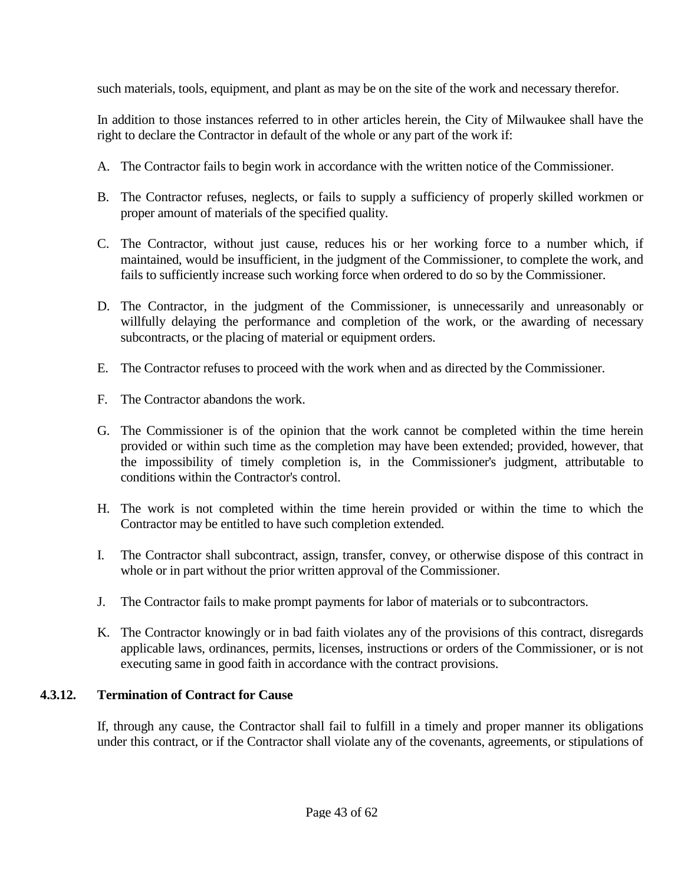such materials, tools, equipment, and plant as may be on the site of the work and necessary therefor.

In addition to those instances referred to in other articles herein, the City of Milwaukee shall have the right to declare the Contractor in default of the whole or any part of the work if:

A. The Contractor fails to begin work in accordance with the written notice of the Commissioner.

B. The Contractor refuses, neglects, or fails to supply a sufficiency of properly skilled workmen or proper amount of materials of the specified quality.

C. The Contractor, without just cause, reduces his or her working force to a number which, if maintained, would be insufficient, in the judgment of the Commissioner, to complete the work, and fails to sufficiently increase such working force when ordered to do so by the Commissioner.

D. The Contractor, in the judgment of the Commissioner, is unnecessarily and unreasonably or willfully delaying the performance and completion of the work, or the awarding of necessary subcontracts, or the placing of material or equipment orders.

E. The Contractor refuses to proceed with the work when and as directed by the Commissioner.

F. The Contractor abandons the work.

G. The Commissioner is of the opinion that the work cannot be completed within the time herein provided or within such time as the completion may have been extended; provided, however, that the impossibility of timely completion is, in the Commissioner's judgment, attributable to conditions within the Contractor's control.

H. The work is not completed within the time herein provided or within the time to which the Contractor may be entitled to have such completion extended.

I. The Contractor shall subcontract, assign, transfer, convey, or otherwise dispose of this contract in whole or in part without the prior written approval of the Commissioner.

J. The Contractor fails to make prompt payments for labor of materials or to subcontractors.

K. The Contractor knowingly or in bad faith violates any of the provisions of this contract, disregards applicable laws, ordinances, permits, licenses, instructions or orders of the Commissioner, or is not executing same in good faith in accordance with the contract provisions.

### 4.3.12. Termination of Contract for Cause

If, through any cause, the Contractor shall fail to fulfill in a timely and proper manner its obligations under this contract, or if the Contractor shall violate any of the covenants, agreements, or stipulations of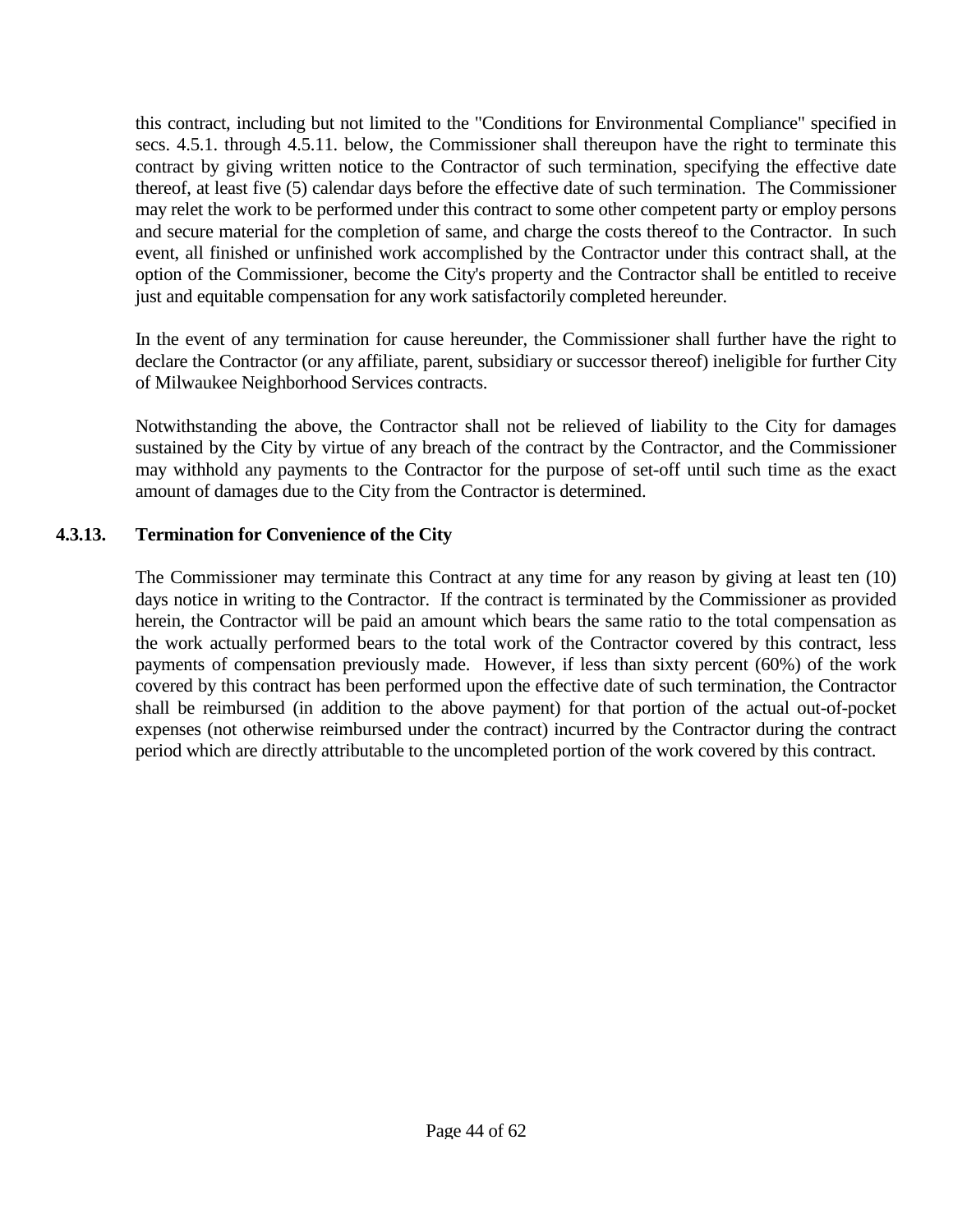this contract, including but not limited to the "Conditions for Environmental Compliance" specified in secs. 4.5.1. through 4.5.11. below, the Commissioner shall thereupon have the right to terminate this contract by giving written notice to the Contractor of such termination, specifying the effective date thereof, at least five (5) calendar days before the effective date of such termination. The Commissioner may relet the work to be performed under this contract to some other competent party or employ persons and secure material for the completion of same, and charge the costs thereof to the Contractor. In such event, all finished or unfinished work accomplished by the Contractor under this contract shall, at the option of the Commissioner, become the City's property and the Contractor shall be entitled to receive just and equitable compensation for any work satisfactorily completed hereunder.

In the event of any termination for cause hereunder, the Commissioner shall further have the right to declare the Contractor (or any affiliate, parent, subsidiary or successor thereof) ineligible for further City of Milwaukee Neighborhood Services contracts.

Notwithstanding the above, the Contractor shall not be relieved of liability to the City for damages sustained by the City by virtue of any breach of the contract by the Contractor, and the Commissioner may withhold any payments to the Contractor for the purpose of set-off until such time as the exact amount of damages due to the City from the Contractor is determined.

**4.3.13. Termination for Convenience of the City**

The Commissioner may terminate this Contract at any time for any reason by giving at least ten (10) days notice in writing to the Contractor. If the contract is terminated by the Commissioner as provided herein, the Contractor will be paid an amount which bears the same ratio to the total compensation as the work actually performed bears to the total work of the Contractor covered by this contract, less payments of compensation previously made. However, if less than sixty percent (60%) of the work covered by this contract has been performed upon the effective date of such termination, the Contractor shall be reimbursed (in addition to the above payment) for that portion of the actual out-of-pocket expenses (not otherwise reimbursed under the contract) incurred by the Contractor during the contract period which are directly attributable to the uncompleted portion of the work covered by this contract.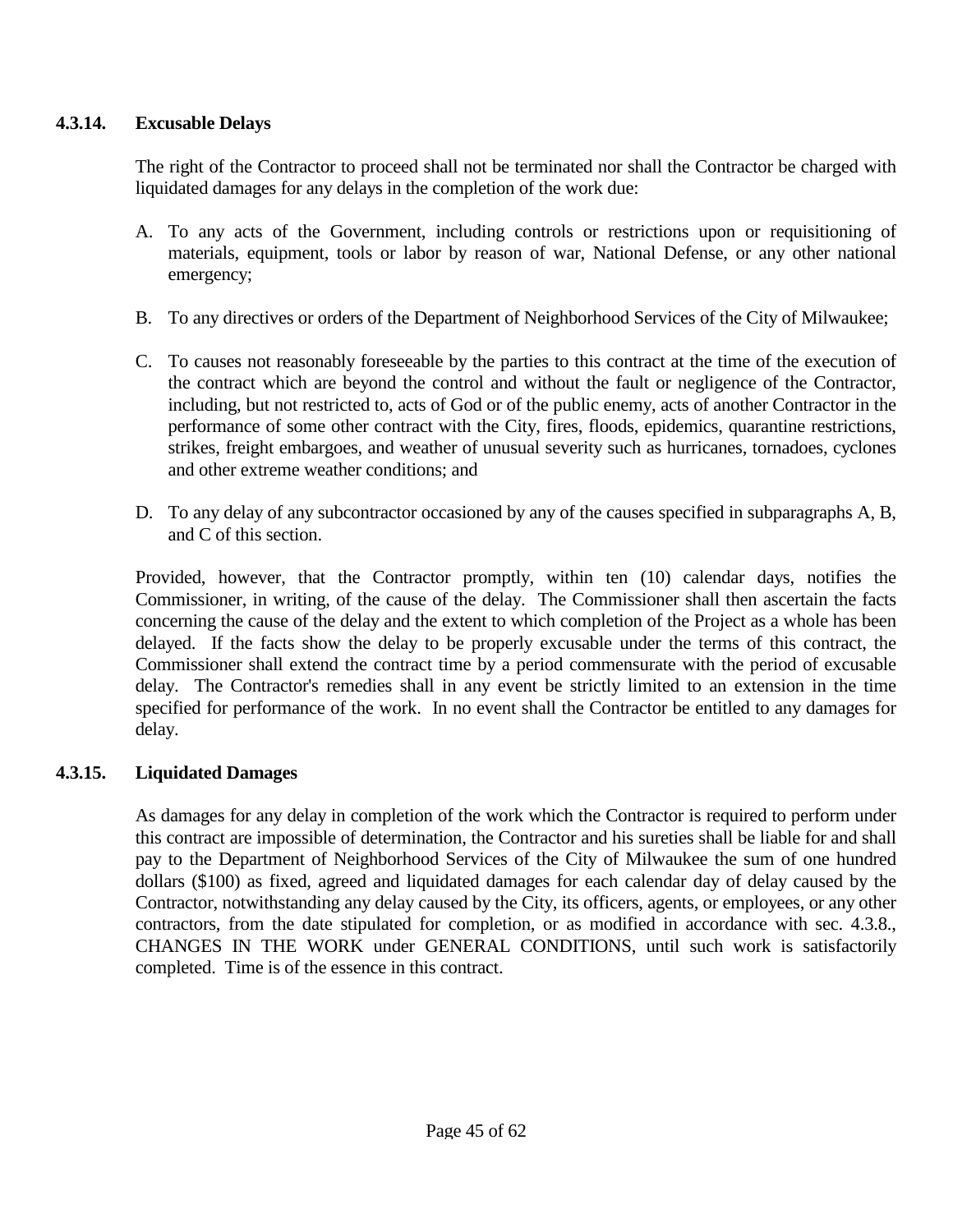### 4.3.14. Excusable Delays

The right of the Contractor to proceed shall not be terminated nor shall the Contractor be charged with liquidated damages for any delays in the completion of the work due:

A. To any acts of the Government, including controls or restrictions upon or requisitioning of materials, equipment, tools or labor by reason of war, National Defense, or any other national emergency;

B. To any directives or orders of the Department of Neighborhood Services of the City of Milwaukee;

C. To causes not reasonably foreseeable by the parties to this contract at the time of the execution of the contract which are beyond the control and without the fault or negligence of the Contractor, including, but not restricted to, acts of God or of the public enemy, acts of another Contractor in the performance of some other contract with the City, fires, floods, epidemics, quarantine restrictions, strikes, freight embargoes, and weather of unusual severity such as hurricanes, tornadoes, cyclones and other extreme weather conditions; and

D. To any delay of any subcontractor occasioned by any of the causes specified in subparagraphs A, B, and C of this section.

Provided, however, that the Contractor promptly, within ten (10) calendar days, notifies the Commissioner, in writing, of the cause of the delay. The Commissioner shall then ascertain the facts concerning the cause of the delay and the extent to which completion of the Project as a whole has been delayed. If the facts show the delay to be properly excusable under the terms of this contract, the Commissioner shall extend the contract time by a period commensurate with the period of excusable delay. The Contractor's remedies shall in any event be strictly limited to an extension in the time specified for performance of the work. In no event shall the Contractor be entitled to any damages for delay.

### 4.3.15. Liquidated Damages

As damages for any delay in completion of the work which the Contractor is required to perform under this contract are impossible of determination, the Contractor and his sureties shall be liable for and shall pay to the Department of Neighborhood Services of the City of Milwaukee the sum of one hundred dollars ($100) as fixed, agreed and liquidated damages for each calendar day of delay caused by the Contractor, notwithstanding any delay caused by the City, its officers, agents, or employees, or any other contractors, from the date stipulated for completion, or as modified in accordance with sec. 4.3.8., CHANGES IN THE WORK under GENERAL CONDITIONS, until such work is satisfactorily completed. Time is of the essence in this contract.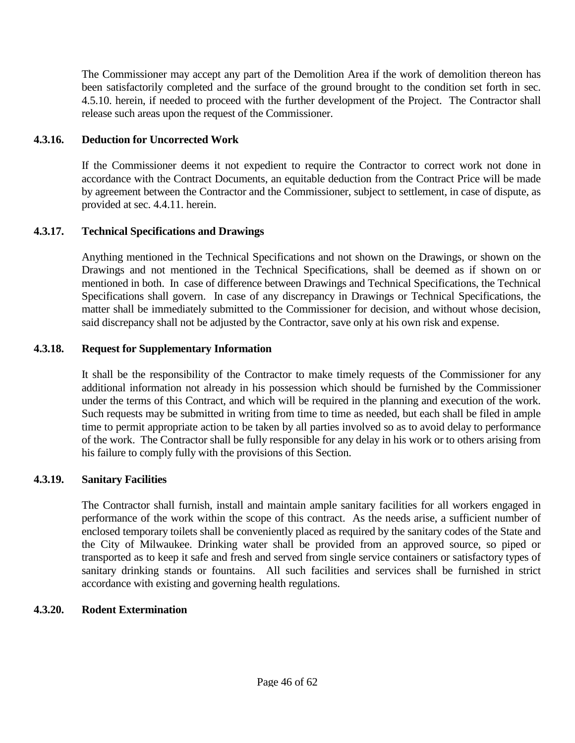The Commissioner may accept any part of the Demolition Area if the work of demolition thereon has been satisfactorily completed and the surface of the ground brought to the condition set forth in sec. 4.5.10. herein, if needed to proceed with the further development of the Project. The Contractor shall release such areas upon the request of the Commissioner.

### 4.3.16. Deduction for Uncorrected Work

If the Commissioner deems it not expedient to require the Contractor to correct work not done in accordance with the Contract Documents, an equitable deduction from the Contract Price will be made by agreement between the Contractor and the Commissioner, subject to settlement, in case of dispute, as provided at sec. 4.4.11. herein.

### 4.3.17. Technical Specifications and Drawings

Anything mentioned in the Technical Specifications and not shown on the Drawings, or shown on the Drawings and not mentioned in the Technical Specifications, shall be deemed as if shown on or mentioned in both. In case of difference between Drawings and Technical Specifications, the Technical Specifications shall govern. In case of any discrepancy in Drawings or Technical Specifications, the matter shall be immediately submitted to the Commissioner for decision, and without whose decision, said discrepancy shall not be adjusted by the Contractor, save only at his own risk and expense.

### 4.3.18. Request for Supplementary Information

It shall be the responsibility of the Contractor to make timely requests of the Commissioner for any additional information not already in his possession which should be furnished by the Commissioner under the terms of this Contract, and which will be required in the planning and execution of the work. Such requests may be submitted in writing from time to time as needed, but each shall be filed in ample time to permit appropriate action to be taken by all parties involved so as to avoid delay to performance of the work. The Contractor shall be fully responsible for any delay in his work or to others arising from his failure to comply fully with the provisions of this Section.

### 4.3.19. Sanitary Facilities

The Contractor shall furnish, install and maintain ample sanitary facilities for all workers engaged in performance of the work within the scope of this contract. As the needs arise, a sufficient number of enclosed temporary toilets shall be conveniently placed as required by the sanitary codes of the State and the City of Milwaukee. Drinking water shall be provided from an approved source, so piped or transported as to keep it safe and fresh and served from single service containers or satisfactory types of sanitary drinking stands or fountains. All such facilities and services shall be furnished in strict accordance with existing and governing health regulations.

### 4.3.20. Rodent Extermination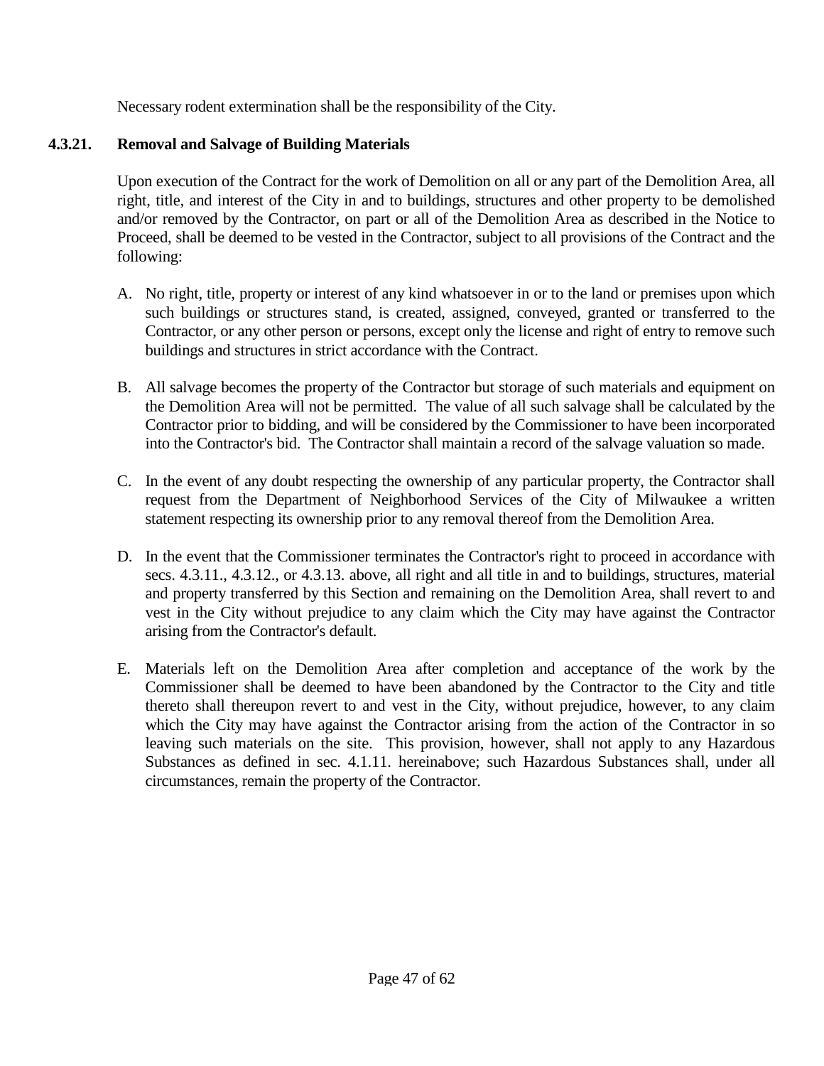Necessary rodent extermination shall be the responsibility of the City.

### 4.3.21. Removal and Salvage of Building Materials

Upon execution of the Contract for the work of Demolition on all or any part of the Demolition Area, all right, title, and interest of the City in and to buildings, structures and other property to be demolished and/or removed by the Contractor, on part or all of the Demolition Area as described in the Notice to Proceed, shall be deemed to be vested in the Contractor, subject to all provisions of the Contract and the following:

A. No right, title, property or interest of any kind whatsoever in or to the land or premises upon which such buildings or structures stand, is created, assigned, conveyed, granted or transferred to the Contractor, or any other person or persons, except only the license and right of entry to remove such buildings and structures in strict accordance with the Contract.

B. All salvage becomes the property of the Contractor but storage of such materials and equipment on the Demolition Area will not be permitted. The value of all such salvage shall be calculated by the Contractor prior to bidding, and will be considered by the Commissioner to have been incorporated into the Contractor's bid. The Contractor shall maintain a record of the salvage valuation so made.

C. In the event of any doubt respecting the ownership of any particular property, the Contractor shall request from the Department of Neighborhood Services of the City of Milwaukee a written statement respecting its ownership prior to any removal thereof from the Demolition Area.

D. In the event that the Commissioner terminates the Contractor's right to proceed in accordance with secs. 4.3.11., 4.3.12., or 4.3.13. above, all right and all title in and to buildings, structures, material and property transferred by this Section and remaining on the Demolition Area, shall revert to and vest in the City without prejudice to any claim which the City may have against the Contractor arising from the Contractor's default.

E. Materials left on the Demolition Area after completion and acceptance of the work by the Commissioner shall be deemed to have been abandoned by the Contractor to the City and title thereto shall thereupon revert to and vest in the City, without prejudice, however, to any claim which the City may have against the Contractor arising from the action of the Contractor in so leaving such materials on the site. This provision, however, shall not apply to any Hazardous Substances as defined in sec. 4.1.11. hereinabove; such Hazardous Substances shall, under all circumstances, remain the property of the Contractor.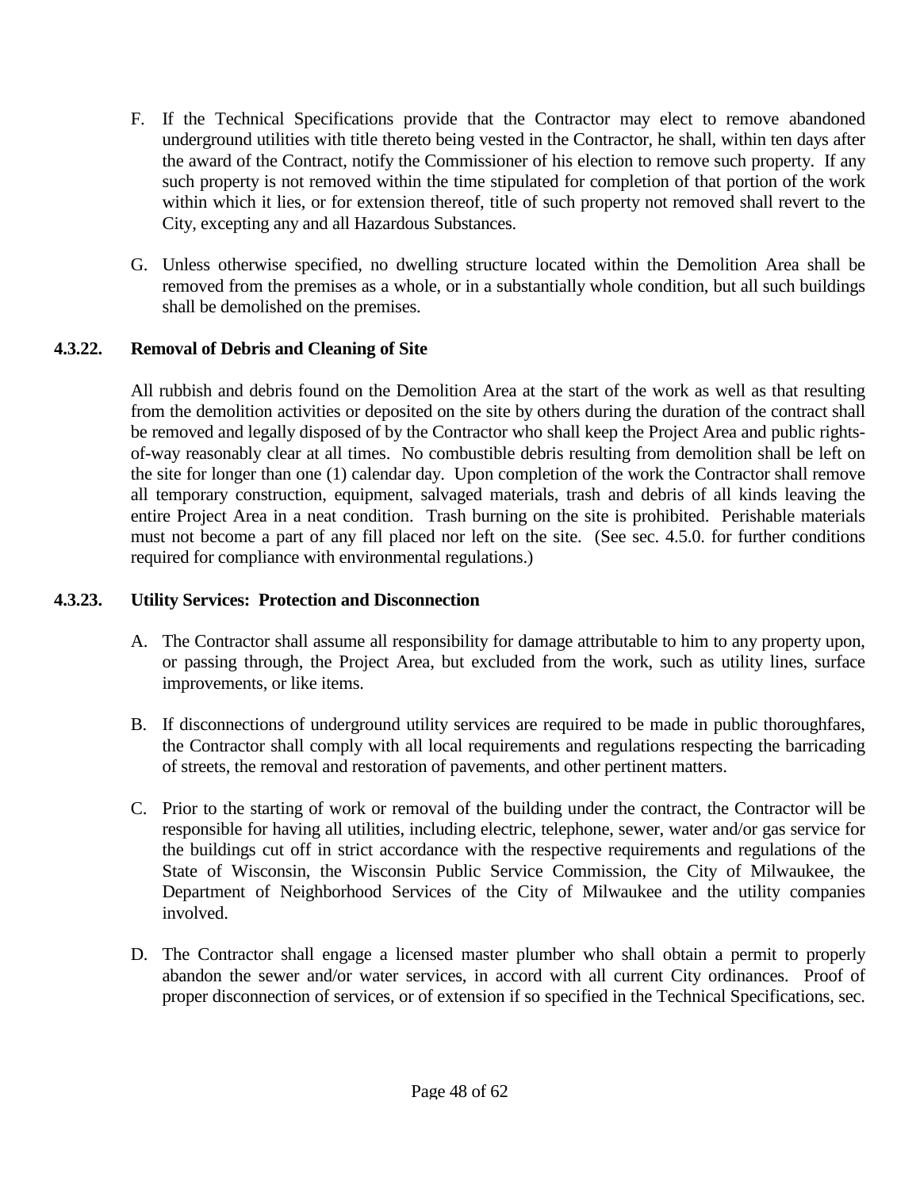F. If the Technical Specifications provide that the Contractor may elect to remove abandoned underground utilities with title thereto being vested in the Contractor, he shall, within ten days after the award of the Contract, notify the Commissioner of his election to remove such property. If any such property is not removed within the time stipulated for completion of that portion of the work within which it lies, or for extension thereof, title of such property not removed shall revert to the City, excepting any and all Hazardous Substances.

G. Unless otherwise specified, no dwelling structure located within the Demolition Area shall be removed from the premises as a whole, or in a substantially whole condition, but all such buildings shall be demolished on the premises.

### 4.3.22. Removal of Debris and Cleaning of Site

All rubbish and debris found on the Demolition Area at the start of the work as well as that resulting from the demolition activities or deposited on the site by others during the duration of the contract shall be removed and legally disposed of by the Contractor who shall keep the Project Area and public rights-of-way reasonably clear at all times. No combustible debris resulting from demolition shall be left on the site for longer than one (1) calendar day. Upon completion of the work the Contractor shall remove all temporary construction, equipment, salvaged materials, trash and debris of all kinds leaving the entire Project Area in a neat condition. Trash burning on the site is prohibited. Perishable materials must not become a part of any fill placed nor left on the site. (See sec. 4.5.0. for further conditions required for compliance with environmental regulations.)

### 4.3.23. Utility Services: Protection and Disconnection

A. The Contractor shall assume all responsibility for damage attributable to him to any property upon, or passing through, the Project Area, but excluded from the work, such as utility lines, surface improvements, or like items.

B. If disconnections of underground utility services are required to be made in public thoroughfares, the Contractor shall comply with all local requirements and regulations respecting the barricading of streets, the removal and restoration of pavements, and other pertinent matters.

C. Prior to the starting of work or removal of the building under the contract, the Contractor will be responsible for having all utilities, including electric, telephone, sewer, water and/or gas service for the buildings cut off in strict accordance with the respective requirements and regulations of the State of Wisconsin, the Wisconsin Public Service Commission, the City of Milwaukee, the Department of Neighborhood Services of the City of Milwaukee and the utility companies involved.

D. The Contractor shall engage a licensed master plumber who shall obtain a permit to properly abandon the sewer and/or water services, in accord with all current City ordinances. Proof of proper disconnection of services, or of extension if so specified in the Technical Specifications, sec.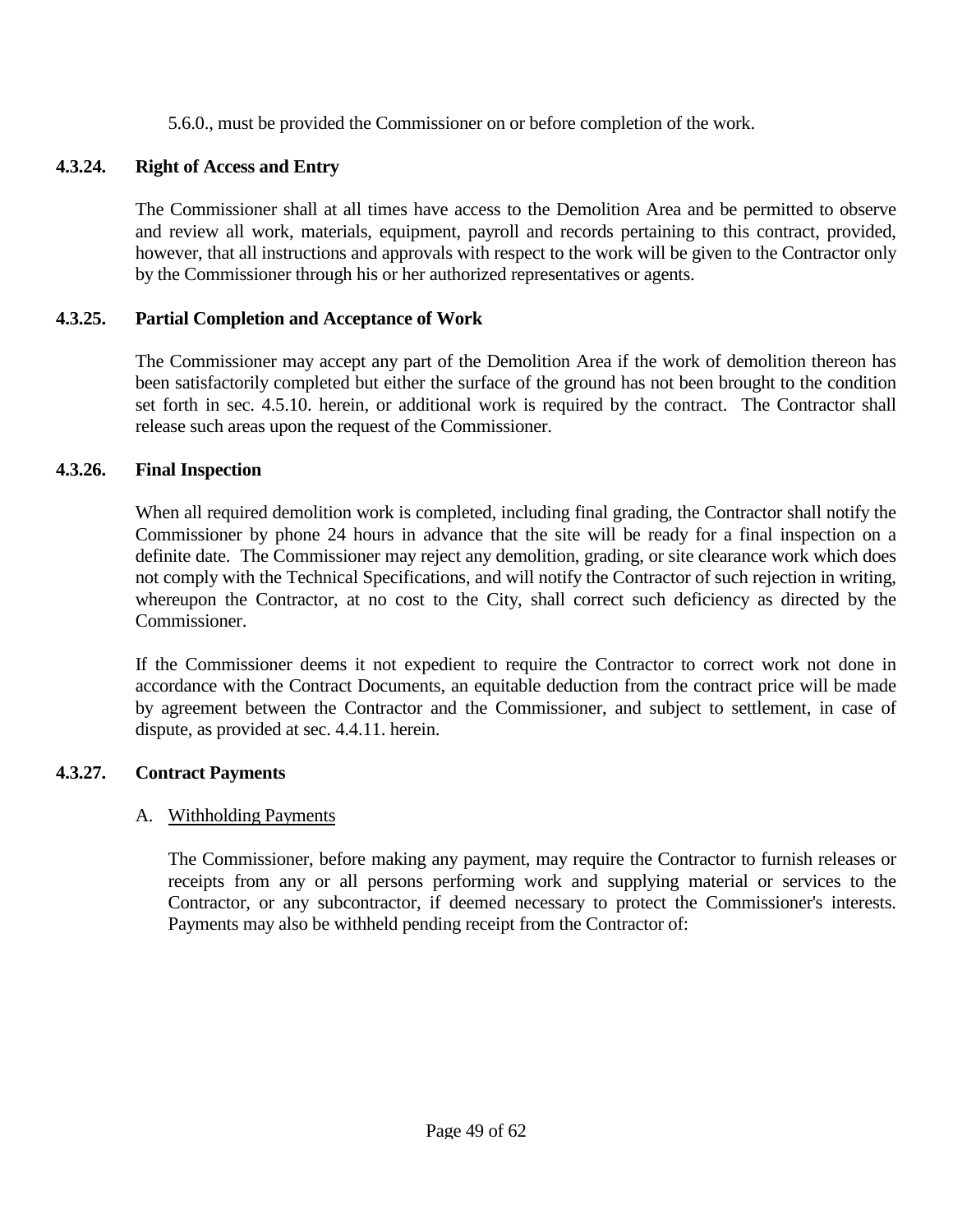5.6.0., must be provided the Commissioner on or before completion of the work.

### 4.3.24. Right of Access and Entry

The Commissioner shall at all times have access to the Demolition Area and be permitted to observe and review all work, materials, equipment, payroll and records pertaining to this contract, provided, however, that all instructions and approvals with respect to the work will be given to the Contractor only by the Commissioner through his or her authorized representatives or agents.

### 4.3.25. Partial Completion and Acceptance of Work

The Commissioner may accept any part of the Demolition Area if the work of demolition thereon has been satisfactorily completed but either the surface of the ground has not been brought to the condition set forth in sec. 4.5.10. herein, or additional work is required by the contract. The Contractor shall release such areas upon the request of the Commissioner.

### 4.3.26. Final Inspection

When all required demolition work is completed, including final grading, the Contractor shall notify the Commissioner by phone 24 hours in advance that the site will be ready for a final inspection on a definite date. The Commissioner may reject any demolition, grading, or site clearance work which does not comply with the Technical Specifications, and will notify the Contractor of such rejection in writing, whereupon the Contractor, at no cost to the City, shall correct such deficiency as directed by the Commissioner.

If the Commissioner deems it not expedient to require the Contractor to correct work not done in accordance with the Contract Documents, an equitable deduction from the contract price will be made by agreement between the Contractor and the Commissioner, and subject to settlement, in case of dispute, as provided at sec. 4.4.11. herein.

### 4.3.27. Contract Payments

A. Withholding Payments

The Commissioner, before making any payment, may require the Contractor to furnish releases or receipts from any or all persons performing work and supplying material or services to the Contractor, or any subcontractor, if deemed necessary to protect the Commissioner's interests. Payments may also be withheld pending receipt from the Contractor of: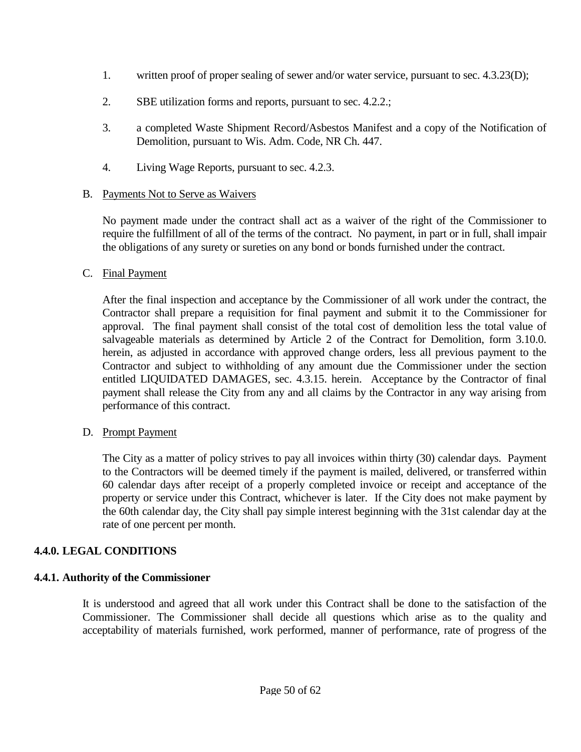1. written proof of proper sealing of sewer and/or water service, pursuant to sec. 4.3.23(D);

2. SBE utilization forms and reports, pursuant to sec. 4.2.2.;

3. a completed Waste Shipment Record/Asbestos Manifest and a copy of the Notification of Demolition, pursuant to Wis. Adm. Code, NR Ch. 447.

4. Living Wage Reports, pursuant to sec. 4.2.3.

B. Payments Not to Serve as Waivers

No payment made under the contract shall act as a waiver of the right of the Commissioner to require the fulfillment of all of the terms of the contract. No payment, in part or in full, shall impair the obligations of any surety or sureties on any bond or bonds furnished under the contract.

C. Final Payment

After the final inspection and acceptance by the Commissioner of all work under the contract, the Contractor shall prepare a requisition for final payment and submit it to the Commissioner for approval. The final payment shall consist of the total cost of demolition less the total value of salvageable materials as determined by Article 2 of the Contract for Demolition, form 3.10.0. herein, as adjusted in accordance with approved change orders, less all previous payment to the Contractor and subject to withholding of any amount due the Commissioner under the section entitled LIQUIDATED DAMAGES, sec. 4.3.15. herein. Acceptance by the Contractor of final payment shall release the City from any and all claims by the Contractor in any way arising from performance of this contract.

D. Prompt Payment

The City as a matter of policy strives to pay all invoices within thirty (30) calendar days. Payment to the Contractors will be deemed timely if the payment is mailed, delivered, or transferred within 60 calendar days after receipt of a properly completed invoice or receipt and acceptance of the property or service under this Contract, whichever is later. If the City does not make payment by the 60th calendar day, the City shall pay simple interest beginning with the 31st calendar day at the rate of one percent per month.

## 4.4.0. LEGAL CONDITIONS

### 4.4.1. Authority of the Commissioner

It is understood and agreed that all work under this Contract shall be done to the satisfaction of the Commissioner. The Commissioner shall decide all questions which arise as to the quality and acceptability of materials furnished, work performed, manner of performance, rate of progress of the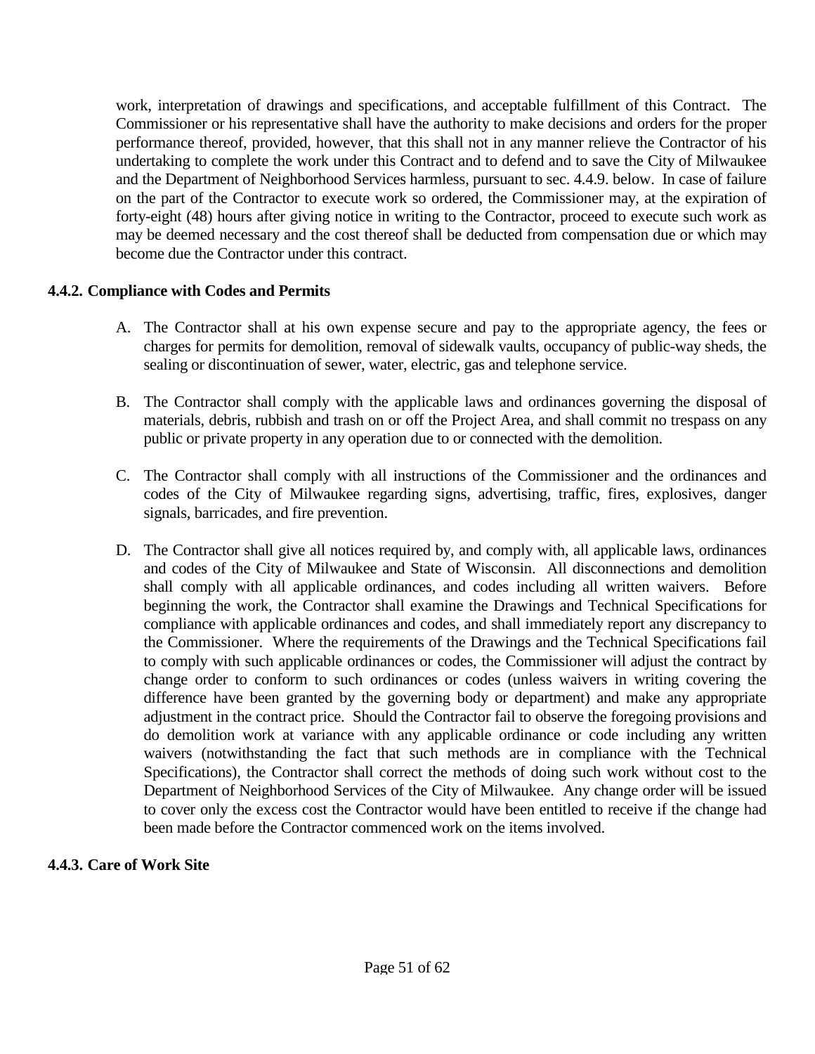work, interpretation of drawings and specifications, and acceptable fulfillment of this Contract. The Commissioner or his representative shall have the authority to make decisions and orders for the proper performance thereof, provided, however, that this shall not in any manner relieve the Contractor of his undertaking to complete the work under this Contract and to defend and to save the City of Milwaukee and the Department of Neighborhood Services harmless, pursuant to sec. 4.4.9. below. In case of failure on the part of the Contractor to execute work so ordered, the Commissioner may, at the expiration of forty-eight (48) hours after giving notice in writing to the Contractor, proceed to execute such work as may be deemed necessary and the cost thereof shall be deducted from compensation due or which may become due the Contractor under this contract.

**4.4.2. Compliance with Codes and Permits**

A. The Contractor shall at his own expense secure and pay to the appropriate agency, the fees or charges for permits for demolition, removal of sidewalk vaults, occupancy of public-way sheds, the sealing or discontinuation of sewer, water, electric, gas and telephone service.

B. The Contractor shall comply with the applicable laws and ordinances governing the disposal of materials, debris, rubbish and trash on or off the Project Area, and shall commit no trespass on any public or private property in any operation due to or connected with the demolition.

C. The Contractor shall comply with all instructions of the Commissioner and the ordinances and codes of the City of Milwaukee regarding signs, advertising, traffic, fires, explosives, danger signals, barricades, and fire prevention.

D. The Contractor shall give all notices required by, and comply with, all applicable laws, ordinances and codes of the City of Milwaukee and State of Wisconsin. All disconnections and demolition shall comply with all applicable ordinances, and codes including all written waivers. Before beginning the work, the Contractor shall examine the Drawings and Technical Specifications for compliance with applicable ordinances and codes, and shall immediately report any discrepancy to the Commissioner. Where the requirements of the Drawings and the Technical Specifications fail to comply with such applicable ordinances or codes, the Commissioner will adjust the contract by change order to conform to such ordinances or codes (unless waivers in writing covering the difference have been granted by the governing body or department) and make any appropriate adjustment in the contract price. Should the Contractor fail to observe the foregoing provisions and do demolition work at variance with any applicable ordinance or code including any written waivers (notwithstanding the fact that such methods are in compliance with the Technical Specifications), the Contractor shall correct the methods of doing such work without cost to the Department of Neighborhood Services of the City of Milwaukee. Any change order will be issued to cover only the excess cost the Contractor would have been entitled to receive if the change had been made before the Contractor commenced work on the items involved.

**4.4.3. Care of Work Site**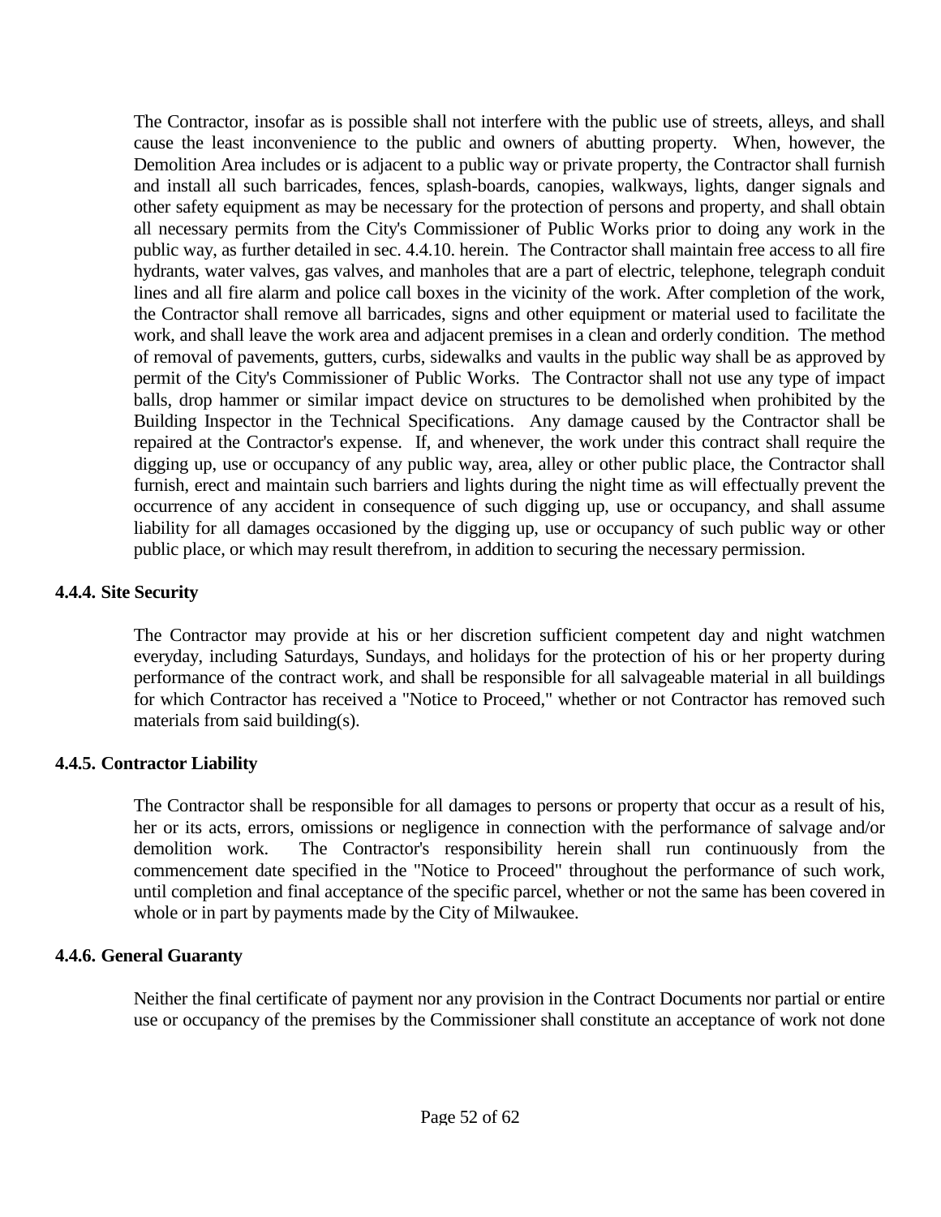The Contractor, insofar as is possible shall not interfere with the public use of streets, alleys, and shall cause the least inconvenience to the public and owners of abutting property. When, however, the Demolition Area includes or is adjacent to a public way or private property, the Contractor shall furnish and install all such barricades, fences, splash-boards, canopies, walkways, lights, danger signals and other safety equipment as may be necessary for the protection of persons and property, and shall obtain all necessary permits from the City's Commissioner of Public Works prior to doing any work in the public way, as further detailed in sec. 4.4.10. herein. The Contractor shall maintain free access to all fire hydrants, water valves, gas valves, and manholes that are a part of electric, telephone, telegraph conduit lines and all fire alarm and police call boxes in the vicinity of the work. After completion of the work, the Contractor shall remove all barricades, signs and other equipment or material used to facilitate the work, and shall leave the work area and adjacent premises in a clean and orderly condition. The method of removal of pavements, gutters, curbs, sidewalks and vaults in the public way shall be as approved by permit of the City's Commissioner of Public Works. The Contractor shall not use any type of impact balls, drop hammer or similar impact device on structures to be demolished when prohibited by the Building Inspector in the Technical Specifications. Any damage caused by the Contractor shall be repaired at the Contractor's expense. If, and whenever, the work under this contract shall require the digging up, use or occupancy of any public way, area, alley or other public place, the Contractor shall furnish, erect and maintain such barriers and lights during the night time as will effectually prevent the occurrence of any accident in consequence of such digging up, use or occupancy, and shall assume liability for all damages occasioned by the digging up, use or occupancy of such public way or other public place, or which may result therefrom, in addition to securing the necessary permission.

**4.4.4. Site Security**

The Contractor may provide at his or her discretion sufficient competent day and night watchmen everyday, including Saturdays, Sundays, and holidays for the protection of his or her property during performance of the contract work, and shall be responsible for all salvageable material in all buildings for which Contractor has received a "Notice to Proceed," whether or not Contractor has removed such materials from said building(s).

**4.4.5. Contractor Liability**

The Contractor shall be responsible for all damages to persons or property that occur as a result of his, her or its acts, errors, omissions or negligence in connection with the performance of salvage and/or demolition work. The Contractor's responsibility herein shall run continuously from the commencement date specified in the "Notice to Proceed" throughout the performance of such work, until completion and final acceptance of the specific parcel, whether or not the same has been covered in whole or in part by payments made by the City of Milwaukee.

**4.4.6. General Guaranty**

Neither the final certificate of payment nor any provision in the Contract Documents nor partial or entire use or occupancy of the premises by the Commissioner shall constitute an acceptance of work not done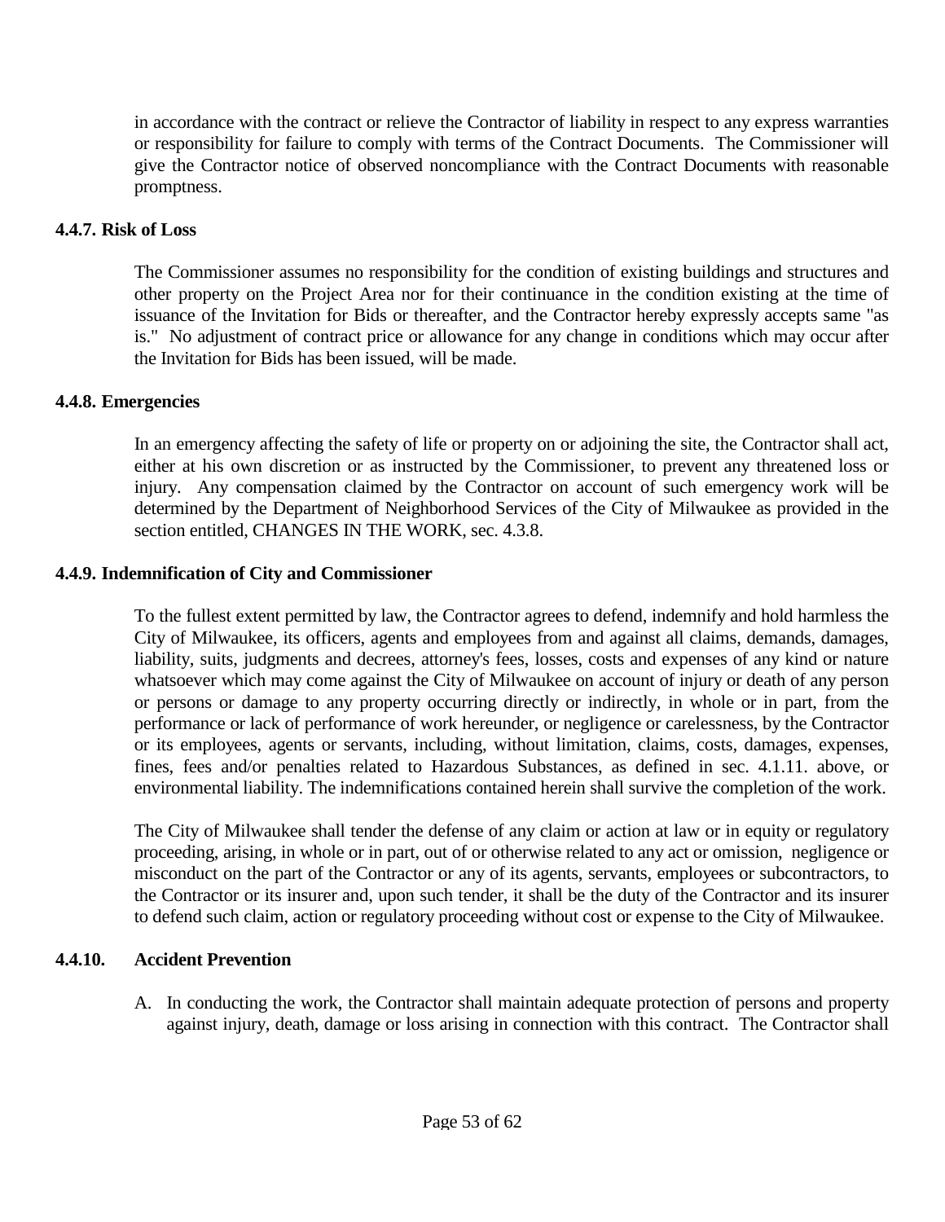in accordance with the contract or relieve the Contractor of liability in respect to any express warranties or responsibility for failure to comply with terms of the Contract Documents. The Commissioner will give the Contractor notice of observed noncompliance with the Contract Documents with reasonable promptness.

**4.4.7. Risk of Loss**

The Commissioner assumes no responsibility for the condition of existing buildings and structures and other property on the Project Area nor for their continuance in the condition existing at the time of issuance of the Invitation for Bids or thereafter, and the Contractor hereby expressly accepts same "as is." No adjustment of contract price or allowance for any change in conditions which may occur after the Invitation for Bids has been issued, will be made.

**4.4.8. Emergencies**

In an emergency affecting the safety of life or property on or adjoining the site, the Contractor shall act, either at his own discretion or as instructed by the Commissioner, to prevent any threatened loss or injury. Any compensation claimed by the Contractor on account of such emergency work will be determined by the Department of Neighborhood Services of the City of Milwaukee as provided in the section entitled, CHANGES IN THE WORK, sec. 4.3.8.

**4.4.9. Indemnification of City and Commissioner**

To the fullest extent permitted by law, the Contractor agrees to defend, indemnify and hold harmless the City of Milwaukee, its officers, agents and employees from and against all claims, demands, damages, liability, suits, judgments and decrees, attorney's fees, losses, costs and expenses of any kind or nature whatsoever which may come against the City of Milwaukee on account of injury or death of any person or persons or damage to any property occurring directly or indirectly, in whole or in part, from the performance or lack of performance of work hereunder, or negligence or carelessness, by the Contractor or its employees, agents or servants, including, without limitation, claims, costs, damages, expenses, fines, fees and/or penalties related to Hazardous Substances, as defined in sec. 4.1.11. above, or environmental liability. The indemnifications contained herein shall survive the completion of the work.

The City of Milwaukee shall tender the defense of any claim or action at law or in equity or regulatory proceeding, arising, in whole or in part, out of or otherwise related to any act or omission, negligence or misconduct on the part of the Contractor or any of its agents, servants, employees or subcontractors, to the Contractor or its insurer and, upon such tender, it shall be the duty of the Contractor and its insurer to defend such claim, action or regulatory proceeding without cost or expense to the City of Milwaukee.

**4.4.10. Accident Prevention**

A. In conducting the work, the Contractor shall maintain adequate protection of persons and property against injury, death, damage or loss arising in connection with this contract. The Contractor shall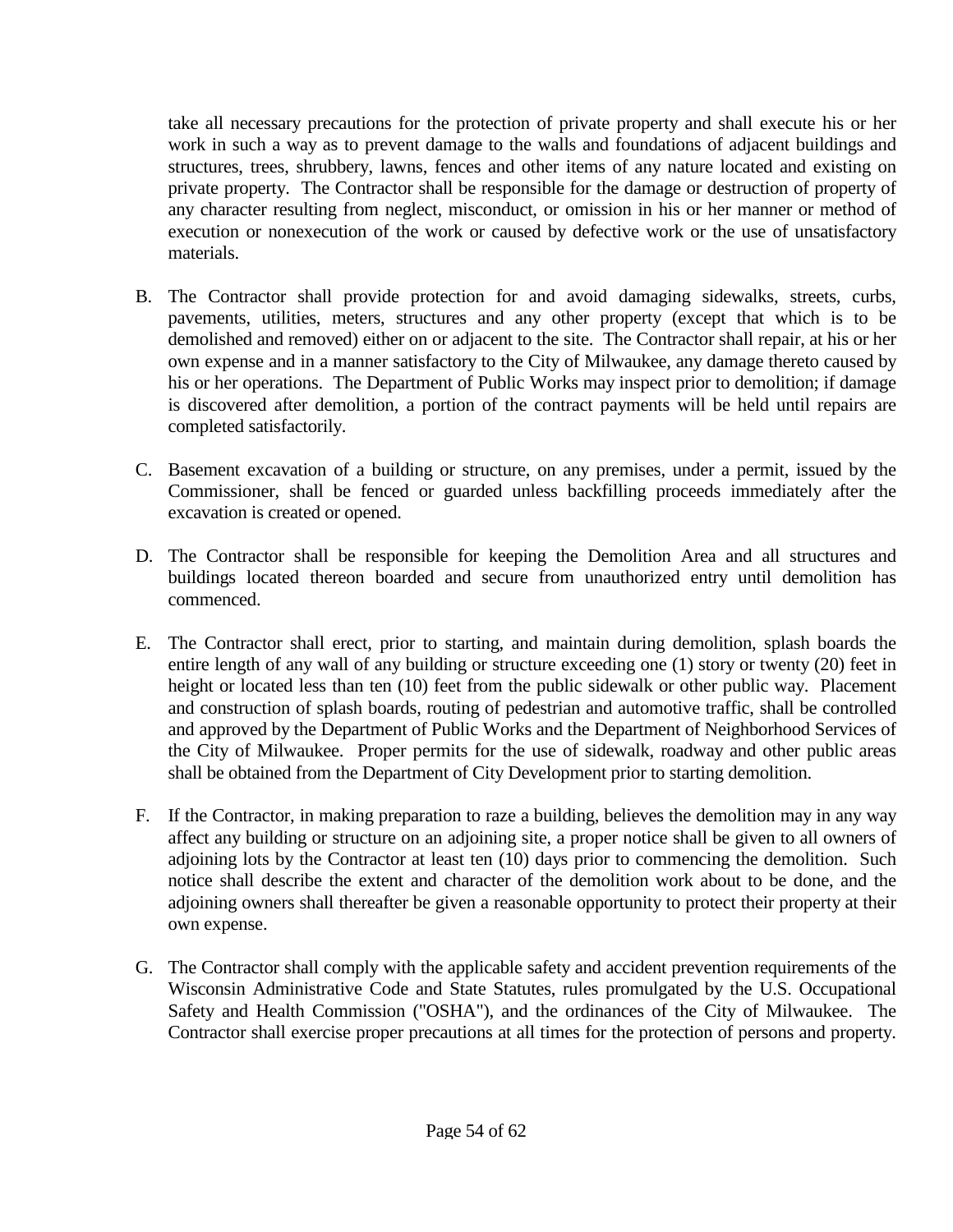take all necessary precautions for the protection of private property and shall execute his or her work in such a way as to prevent damage to the walls and foundations of adjacent buildings and structures, trees, shrubbery, lawns, fences and other items of any nature located and existing on private property. The Contractor shall be responsible for the damage or destruction of property of any character resulting from neglect, misconduct, or omission in his or her manner or method of execution or nonexecution of the work or caused by defective work or the use of unsatisfactory materials.

B. The Contractor shall provide protection for and avoid damaging sidewalks, streets, curbs, pavements, utilities, meters, structures and any other property (except that which is to be demolished and removed) either on or adjacent to the site. The Contractor shall repair, at his or her own expense and in a manner satisfactory to the City of Milwaukee, any damage thereto caused by his or her operations. The Department of Public Works may inspect prior to demolition; if damage is discovered after demolition, a portion of the contract payments will be held until repairs are completed satisfactorily.

C. Basement excavation of a building or structure, on any premises, under a permit, issued by the Commissioner, shall be fenced or guarded unless backfilling proceeds immediately after the excavation is created or opened.

D. The Contractor shall be responsible for keeping the Demolition Area and all structures and buildings located thereon boarded and secure from unauthorized entry until demolition has commenced.

E. The Contractor shall erect, prior to starting, and maintain during demolition, splash boards the entire length of any wall of any building or structure exceeding one (1) story or twenty (20) feet in height or located less than ten (10) feet from the public sidewalk or other public way. Placement and construction of splash boards, routing of pedestrian and automotive traffic, shall be controlled and approved by the Department of Public Works and the Department of Neighborhood Services of the City of Milwaukee. Proper permits for the use of sidewalk, roadway and other public areas shall be obtained from the Department of City Development prior to starting demolition.

F. If the Contractor, in making preparation to raze a building, believes the demolition may in any way affect any building or structure on an adjoining site, a proper notice shall be given to all owners of adjoining lots by the Contractor at least ten (10) days prior to commencing the demolition. Such notice shall describe the extent and character of the demolition work about to be done, and the adjoining owners shall thereafter be given a reasonable opportunity to protect their property at their own expense.

G. The Contractor shall comply with the applicable safety and accident prevention requirements of the Wisconsin Administrative Code and State Statutes, rules promulgated by the U.S. Occupational Safety and Health Commission ("OSHA"), and the ordinances of the City of Milwaukee. The Contractor shall exercise proper precautions at all times for the protection of persons and property.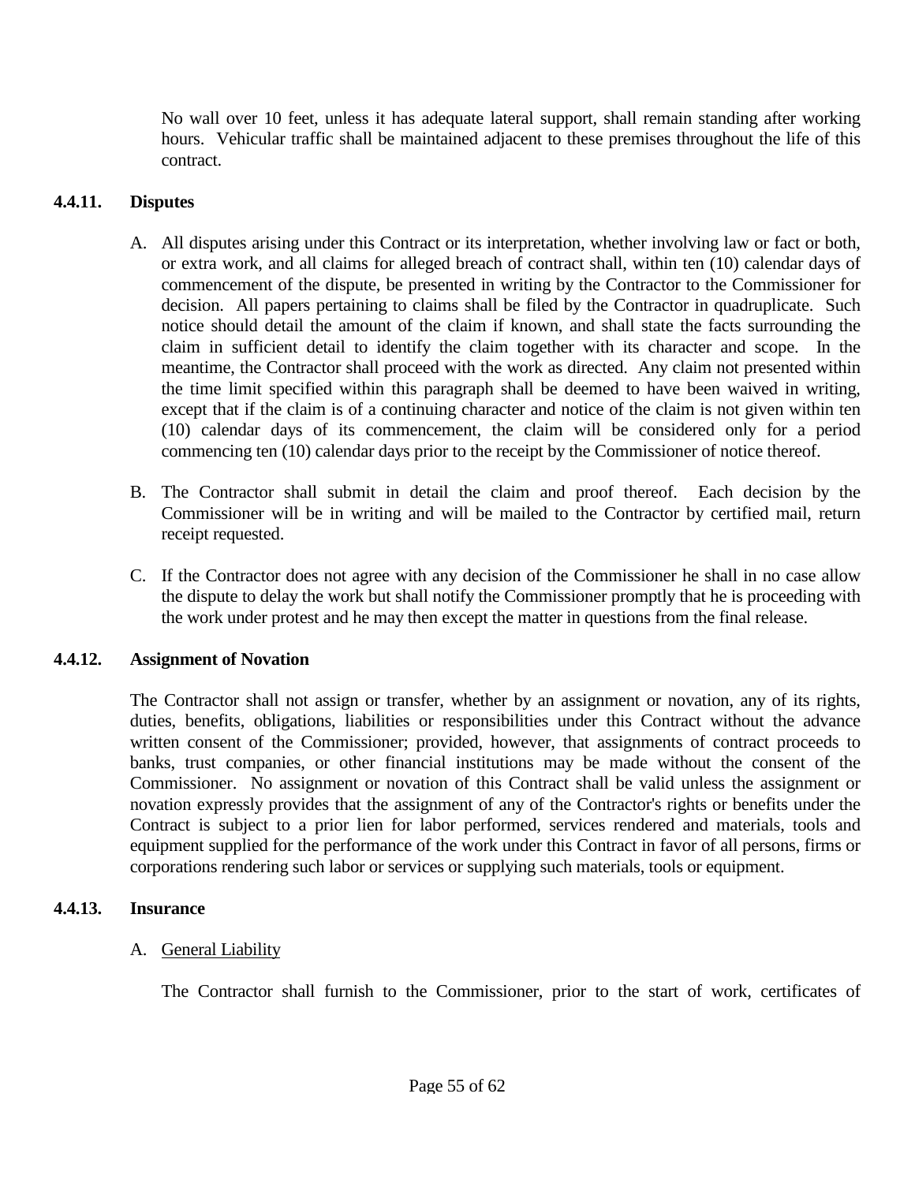No wall over 10 feet, unless it has adequate lateral support, shall remain standing after working hours. Vehicular traffic shall be maintained adjacent to these premises throughout the life of this contract.

### 4.4.11. Disputes

A. All disputes arising under this Contract or its interpretation, whether involving law or fact or both, or extra work, and all claims for alleged breach of contract shall, within ten (10) calendar days of commencement of the dispute, be presented in writing by the Contractor to the Commissioner for decision. All papers pertaining to claims shall be filed by the Contractor in quadruplicate. Such notice should detail the amount of the claim if known, and shall state the facts surrounding the claim in sufficient detail to identify the claim together with its character and scope. In the meantime, the Contractor shall proceed with the work as directed. Any claim not presented within the time limit specified within this paragraph shall be deemed to have been waived in writing, except that if the claim is of a continuing character and notice of the claim is not given within ten (10) calendar days of its commencement, the claim will be considered only for a period commencing ten (10) calendar days prior to the receipt by the Commissioner of notice thereof.

B. The Contractor shall submit in detail the claim and proof thereof. Each decision by the Commissioner will be in writing and will be mailed to the Contractor by certified mail, return receipt requested.

C. If the Contractor does not agree with any decision of the Commissioner he shall in no case allow the dispute to delay the work but shall notify the Commissioner promptly that he is proceeding with the work under protest and he may then except the matter in questions from the final release.

### 4.4.12. Assignment of Novation

The Contractor shall not assign or transfer, whether by an assignment or novation, any of its rights, duties, benefits, obligations, liabilities or responsibilities under this Contract without the advance written consent of the Commissioner; provided, however, that assignments of contract proceeds to banks, trust companies, or other financial institutions may be made without the consent of the Commissioner. No assignment or novation of this Contract shall be valid unless the assignment or novation expressly provides that the assignment of any of the Contractor's rights or benefits under the Contract is subject to a prior lien for labor performed, services rendered and materials, tools and equipment supplied for the performance of the work under this Contract in favor of all persons, firms or corporations rendering such labor or services or supplying such materials, tools or equipment.

### 4.4.13. Insurance

A. General Liability

The Contractor shall furnish to the Commissioner, prior to the start of work, certificates of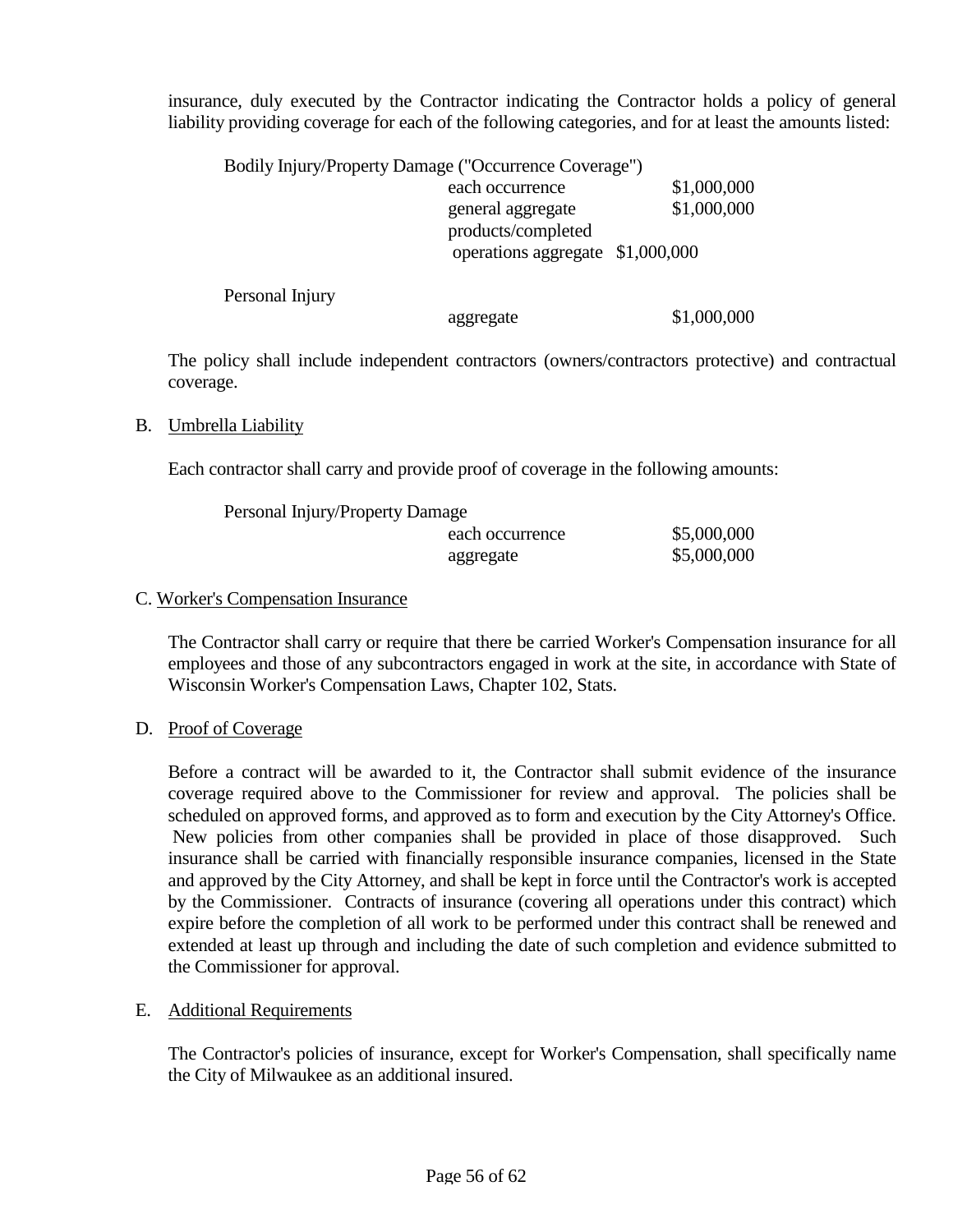insurance, duly executed by the Contractor indicating the Contractor holds a policy of general liability providing coverage for each of the following categories, and for at least the amounts listed:

| | | |
|---|---|---|
| Bodily Injury/Property Damage ("Occurrence Coverage") | | |
| | each occurrence | $1,000,000 |
| | general aggregate | $1,000,000 |
| | products/completed operations aggregate | $1,000,000 |
| Personal Injury | | |
| | aggregate | $1,000,000 |

The policy shall include independent contractors (owners/contractors protective) and contractual coverage.

B. Umbrella Liability

Each contractor shall carry and provide proof of coverage in the following amounts:

| | | |
|---|---|---|
| Personal Injury/Property Damage | | |
| | each occurrence | $5,000,000 |
| | aggregate | $5,000,000 |

C. Worker's Compensation Insurance

The Contractor shall carry or require that there be carried Worker's Compensation insurance for all employees and those of any subcontractors engaged in work at the site, in accordance with State of Wisconsin Worker's Compensation Laws, Chapter 102, Stats.

D. Proof of Coverage

Before a contract will be awarded to it, the Contractor shall submit evidence of the insurance coverage required above to the Commissioner for review and approval. The policies shall be scheduled on approved forms, and approved as to form and execution by the City Attorney's Office. New policies from other companies shall be provided in place of those disapproved. Such insurance shall be carried with financially responsible insurance companies, licensed in the State and approved by the City Attorney, and shall be kept in force until the Contractor's work is accepted by the Commissioner. Contracts of insurance (covering all operations under this contract) which expire before the completion of all work to be performed under this contract shall be renewed and extended at least up through and including the date of such completion and evidence submitted to the Commissioner for approval.

E. Additional Requirements

The Contractor's policies of insurance, except for Worker's Compensation, shall specifically name the City of Milwaukee as an additional insured.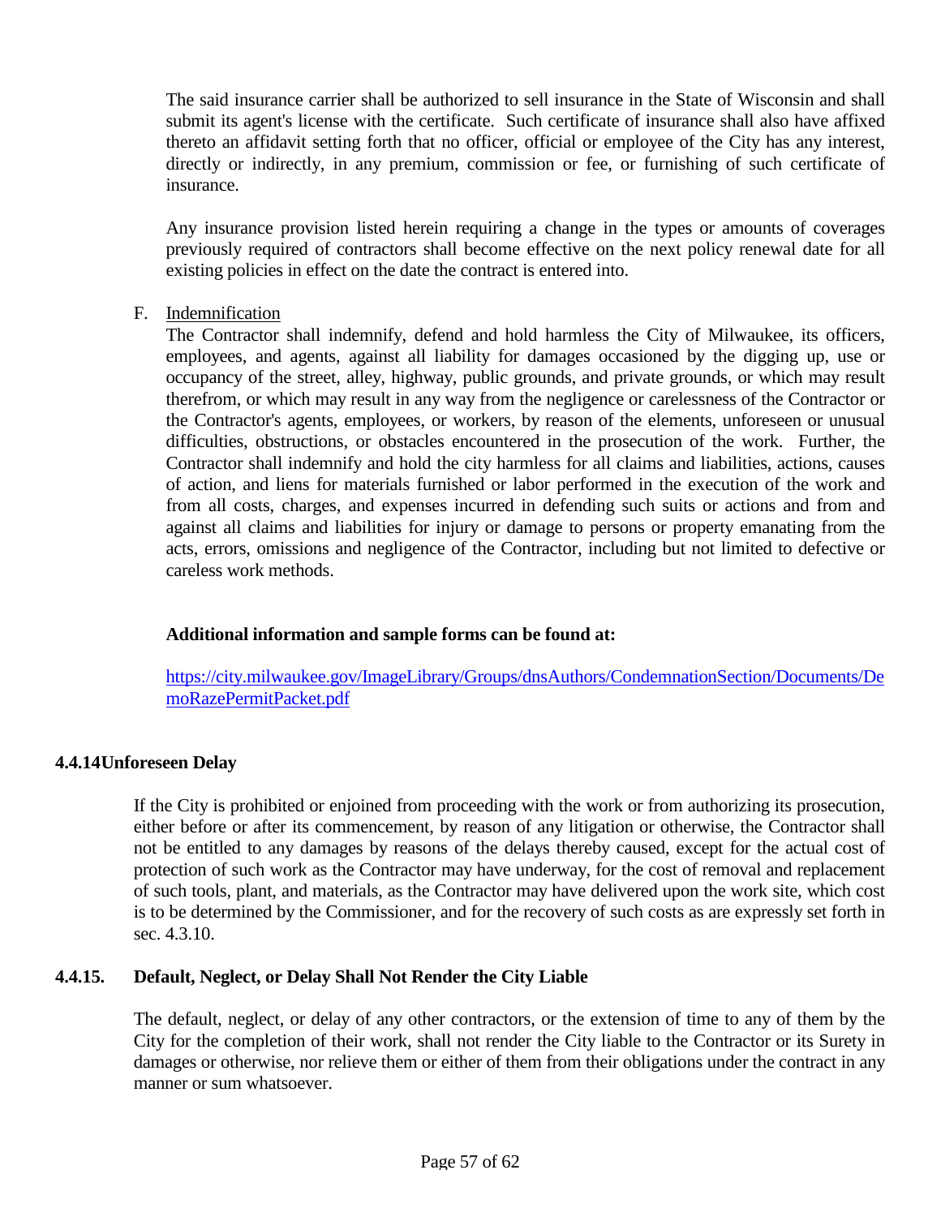The said insurance carrier shall be authorized to sell insurance in the State of Wisconsin and shall submit its agent's license with the certificate. Such certificate of insurance shall also have affixed thereto an affidavit setting forth that no officer, official or employee of the City has any interest, directly or indirectly, in any premium, commission or fee, or furnishing of such certificate of insurance.

Any insurance provision listed herein requiring a change in the types or amounts of coverages previously required of contractors shall become effective on the next policy renewal date for all existing policies in effect on the date the contract is entered into.

F. Indemnification

The Contractor shall indemnify, defend and hold harmless the City of Milwaukee, its officers, employees, and agents, against all liability for damages occasioned by the digging up, use or occupancy of the street, alley, highway, public grounds, and private grounds, or which may result therefrom, or which may result in any way from the negligence or carelessness of the Contractor or the Contractor's agents, employees, or workers, by reason of the elements, unforeseen or unusual difficulties, obstructions, or obstacles encountered in the prosecution of the work. Further, the Contractor shall indemnify and hold the city harmless for all claims and liabilities, actions, causes of action, and liens for materials furnished or labor performed in the execution of the work and from all costs, charges, and expenses incurred in defending such suits or actions and from and against all claims and liabilities for injury or damage to persons or property emanating from the acts, errors, omissions and negligence of the Contractor, including but not limited to defective or careless work methods.

**Additional information and sample forms can be found at:**

[https://city.milwaukee.gov/ImageLibrary/Groups/dnsAuthors/CondemnationSection/Documents/DemoRazePermitPacket.pdf](https://city.milwaukee.gov/ImageLibrary/Groups/dnsAuthors/CondemnationSection/Documents/DemoRazePermitPacket.pdf)

**4.4.14 Unforeseen Delay**

If the City is prohibited or enjoined from proceeding with the work or from authorizing its prosecution, either before or after its commencement, by reason of any litigation or otherwise, the Contractor shall not be entitled to any damages by reasons of the delays thereby caused, except for the actual cost of protection of such work as the Contractor may have underway, for the cost of removal and replacement of such tools, plant, and materials, as the Contractor may have delivered upon the work site, which cost is to be determined by the Commissioner, and for the recovery of such costs as are expressly set forth in sec. 4.3.10.

**4.4.15. Default, Neglect, or Delay Shall Not Render the City Liable**

The default, neglect, or delay of any other contractors, or the extension of time to any of them by the City for the completion of their work, shall not render the City liable to the Contractor or its Surety in damages or otherwise, nor relieve them or either of them from their obligations under the contract in any manner or sum whatsoever.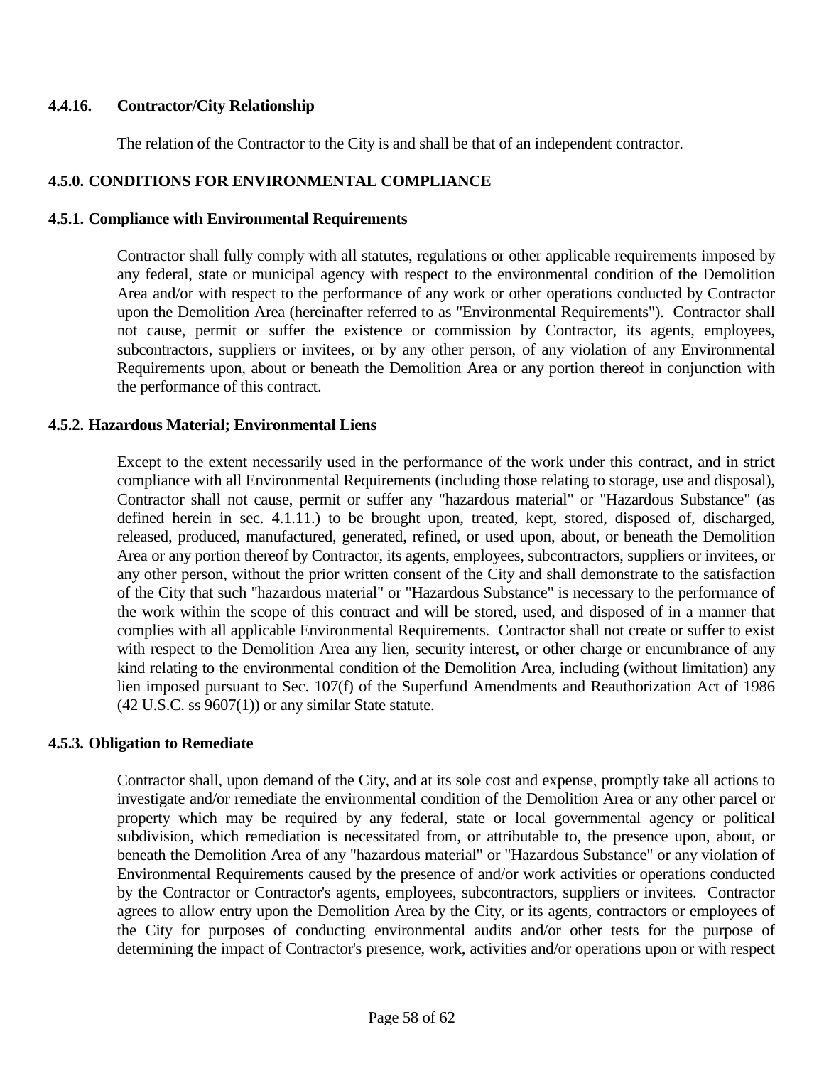### 4.4.16. Contractor/City Relationship

The relation of the Contractor to the City is and shall be that of an independent contractor.

## 4.5.0. CONDITIONS FOR ENVIRONMENTAL COMPLIANCE

### 4.5.1. Compliance with Environmental Requirements

Contractor shall fully comply with all statutes, regulations or other applicable requirements imposed by any federal, state or municipal agency with respect to the environmental condition of the Demolition Area and/or with respect to the performance of any work or other operations conducted by Contractor upon the Demolition Area (hereinafter referred to as "Environmental Requirements"). Contractor shall not cause, permit or suffer the existence or commission by Contractor, its agents, employees, subcontractors, suppliers or invitees, or by any other person, of any violation of any Environmental Requirements upon, about or beneath the Demolition Area or any portion thereof in conjunction with the performance of this contract.

### 4.5.2. Hazardous Material; Environmental Liens

Except to the extent necessarily used in the performance of the work under this contract, and in strict compliance with all Environmental Requirements (including those relating to storage, use and disposal), Contractor shall not cause, permit or suffer any "hazardous material" or "Hazardous Substance" (as defined herein in sec. 4.1.11.) to be brought upon, treated, kept, stored, disposed of, discharged, released, produced, manufactured, generated, refined, or used upon, about, or beneath the Demolition Area or any portion thereof by Contractor, its agents, employees, subcontractors, suppliers or invitees, or any other person, without the prior written consent of the City and shall demonstrate to the satisfaction of the City that such "hazardous material" or "Hazardous Substance" is necessary to the performance of the work within the scope of this contract and will be stored, used, and disposed of in a manner that complies with all applicable Environmental Requirements. Contractor shall not create or suffer to exist with respect to the Demolition Area any lien, security interest, or other charge or encumbrance of any kind relating to the environmental condition of the Demolition Area, including (without limitation) any lien imposed pursuant to Sec. 107(f) of the Superfund Amendments and Reauthorization Act of 1986 (42 U.S.C. ss 9607(1)) or any similar State statute.

### 4.5.3. Obligation to Remediate

Contractor shall, upon demand of the City, and at its sole cost and expense, promptly take all actions to investigate and/or remediate the environmental condition of the Demolition Area or any other parcel or property which may be required by any federal, state or local governmental agency or political subdivision, which remediation is necessitated from, or attributable to, the presence upon, about, or beneath the Demolition Area of any "hazardous material" or "Hazardous Substance" or any violation of Environmental Requirements caused by the presence of and/or work activities or operations conducted by the Contractor or Contractor's agents, employees, subcontractors, suppliers or invitees. Contractor agrees to allow entry upon the Demolition Area by the City, or its agents, contractors or employees of the City for purposes of conducting environmental audits and/or other tests for the purpose of determining the impact of Contractor's presence, work, activities and/or operations upon or with respect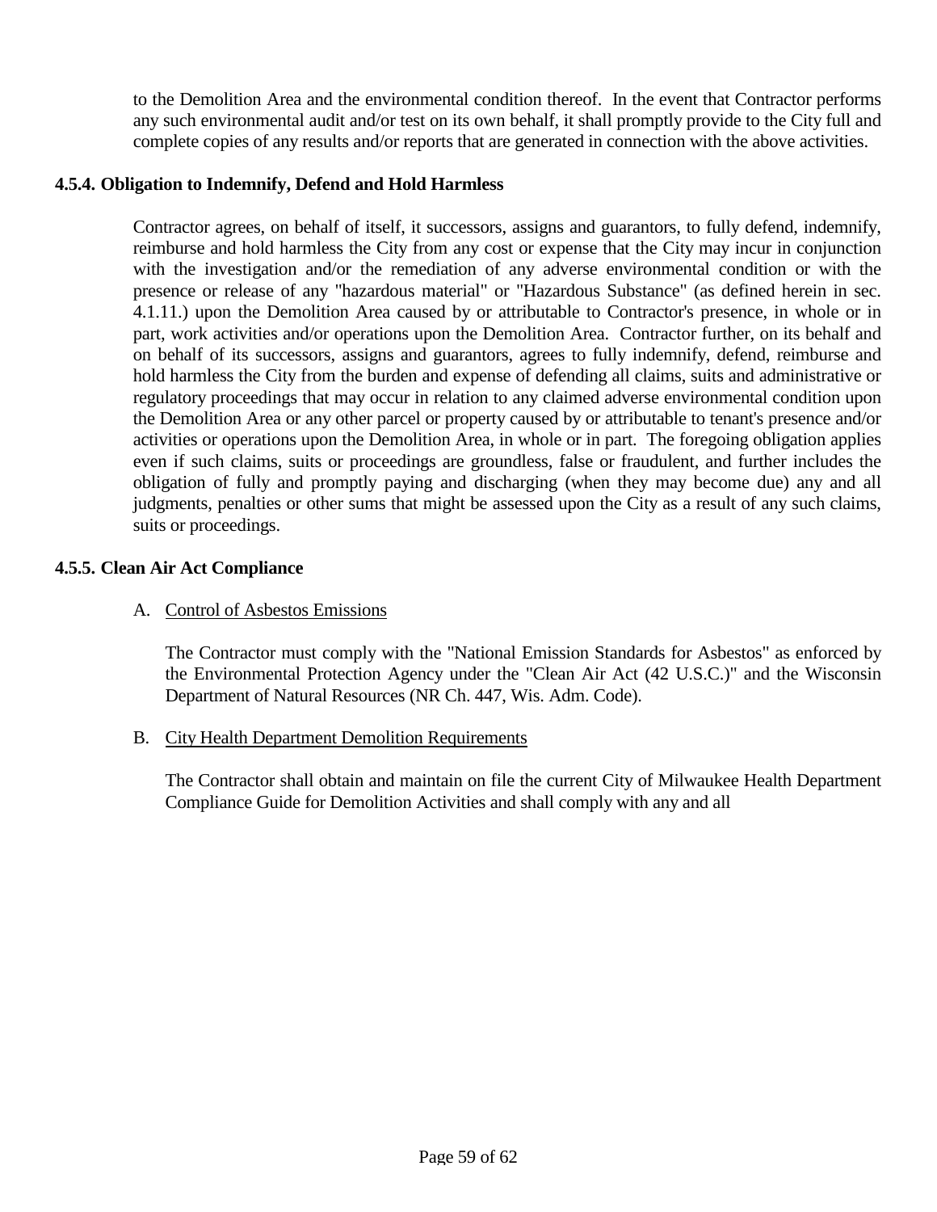to the Demolition Area and the environmental condition thereof. In the event that Contractor performs any such environmental audit and/or test on its own behalf, it shall promptly provide to the City full and complete copies of any results and/or reports that are generated in connection with the above activities.

**4.5.4. Obligation to Indemnify, Defend and Hold Harmless**

Contractor agrees, on behalf of itself, it successors, assigns and guarantors, to fully defend, indemnify, reimburse and hold harmless the City from any cost or expense that the City may incur in conjunction with the investigation and/or the remediation of any adverse environmental condition or with the presence or release of any "hazardous material" or "Hazardous Substance" (as defined herein in sec. 4.1.11.) upon the Demolition Area caused by or attributable to Contractor's presence, in whole or in part, work activities and/or operations upon the Demolition Area. Contractor further, on its behalf and on behalf of its successors, assigns and guarantors, agrees to fully indemnify, defend, reimburse and hold harmless the City from the burden and expense of defending all claims, suits and administrative or regulatory proceedings that may occur in relation to any claimed adverse environmental condition upon the Demolition Area or any other parcel or property caused by or attributable to tenant's presence and/or activities or operations upon the Demolition Area, in whole or in part. The foregoing obligation applies even if such claims, suits or proceedings are groundless, false or fraudulent, and further includes the obligation of fully and promptly paying and discharging (when they may become due) any and all judgments, penalties or other sums that might be assessed upon the City as a result of any such claims, suits or proceedings.

**4.5.5. Clean Air Act Compliance**

A. Control of Asbestos Emissions

The Contractor must comply with the "National Emission Standards for Asbestos" as enforced by the Environmental Protection Agency under the "Clean Air Act (42 U.S.C.)" and the Wisconsin Department of Natural Resources (NR Ch. 447, Wis. Adm. Code).

B. City Health Department Demolition Requirements

The Contractor shall obtain and maintain on file the current City of Milwaukee Health Department Compliance Guide for Demolition Activities and shall comply with any and all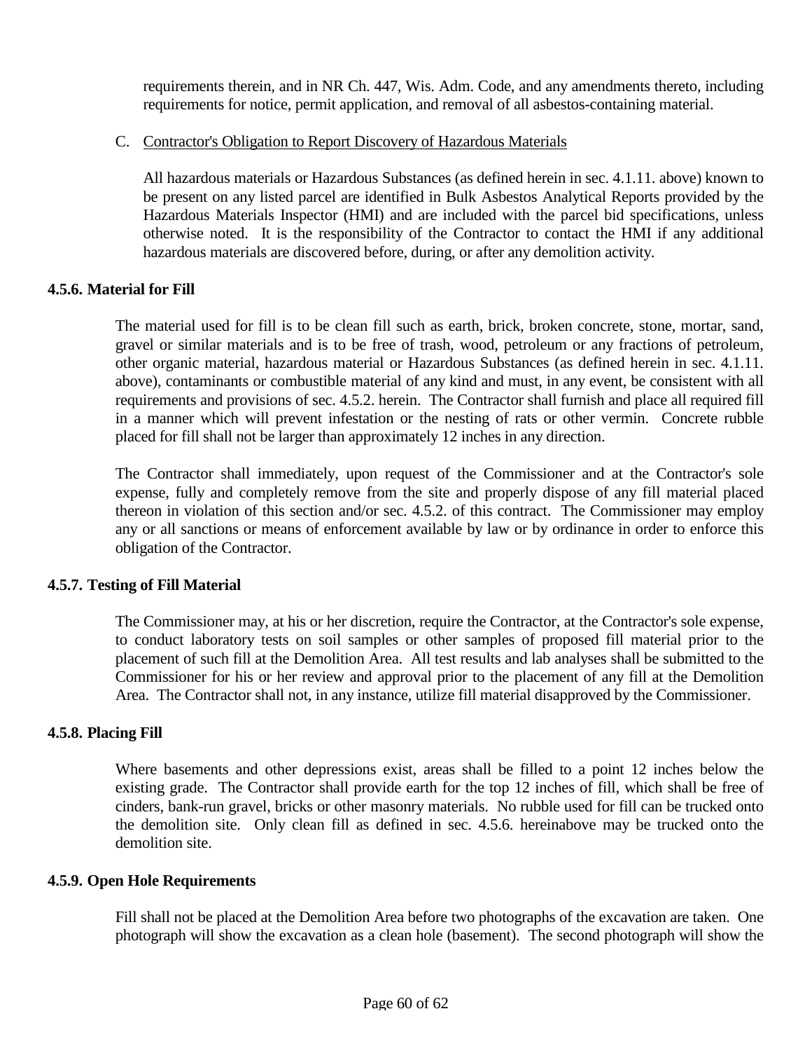requirements therein, and in NR Ch. 447, Wis. Adm. Code, and any amendments thereto, including requirements for notice, permit application, and removal of all asbestos-containing material.

C. Contractor's Obligation to Report Discovery of Hazardous Materials

All hazardous materials or Hazardous Substances (as defined herein in sec. 4.1.11. above) known to be present on any listed parcel are identified in Bulk Asbestos Analytical Reports provided by the Hazardous Materials Inspector (HMI) and are included with the parcel bid specifications, unless otherwise noted. It is the responsibility of the Contractor to contact the HMI if any additional hazardous materials are discovered before, during, or after any demolition activity.

**4.5.6. Material for Fill**

The material used for fill is to be clean fill such as earth, brick, broken concrete, stone, mortar, sand, gravel or similar materials and is to be free of trash, wood, petroleum or any fractions of petroleum, other organic material, hazardous material or Hazardous Substances (as defined herein in sec. 4.1.11. above), contaminants or combustible material of any kind and must, in any event, be consistent with all requirements and provisions of sec. 4.5.2. herein. The Contractor shall furnish and place all required fill in a manner which will prevent infestation or the nesting of rats or other vermin. Concrete rubble placed for fill shall not be larger than approximately 12 inches in any direction.

The Contractor shall immediately, upon request of the Commissioner and at the Contractor's sole expense, fully and completely remove from the site and properly dispose of any fill material placed thereon in violation of this section and/or sec. 4.5.2. of this contract. The Commissioner may employ any or all sanctions or means of enforcement available by law or by ordinance in order to enforce this obligation of the Contractor.

**4.5.7. Testing of Fill Material**

The Commissioner may, at his or her discretion, require the Contractor, at the Contractor's sole expense, to conduct laboratory tests on soil samples or other samples of proposed fill material prior to the placement of such fill at the Demolition Area. All test results and lab analyses shall be submitted to the Commissioner for his or her review and approval prior to the placement of any fill at the Demolition Area. The Contractor shall not, in any instance, utilize fill material disapproved by the Commissioner.

**4.5.8. Placing Fill**

Where basements and other depressions exist, areas shall be filled to a point 12 inches below the existing grade. The Contractor shall provide earth for the top 12 inches of fill, which shall be free of cinders, bank-run gravel, bricks or other masonry materials. No rubble used for fill can be trucked onto the demolition site. Only clean fill as defined in sec. 4.5.6. hereinabove may be trucked onto the demolition site.

**4.5.9. Open Hole Requirements**

Fill shall not be placed at the Demolition Area before two photographs of the excavation are taken. One photograph will show the excavation as a clean hole (basement). The second photograph will show the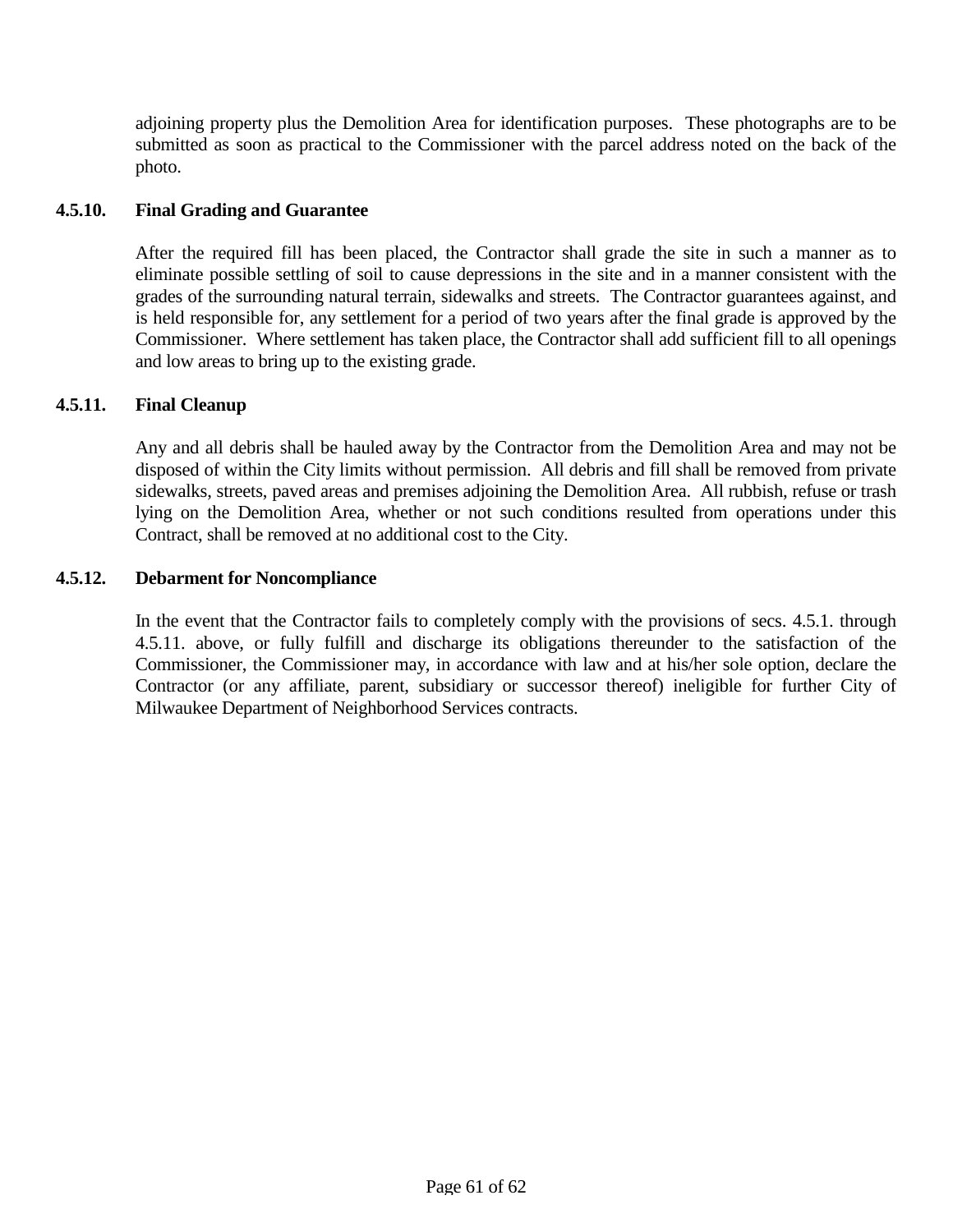adjoining property plus the Demolition Area for identification purposes. These photographs are to be submitted as soon as practical to the Commissioner with the parcel address noted on the back of the photo.

#### 4.5.10. Final Grading and Guarantee

After the required fill has been placed, the Contractor shall grade the site in such a manner as to eliminate possible settling of soil to cause depressions in the site and in a manner consistent with the grades of the surrounding natural terrain, sidewalks and streets. The Contractor guarantees against, and is held responsible for, any settlement for a period of two years after the final grade is approved by the Commissioner. Where settlement has taken place, the Contractor shall add sufficient fill to all openings and low areas to bring up to the existing grade.

#### 4.5.11. Final Cleanup

Any and all debris shall be hauled away by the Contractor from the Demolition Area and may not be disposed of within the City limits without permission. All debris and fill shall be removed from private sidewalks, streets, paved areas and premises adjoining the Demolition Area. All rubbish, refuse or trash lying on the Demolition Area, whether or not such conditions resulted from operations under this Contract, shall be removed at no additional cost to the City.

#### 4.5.12. Debarment for Noncompliance

In the event that the Contractor fails to completely comply with the provisions of secs. 4.5.1. through 4.5.11. above, or fully fulfill and discharge its obligations thereunder to the satisfaction of the Commissioner, the Commissioner may, in accordance with law and at his/her sole option, declare the Contractor (or any affiliate, parent, subsidiary or successor thereof) ineligible for further City of Milwaukee Department of Neighborhood Services contracts.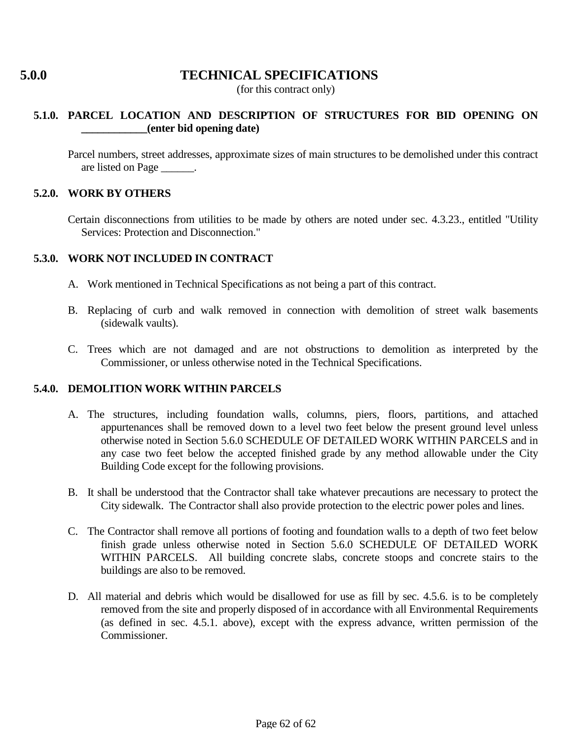# 5.0.0 TECHNICAL SPECIFICATIONS

(for this contract only)

## 5.1.0. PARCEL LOCATION AND DESCRIPTION OF STRUCTURES FOR BID OPENING ON ____________(enter bid opening date)

Parcel numbers, street addresses, approximate sizes of main structures to be demolished under this contract are listed on Page ______.

## 5.2.0. WORK BY OTHERS

Certain disconnections from utilities to be made by others are noted under sec. 4.3.23., entitled "Utility Services: Protection and Disconnection."

## 5.3.0. WORK NOT INCLUDED IN CONTRACT

A. Work mentioned in Technical Specifications as not being a part of this contract.

B. Replacing of curb and walk removed in connection with demolition of street walk basements (sidewalk vaults).

C. Trees which are not damaged and are not obstructions to demolition as interpreted by the Commissioner, or unless otherwise noted in the Technical Specifications.

## 5.4.0. DEMOLITION WORK WITHIN PARCELS

A. The structures, including foundation walls, columns, piers, floors, partitions, and attached appurtenances shall be removed down to a level two feet below the present ground level unless otherwise noted in Section 5.6.0 SCHEDULE OF DETAILED WORK WITHIN PARCELS and in any case two feet below the accepted finished grade by any method allowable under the City Building Code except for the following provisions.

B. It shall be understood that the Contractor shall take whatever precautions are necessary to protect the City sidewalk. The Contractor shall also provide protection to the electric power poles and lines.

C. The Contractor shall remove all portions of footing and foundation walls to a depth of two feet below finish grade unless otherwise noted in Section 5.6.0 SCHEDULE OF DETAILED WORK WITHIN PARCELS. All building concrete slabs, concrete stoops and concrete stairs to the buildings are also to be removed.

D. All material and debris which would be disallowed for use as fill by sec. 4.5.6. is to be completely removed from the site and properly disposed of in accordance with all Environmental Requirements (as defined in sec. 4.5.1. above), except with the express advance, written permission of the Commissioner.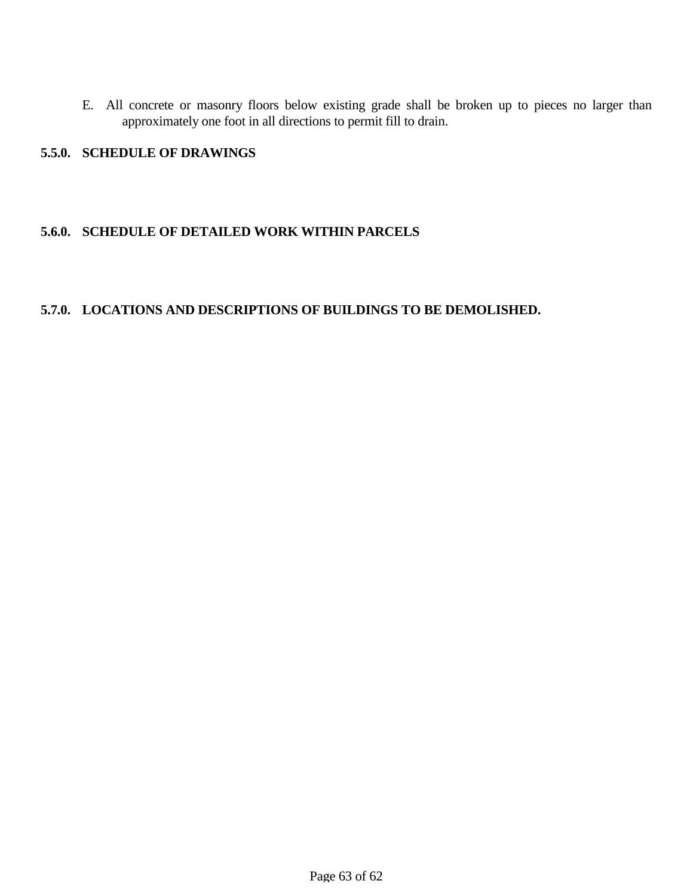E. All concrete or masonry floors below existing grade shall be broken up to pieces no larger than approximately one foot in all directions to permit fill to drain.

## 5.5.0. SCHEDULE OF DRAWINGS

## 5.6.0. SCHEDULE OF DETAILED WORK WITHIN PARCELS

## 5.7.0. LOCATIONS AND DESCRIPTIONS OF BUILDINGS TO BE DEMOLISHED.